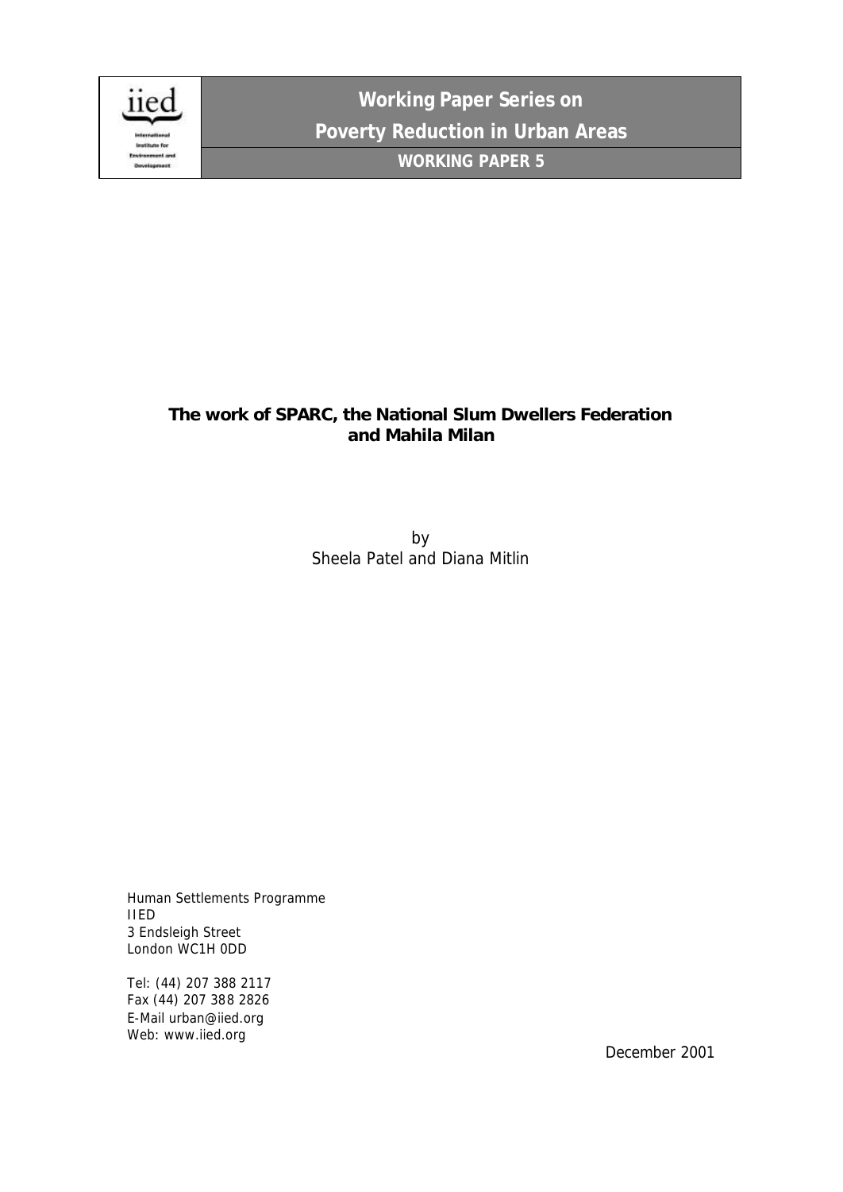iied

International Institute for Environment and Development

**Working Paper Series on**

**Poverty Reduction in Urban Areas**

**WORKING PAPER 5**

**The work of SPARC, the National Slum Dwellers Federation and Mahila Milan**

by
Sheela Patel and Diana Mitlin

Human Settlements Programme
IIED
3 Endsleigh Street
London WC1H 0DD

Tel: (44) 207 388 2117
Fax (44) 207 388 2826
E-Mail urban@iied.org
Web: www.iied.org

December 2001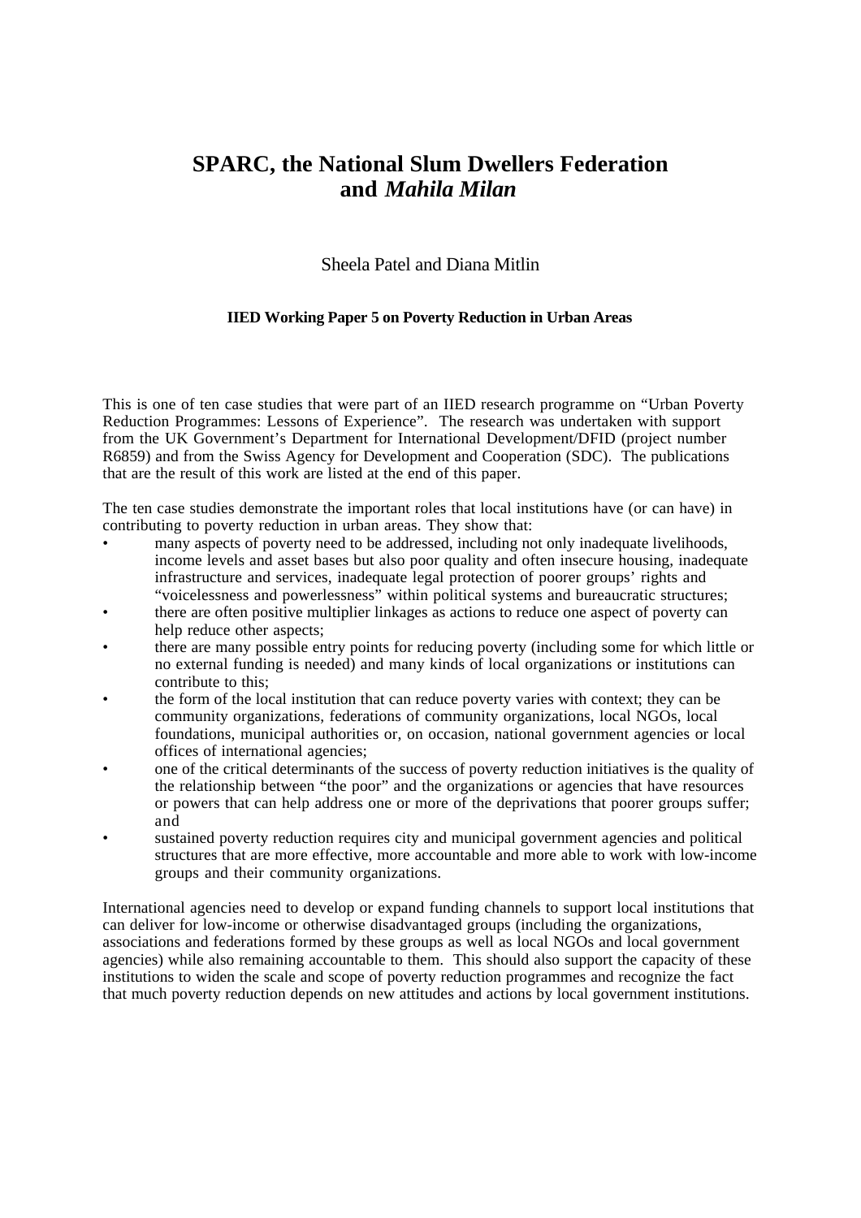# SPARC, the National Slum Dwellers Federation and *Mahila Milan*

Sheela Patel and Diana Mitlin

**IIED Working Paper 5 on Poverty Reduction in Urban Areas**

This is one of ten case studies that were part of an IIED research programme on "Urban Poverty Reduction Programmes: Lessons of Experience". The research was undertaken with support from the UK Government's Department for International Development/DFID (project number R6859) and from the Swiss Agency for Development and Cooperation (SDC). The publications that are the result of this work are listed at the end of this paper.

The ten case studies demonstrate the important roles that local institutions have (or can have) in contributing to poverty reduction in urban areas. They show that:

- many aspects of poverty need to be addressed, including not only inadequate livelihoods, income levels and asset bases but also poor quality and often insecure housing, inadequate infrastructure and services, inadequate legal protection of poorer groups' rights and "voicelessness and powerlessness" within political systems and bureaucratic structures;
- there are often positive multiplier linkages as actions to reduce one aspect of poverty can help reduce other aspects;
- there are many possible entry points for reducing poverty (including some for which little or no external funding is needed) and many kinds of local organizations or institutions can contribute to this;
- the form of the local institution that can reduce poverty varies with context; they can be community organizations, federations of community organizations, local NGOs, local foundations, municipal authorities or, on occasion, national government agencies or local offices of international agencies;
- one of the critical determinants of the success of poverty reduction initiatives is the quality of the relationship between "the poor" and the organizations or agencies that have resources or powers that can help address one or more of the deprivations that poorer groups suffer; and
- sustained poverty reduction requires city and municipal government agencies and political structures that are more effective, more accountable and more able to work with low-income groups and their community organizations.

International agencies need to develop or expand funding channels to support local institutions that can deliver for low-income or otherwise disadvantaged groups (including the organizations, associations and federations formed by these groups as well as local NGOs and local government agencies) while also remaining accountable to them. This should also support the capacity of these institutions to widen the scale and scope of poverty reduction programmes and recognize the fact that much poverty reduction depends on new attitudes and actions by local government institutions.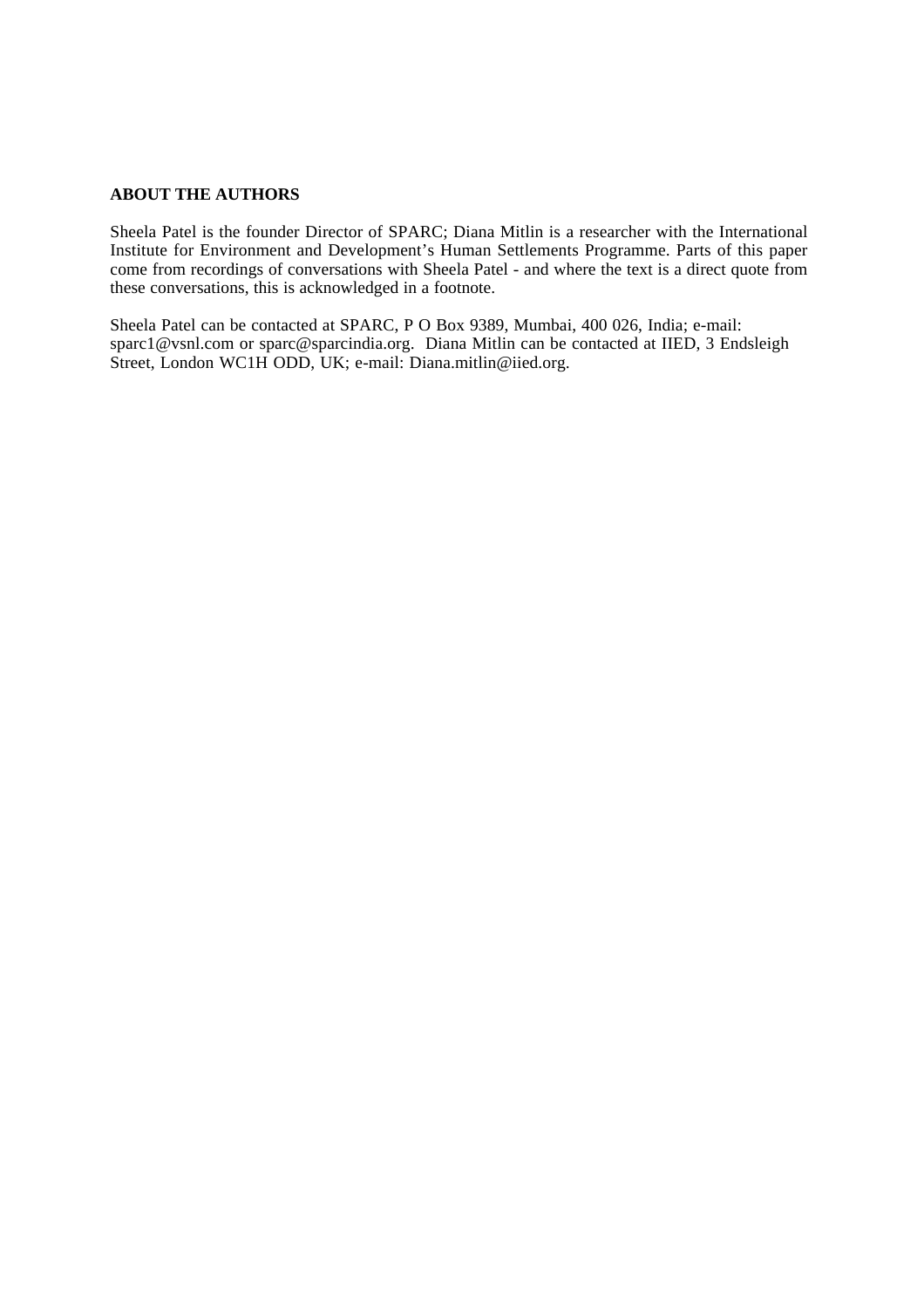**ABOUT THE AUTHORS**

Sheela Patel is the founder Director of SPARC; Diana Mitlin is a researcher with the International Institute for Environment and Development's Human Settlements Programme. Parts of this paper come from recordings of conversations with Sheela Patel - and where the text is a direct quote from these conversations, this is acknowledged in a footnote.

Sheela Patel can be contacted at SPARC, P O Box 9389, Mumbai, 400 026, India; e-mail: sparc1@vsnl.com or sparc@sparcindia.org. Diana Mitlin can be contacted at IIED, 3 Endsleigh Street, London WC1H ODD, UK; e-mail: Diana.mitlin@iied.org.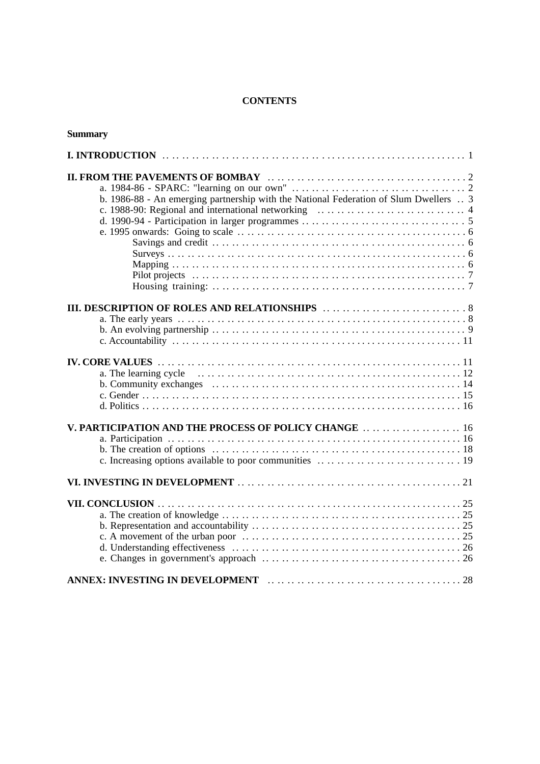**CONTENTS**

**Summary**

**I. INTRODUCTION** . . . . . . . . . . . . . . . . . . . . . . . . . . . . . . . . . . . . . . . . . . . . 1

**II. FROM THE PAVEMENTS OF BOMBAY** . . . . . . . . . . . . . . . . . . . . . . . . . . . 2

- a. 1984-86 - SPARC: "learning on our own" . . . . . . . . . . . . . . . . . . . . . . . . . 2
- b. 1986-88 - An emerging partnership with the National Federation of Slum Dwellers . . 3
- c. 1988-90: Regional and international networking . . . . . . . . . . . . . . . . . . . . 4
- d. 1990-94 - Participation in larger programmes . . . . . . . . . . . . . . . . . . . . . . 5
- e. 1995 onwards: Going to scale . . . . . . . . . . . . . . . . . . . . . . . . . . . . . . . 6
  - Savings and credit . . . . . . . . . . . . . . . . . . . . . . . . . . . . . . . . . . 6
  - Surveys . . . . . . . . . . . . . . . . . . . . . . . . . . . . . . . . . . . . . . . . 6
  - Mapping . . . . . . . . . . . . . . . . . . . . . . . . . . . . . . . . . . . . . . . . 6
  - Pilot projects . . . . . . . . . . . . . . . . . . . . . . . . . . . . . . . . . . . . . 7
  - Housing training: . . . . . . . . . . . . . . . . . . . . . . . . . . . . . . . . . . . 7

**III. DESCRIPTION OF ROLES AND RELATIONSHIPS** . . . . . . . . . . . . . . . . . . . 8

- a. The early years . . . . . . . . . . . . . . . . . . . . . . . . . . . . . . . . . . . . . . 8
- b. An evolving partnership . . . . . . . . . . . . . . . . . . . . . . . . . . . . . . . . . 9
- c. Accountability . . . . . . . . . . . . . . . . . . . . . . . . . . . . . . . . . . . . . . 11

**IV. CORE VALUES** . . . . . . . . . . . . . . . . . . . . . . . . . . . . . . . . . . . . . . . 11

- a. The learning cycle . . . . . . . . . . . . . . . . . . . . . . . . . . . . . . . . . . . . 12
- b. Community exchanges . . . . . . . . . . . . . . . . . . . . . . . . . . . . . . . . . . 14
- c. Gender . . . . . . . . . . . . . . . . . . . . . . . . . . . . . . . . . . . . . . . . . . 15
- d. Politics . . . . . . . . . . . . . . . . . . . . . . . . . . . . . . . . . . . . . . . . . . 16

**V. PARTICIPATION AND THE PROCESS OF POLICY CHANGE** . . . . . . . . . . . . 16

- a. Participation . . . . . . . . . . . . . . . . . . . . . . . . . . . . . . . . . . . . . . . 16
- b. The creation of options . . . . . . . . . . . . . . . . . . . . . . . . . . . . . . . . . 18
- c. Increasing options available to poor communities . . . . . . . . . . . . . . . . . . 19

**VI. INVESTING IN DEVELOPMENT** . . . . . . . . . . . . . . . . . . . . . . . . . . . . 21

**VII. CONCLUSION** . . . . . . . . . . . . . . . . . . . . . . . . . . . . . . . . . . . . . . 25

- a. The creation of knowledge . . . . . . . . . . . . . . . . . . . . . . . . . . . . . . . 25
- b. Representation and accountability . . . . . . . . . . . . . . . . . . . . . . . . . . 25
- c. A movement of the urban poor . . . . . . . . . . . . . . . . . . . . . . . . . . . . 25
- d. Understanding effectiveness . . . . . . . . . . . . . . . . . . . . . . . . . . . . . . 26
- e. Changes in government's approach . . . . . . . . . . . . . . . . . . . . . . . . . . 26

**ANNEX: INVESTING IN DEVELOPMENT** . . . . . . . . . . . . . . . . . . . . . . . . . 28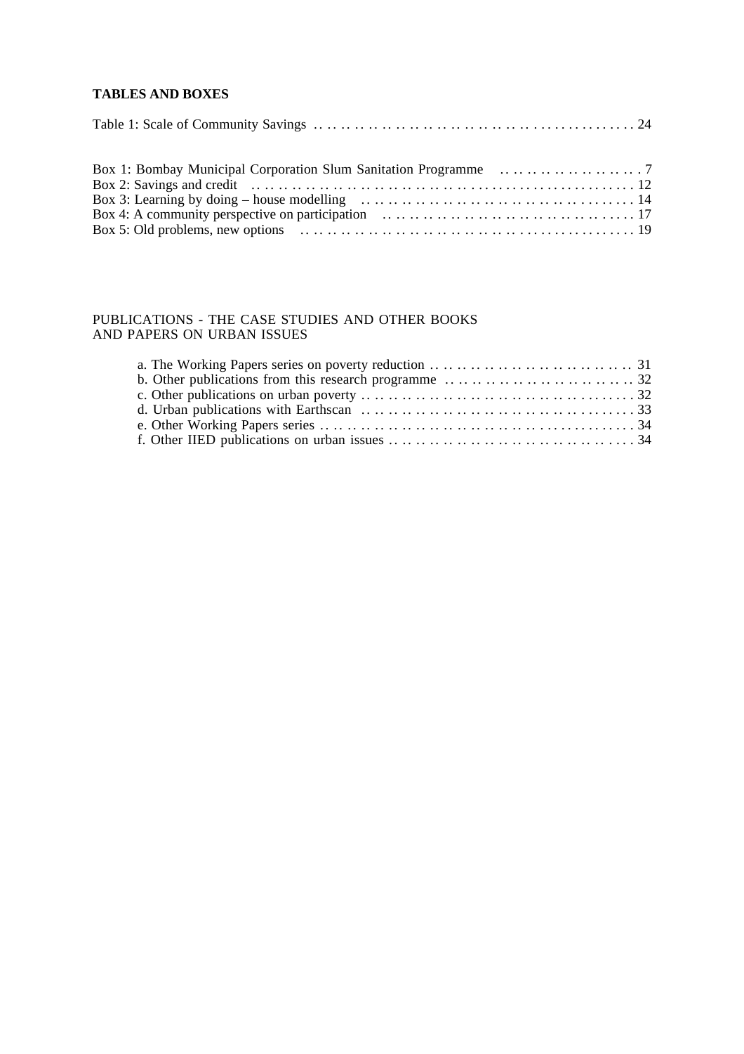**TABLES AND BOXES**

Table 1: Scale of Community Savings ................................................ 24

Box 1: Bombay Municipal Corporation Slum Sanitation Programme ..................... 7
Box 2: Savings and credit ................................................ 12
Box 3: Learning by doing – house modelling ................................................ 14
Box 4: A community perspective on participation ................................................ 17
Box 5: Old problems, new options ................................................ 19

PUBLICATIONS - THE CASE STUDIES AND OTHER BOOKS AND PAPERS ON URBAN ISSUES

a. The Working Papers series on poverty reduction ................................ 31
b. Other publications from this research programme ................................ 32
c. Other publications on urban poverty ................................................ 32
d. Urban publications with Earthscan ................................................ 33
e. Other Working Papers series ................................................ 34
f. Other IIED publications on urban issues ................................................ 34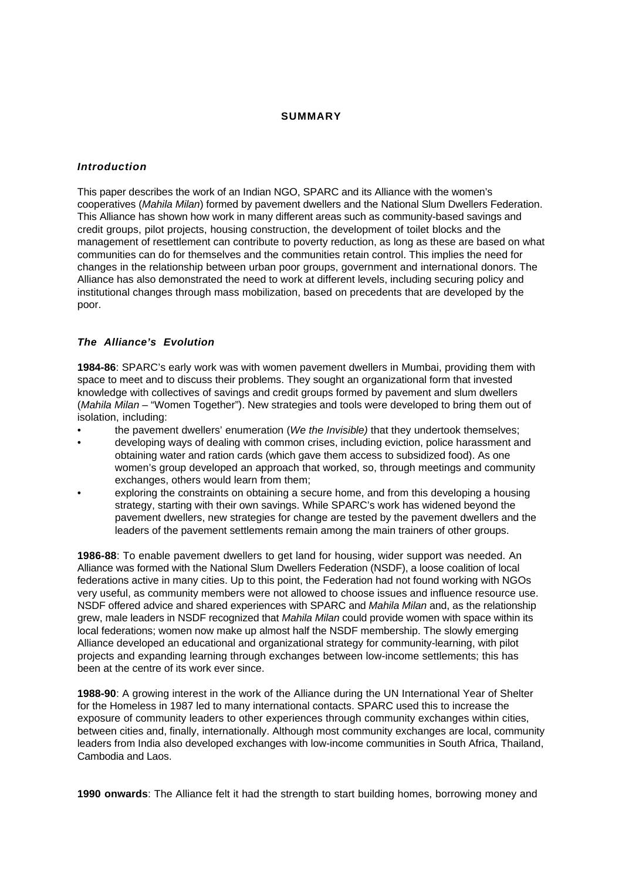## SUMMARY

### *Introduction*

This paper describes the work of an Indian NGO, SPARC and its Alliance with the women's cooperatives (*Mahila Milan*) formed by pavement dwellers and the National Slum Dwellers Federation. This Alliance has shown how work in many different areas such as community-based savings and credit groups, pilot projects, housing construction, the development of toilet blocks and the management of resettlement can contribute to poverty reduction, as long as these are based on what communities can do for themselves and the communities retain control. This implies the need for changes in the relationship between urban poor groups, government and international donors. The Alliance has also demonstrated the need to work at different levels, including securing policy and institutional changes through mass mobilization, based on precedents that are developed by the poor.

### *The Alliance's Evolution*

**1984-86**: SPARC's early work was with women pavement dwellers in Mumbai, providing them with space to meet and to discuss their problems. They sought an organizational form that invested knowledge with collectives of savings and credit groups formed by pavement and slum dwellers (*Mahila Milan* – "Women Together"). New strategies and tools were developed to bring them out of isolation, including:

- the pavement dwellers' enumeration (*We the Invisible)* that they undertook themselves;
- developing ways of dealing with common crises, including eviction, police harassment and obtaining water and ration cards (which gave them access to subsidized food). As one women's group developed an approach that worked, so, through meetings and community exchanges, others would learn from them;
- exploring the constraints on obtaining a secure home, and from this developing a housing strategy, starting with their own savings. While SPARC's work has widened beyond the pavement dwellers, new strategies for change are tested by the pavement dwellers and the leaders of the pavement settlements remain among the main trainers of other groups.

**1986-88**: To enable pavement dwellers to get land for housing, wider support was needed. An Alliance was formed with the National Slum Dwellers Federation (NSDF), a loose coalition of local federations active in many cities. Up to this point, the Federation had not found working with NGOs very useful, as community members were not allowed to choose issues and influence resource use. NSDF offered advice and shared experiences with SPARC and *Mahila Milan* and, as the relationship grew, male leaders in NSDF recognized that *Mahila Milan* could provide women with space within its local federations; women now make up almost half the NSDF membership. The slowly emerging Alliance developed an educational and organizational strategy for community-learning, with pilot projects and expanding learning through exchanges between low-income settlements; this has been at the centre of its work ever since.

**1988-90**: A growing interest in the work of the Alliance during the UN International Year of Shelter for the Homeless in 1987 led to many international contacts. SPARC used this to increase the exposure of community leaders to other experiences through community exchanges within cities, between cities and, finally, internationally. Although most community exchanges are local, community leaders from India also developed exchanges with low-income communities in South Africa, Thailand, Cambodia and Laos.

**1990 onwards**: The Alliance felt it had the strength to start building homes, borrowing money and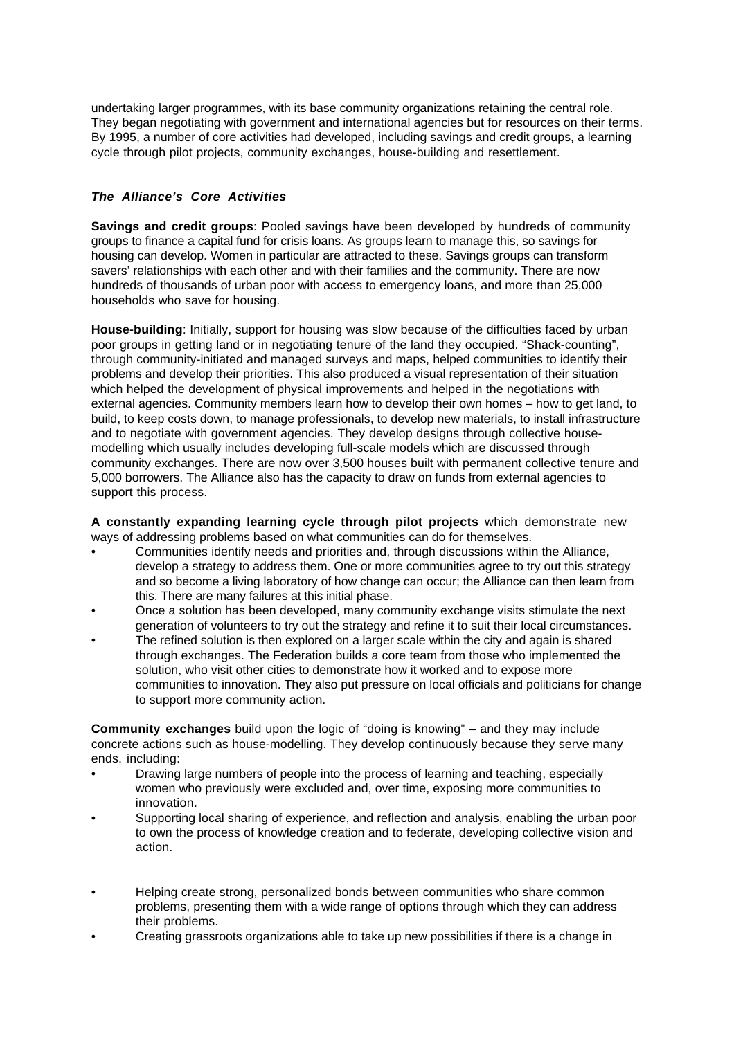undertaking larger programmes, with its base community organizations retaining the central role. They began negotiating with government and international agencies but for resources on their terms. By 1995, a number of core activities had developed, including savings and credit groups, a learning cycle through pilot projects, community exchanges, house-building and resettlement.

### *The Alliance's Core Activities*

**Savings and credit groups**: Pooled savings have been developed by hundreds of community groups to finance a capital fund for crisis loans. As groups learn to manage this, so savings for housing can develop. Women in particular are attracted to these. Savings groups can transform savers' relationships with each other and with their families and the community. There are now hundreds of thousands of urban poor with access to emergency loans, and more than 25,000 households who save for housing.

**House-building**: Initially, support for housing was slow because of the difficulties faced by urban poor groups in getting land or in negotiating tenure of the land they occupied. "Shack-counting", through community-initiated and managed surveys and maps, helped communities to identify their problems and develop their priorities. This also produced a visual representation of their situation which helped the development of physical improvements and helped in the negotiations with external agencies. Community members learn how to develop their own homes – how to get land, to build, to keep costs down, to manage professionals, to develop new materials, to install infrastructure and to negotiate with government agencies. They develop designs through collective house-modelling which usually includes developing full-scale models which are discussed through community exchanges. There are now over 3,500 houses built with permanent collective tenure and 5,000 borrowers. The Alliance also has the capacity to draw on funds from external agencies to support this process.

**A constantly expanding learning cycle through pilot projects** which demonstrate new ways of addressing problems based on what communities can do for themselves.

- Communities identify needs and priorities and, through discussions within the Alliance, develop a strategy to address them. One or more communities agree to try out this strategy and so become a living laboratory of how change can occur; the Alliance can then learn from this. There are many failures at this initial phase.
- Once a solution has been developed, many community exchange visits stimulate the next generation of volunteers to try out the strategy and refine it to suit their local circumstances.
- The refined solution is then explored on a larger scale within the city and again is shared through exchanges. The Federation builds a core team from those who implemented the solution, who visit other cities to demonstrate how it worked and to expose more communities to innovation. They also put pressure on local officials and politicians for change to support more community action.

**Community exchanges** build upon the logic of "doing is knowing" – and they may include concrete actions such as house-modelling. They develop continuously because they serve many ends, including:

- Drawing large numbers of people into the process of learning and teaching, especially women who previously were excluded and, over time, exposing more communities to innovation.
- Supporting local sharing of experience, and reflection and analysis, enabling the urban poor to own the process of knowledge creation and to federate, developing collective vision and action.
- Helping create strong, personalized bonds between communities who share common problems, presenting them with a wide range of options through which they can address their problems.
- Creating grassroots organizations able to take up new possibilities if there is a change in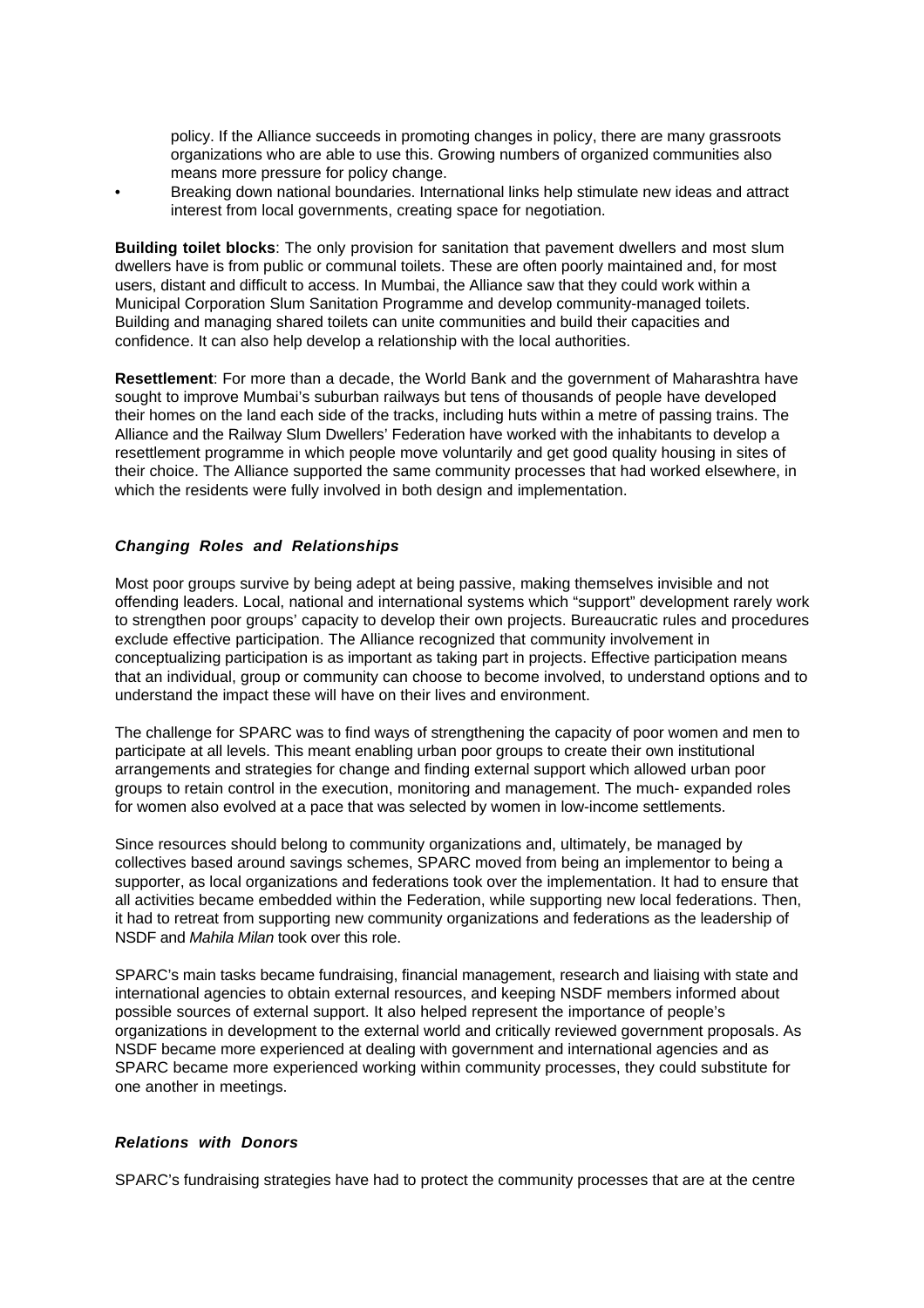policy. If the Alliance succeeds in promoting changes in policy, there are many grassroots organizations who are able to use this. Growing numbers of organized communities also means more pressure for policy change.

- Breaking down national boundaries. International links help stimulate new ideas and attract interest from local governments, creating space for negotiation.

**Building toilet blocks**: The only provision for sanitation that pavement dwellers and most slum dwellers have is from public or communal toilets. These are often poorly maintained and, for most users, distant and difficult to access. In Mumbai, the Alliance saw that they could work within a Municipal Corporation Slum Sanitation Programme and develop community-managed toilets. Building and managing shared toilets can unite communities and build their capacities and confidence. It can also help develop a relationship with the local authorities.

**Resettlement**: For more than a decade, the World Bank and the government of Maharashtra have sought to improve Mumbai's suburban railways but tens of thousands of people have developed their homes on the land each side of the tracks, including huts within a metre of passing trains. The Alliance and the Railway Slum Dwellers' Federation have worked with the inhabitants to develop a resettlement programme in which people move voluntarily and get good quality housing in sites of their choice. The Alliance supported the same community processes that had worked elsewhere, in which the residents were fully involved in both design and implementation.

### *Changing Roles and Relationships*

Most poor groups survive by being adept at being passive, making themselves invisible and not offending leaders. Local, national and international systems which "support" development rarely work to strengthen poor groups' capacity to develop their own projects. Bureaucratic rules and procedures exclude effective participation. The Alliance recognized that community involvement in conceptualizing participation is as important as taking part in projects. Effective participation means that an individual, group or community can choose to become involved, to understand options and to understand the impact these will have on their lives and environment.

The challenge for SPARC was to find ways of strengthening the capacity of poor women and men to participate at all levels. This meant enabling urban poor groups to create their own institutional arrangements and strategies for change and finding external support which allowed urban poor groups to retain control in the execution, monitoring and management. The much- expanded roles for women also evolved at a pace that was selected by women in low-income settlements.

Since resources should belong to community organizations and, ultimately, be managed by collectives based around savings schemes, SPARC moved from being an implementor to being a supporter, as local organizations and federations took over the implementation. It had to ensure that all activities became embedded within the Federation, while supporting new local federations. Then, it had to retreat from supporting new community organizations and federations as the leadership of NSDF and *Mahila Milan* took over this role.

SPARC's main tasks became fundraising, financial management, research and liaising with state and international agencies to obtain external resources, and keeping NSDF members informed about possible sources of external support. It also helped represent the importance of people's organizations in development to the external world and critically reviewed government proposals. As NSDF became more experienced at dealing with government and international agencies and as SPARC became more experienced working within community processes, they could substitute for one another in meetings.

### *Relations with Donors*

SPARC's fundraising strategies have had to protect the community processes that are at the centre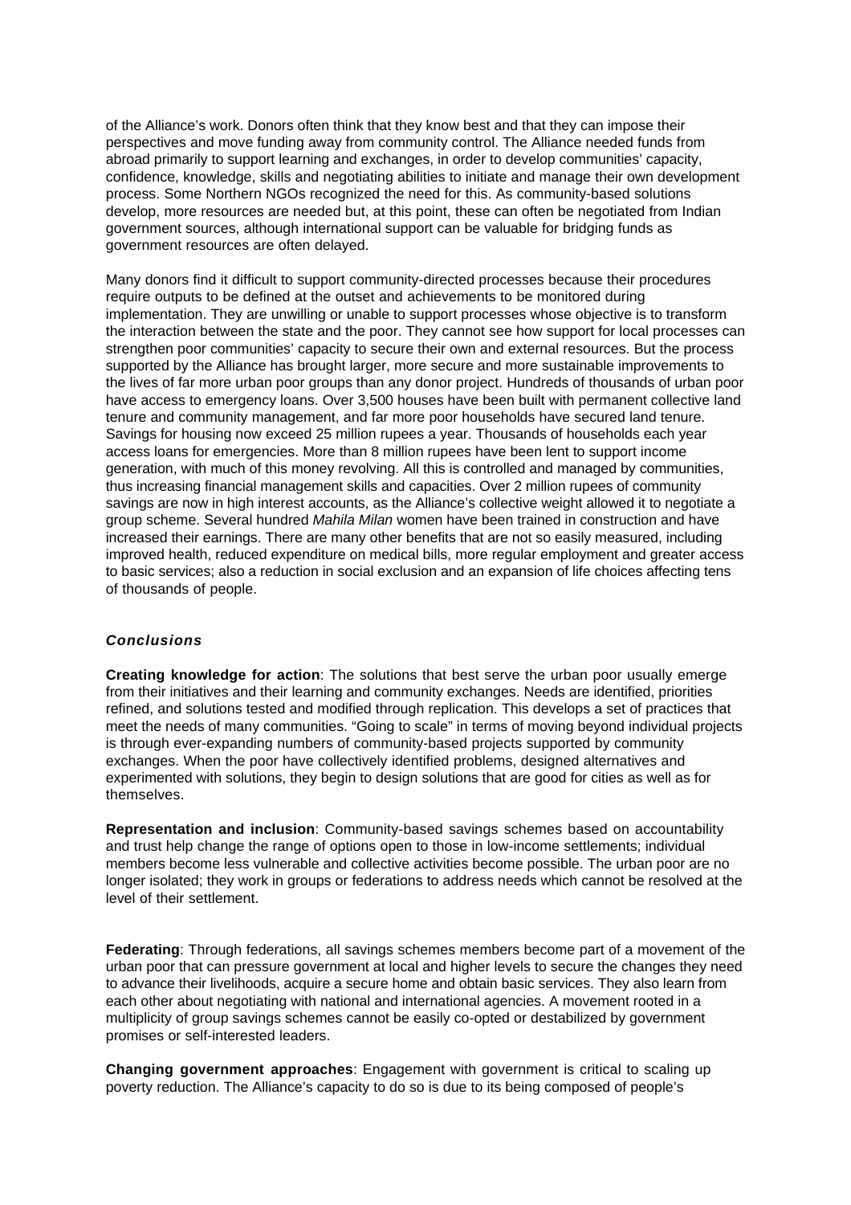of the Alliance's work. Donors often think that they know best and that they can impose their perspectives and move funding away from community control. The Alliance needed funds from abroad primarily to support learning and exchanges, in order to develop communities' capacity, confidence, knowledge, skills and negotiating abilities to initiate and manage their own development process. Some Northern NGOs recognized the need for this. As community-based solutions develop, more resources are needed but, at this point, these can often be negotiated from Indian government sources, although international support can be valuable for bridging funds as government resources are often delayed.

Many donors find it difficult to support community-directed processes because their procedures require outputs to be defined at the outset and achievements to be monitored during implementation. They are unwilling or unable to support processes whose objective is to transform the interaction between the state and the poor. They cannot see how support for local processes can strengthen poor communities' capacity to secure their own and external resources. But the process supported by the Alliance has brought larger, more secure and more sustainable improvements to the lives of far more urban poor groups than any donor project. Hundreds of thousands of urban poor have access to emergency loans. Over 3,500 houses have been built with permanent collective land tenure and community management, and far more poor households have secured land tenure. Savings for housing now exceed 25 million rupees a year. Thousands of households each year access loans for emergencies. More than 8 million rupees have been lent to support income generation, with much of this money revolving. All this is controlled and managed by communities, thus increasing financial management skills and capacities. Over 2 million rupees of community savings are now in high interest accounts, as the Alliance's collective weight allowed it to negotiate a group scheme. Several hundred *Mahila Milan* women have been trained in construction and have increased their earnings. There are many other benefits that are not so easily measured, including improved health, reduced expenditure on medical bills, more regular employment and greater access to basic services; also a reduction in social exclusion and an expansion of life choices affecting tens of thousands of people.

### *Conclusions*

**Creating knowledge for action**: The solutions that best serve the urban poor usually emerge from their initiatives and their learning and community exchanges. Needs are identified, priorities refined, and solutions tested and modified through replication. This develops a set of practices that meet the needs of many communities. "Going to scale" in terms of moving beyond individual projects is through ever-expanding numbers of community-based projects supported by community exchanges. When the poor have collectively identified problems, designed alternatives and experimented with solutions, they begin to design solutions that are good for cities as well as for themselves.

**Representation and inclusion**: Community-based savings schemes based on accountability and trust help change the range of options open to those in low-income settlements; individual members become less vulnerable and collective activities become possible. The urban poor are no longer isolated; they work in groups or federations to address needs which cannot be resolved at the level of their settlement.

**Federating**: Through federations, all savings schemes members become part of a movement of the urban poor that can pressure government at local and higher levels to secure the changes they need to advance their livelihoods, acquire a secure home and obtain basic services. They also learn from each other about negotiating with national and international agencies. A movement rooted in a multiplicity of group savings schemes cannot be easily co-opted or destabilized by government promises or self-interested leaders.

**Changing government approaches**: Engagement with government is critical to scaling up poverty reduction. The Alliance's capacity to do so is due to its being composed of people's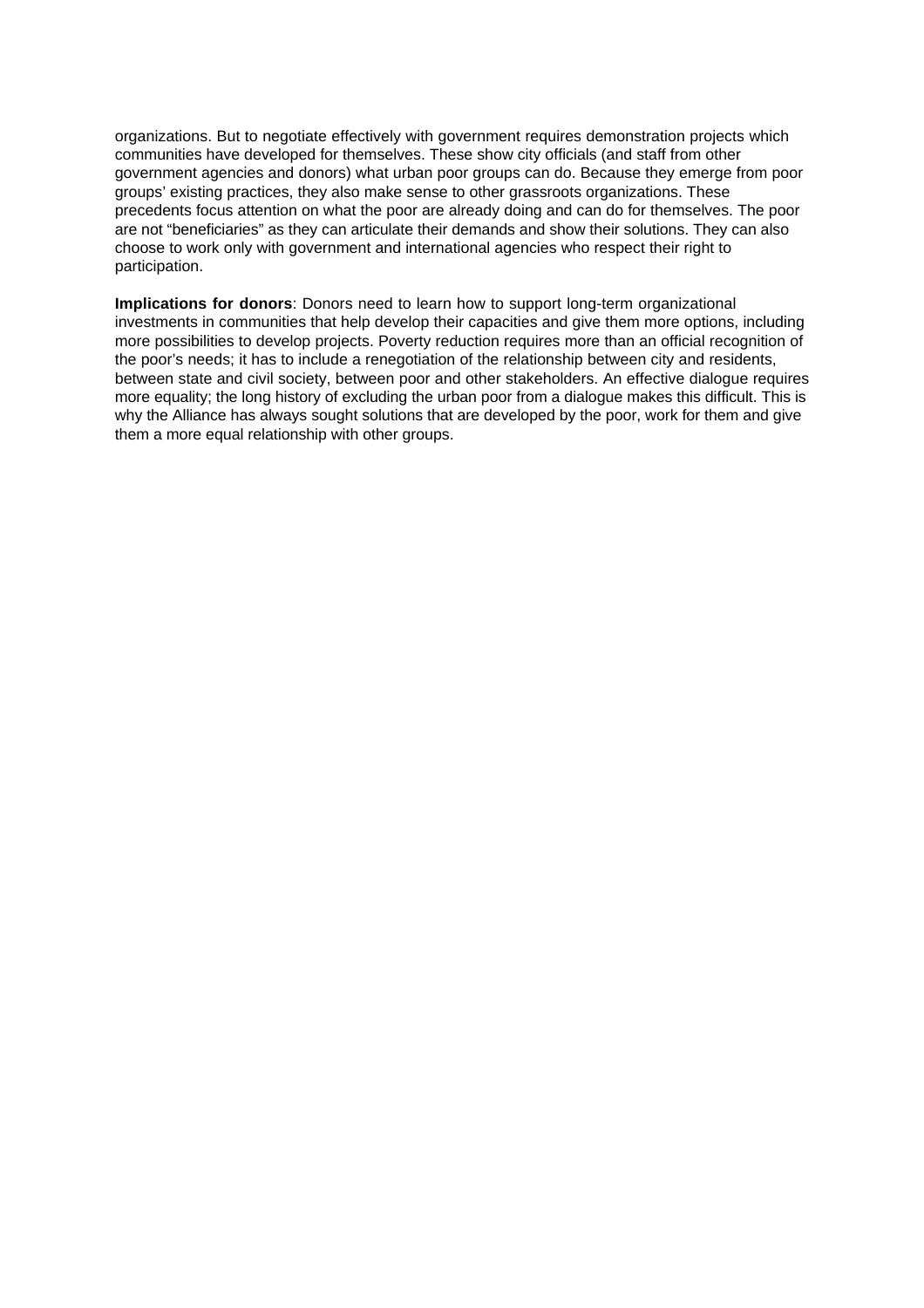organizations. But to negotiate effectively with government requires demonstration projects which communities have developed for themselves. These show city officials (and staff from other government agencies and donors) what urban poor groups can do. Because they emerge from poor groups' existing practices, they also make sense to other grassroots organizations. These precedents focus attention on what the poor are already doing and can do for themselves. The poor are not "beneficiaries" as they can articulate their demands and show their solutions. They can also choose to work only with government and international agencies who respect their right to participation.

**Implications for donors**: Donors need to learn how to support long-term organizational investments in communities that help develop their capacities and give them more options, including more possibilities to develop projects. Poverty reduction requires more than an official recognition of the poor's needs; it has to include a renegotiation of the relationship between city and residents, between state and civil society, between poor and other stakeholders. An effective dialogue requires more equality; the long history of excluding the urban poor from a dialogue makes this difficult. This is why the Alliance has always sought solutions that are developed by the poor, work for them and give them a more equal relationship with other groups.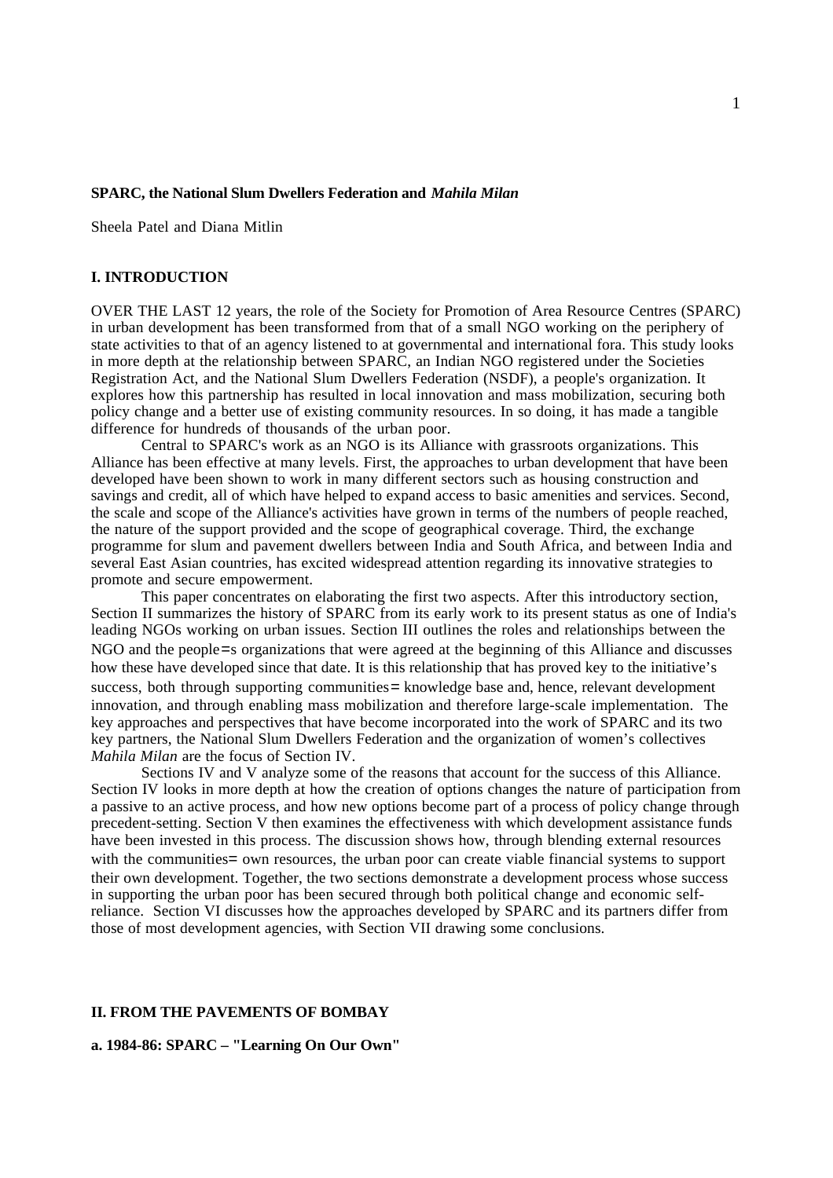**SPARC, the National Slum Dwellers Federation and *Mahila Milan***

Sheela Patel and Diana Mitlin

## I. INTRODUCTION

OVER THE LAST 12 years, the role of the Society for Promotion of Area Resource Centres (SPARC) in urban development has been transformed from that of a small NGO working on the periphery of state activities to that of an agency listened to at governmental and international fora. This study looks in more depth at the relationship between SPARC, an Indian NGO registered under the Societies Registration Act, and the National Slum Dwellers Federation (NSDF), a people's organization. It explores how this partnership has resulted in local innovation and mass mobilization, securing both policy change and a better use of existing community resources. In so doing, it has made a tangible difference for hundreds of thousands of the urban poor.

Central to SPARC's work as an NGO is its Alliance with grassroots organizations. This Alliance has been effective at many levels. First, the approaches to urban development that have been developed have been shown to work in many different sectors such as housing construction and savings and credit, all of which have helped to expand access to basic amenities and services. Second, the scale and scope of the Alliance's activities have grown in terms of the numbers of people reached, the nature of the support provided and the scope of geographical coverage. Third, the exchange programme for slum and pavement dwellers between India and South Africa, and between India and several East Asian countries, has excited widespread attention regarding its innovative strategies to promote and secure empowerment.

This paper concentrates on elaborating the first two aspects. After this introductory section, Section II summarizes the history of SPARC from its early work to its present status as one of India's leading NGOs working on urban issues. Section III outlines the roles and relationships between the NGO and the people=s organizations that were agreed at the beginning of this Alliance and discusses how these have developed since that date. It is this relationship that has proved key to the initiative's success, both through supporting communities= knowledge base and, hence, relevant development innovation, and through enabling mass mobilization and therefore large-scale implementation. The key approaches and perspectives that have become incorporated into the work of SPARC and its two key partners, the National Slum Dwellers Federation and the organization of women's collectives *Mahila Milan* are the focus of Section IV.

Sections IV and V analyze some of the reasons that account for the success of this Alliance. Section IV looks in more depth at how the creation of options changes the nature of participation from a passive to an active process, and how new options become part of a process of policy change through precedent-setting. Section V then examines the effectiveness with which development assistance funds have been invested in this process. The discussion shows how, through blending external resources with the communities= own resources, the urban poor can create viable financial systems to support their own development. Together, the two sections demonstrate a development process whose success in supporting the urban poor has been secured through both political change and economic self-reliance. Section VI discusses how the approaches developed by SPARC and its partners differ from those of most development agencies, with Section VII drawing some conclusions.

## II. FROM THE PAVEMENTS OF BOMBAY

### a. 1984-86: SPARC – "Learning On Our Own"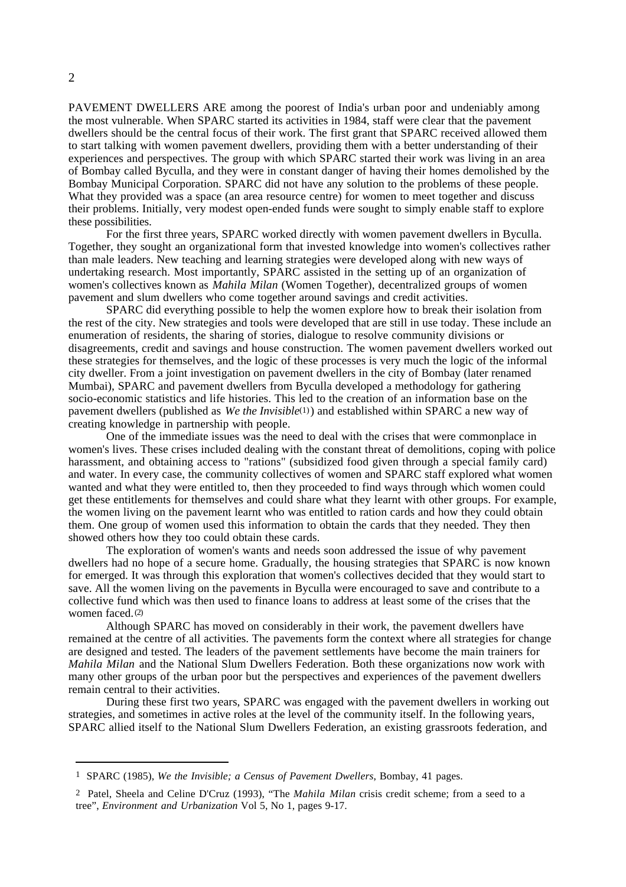PAVEMENT DWELLERS ARE among the poorest of India's urban poor and undeniably among the most vulnerable. When SPARC started its activities in 1984, staff were clear that the pavement dwellers should be the central focus of their work. The first grant that SPARC received allowed them to start talking with women pavement dwellers, providing them with a better understanding of their experiences and perspectives. The group with which SPARC started their work was living in an area of Bombay called Byculla, and they were in constant danger of having their homes demolished by the Bombay Municipal Corporation. SPARC did not have any solution to the problems of these people. What they provided was a space (an area resource centre) for women to meet together and discuss their problems. Initially, very modest open-ended funds were sought to simply enable staff to explore these possibilities.

For the first three years, SPARC worked directly with women pavement dwellers in Byculla. Together, they sought an organizational form that invested knowledge into women's collectives rather than male leaders. New teaching and learning strategies were developed along with new ways of undertaking research. Most importantly, SPARC assisted in the setting up of an organization of women's collectives known as *Mahila Milan* (Women Together), decentralized groups of women pavement and slum dwellers who come together around savings and credit activities.

SPARC did everything possible to help the women explore how to break their isolation from the rest of the city. New strategies and tools were developed that are still in use today. These include an enumeration of residents, the sharing of stories, dialogue to resolve community divisions or disagreements, credit and savings and house construction. The women pavement dwellers worked out these strategies for themselves, and the logic of these processes is very much the logic of the informal city dweller. From a joint investigation on pavement dwellers in the city of Bombay (later renamed Mumbai), SPARC and pavement dwellers from Byculla developed a methodology for gathering socio-economic statistics and life histories. This led to the creation of an information base on the pavement dwellers (published as *We the Invisible*(1)) and established within SPARC a new way of creating knowledge in partnership with people.

One of the immediate issues was the need to deal with the crises that were commonplace in women's lives. These crises included dealing with the constant threat of demolitions, coping with police harassment, and obtaining access to "rations" (subsidized food given through a special family card) and water. In every case, the community collectives of women and SPARC staff explored what women wanted and what they were entitled to, then they proceeded to find ways through which women could get these entitlements for themselves and could share what they learnt with other groups. For example, the women living on the pavement learnt who was entitled to ration cards and how they could obtain them. One group of women used this information to obtain the cards that they needed. They then showed others how they too could obtain these cards.

The exploration of women's wants and needs soon addressed the issue of why pavement dwellers had no hope of a secure home. Gradually, the housing strategies that SPARC is now known for emerged. It was through this exploration that women's collectives decided that they would start to save. All the women living on the pavements in Byculla were encouraged to save and contribute to a collective fund which was then used to finance loans to address at least some of the crises that the women faced.(2)

Although SPARC has moved on considerably in their work, the pavement dwellers have remained at the centre of all activities. The pavements form the context where all strategies for change are designed and tested. The leaders of the pavement settlements have become the main trainers for *Mahila Milan* and the National Slum Dwellers Federation. Both these organizations now work with many other groups of the urban poor but the perspectives and experiences of the pavement dwellers remain central to their activities.

During these first two years, SPARC was engaged with the pavement dwellers in working out strategies, and sometimes in active roles at the level of the community itself. In the following years, SPARC allied itself to the National Slum Dwellers Federation, an existing grassroots federation, and

---

1 SPARC (1985), *We the Invisible; a Census of Pavement Dwellers*, Bombay, 41 pages.

2 Patel, Sheela and Celine D'Cruz (1993), "The *Mahila Milan* crisis credit scheme; from a seed to a tree", *Environment and Urbanization* Vol 5, No 1, pages 9-17.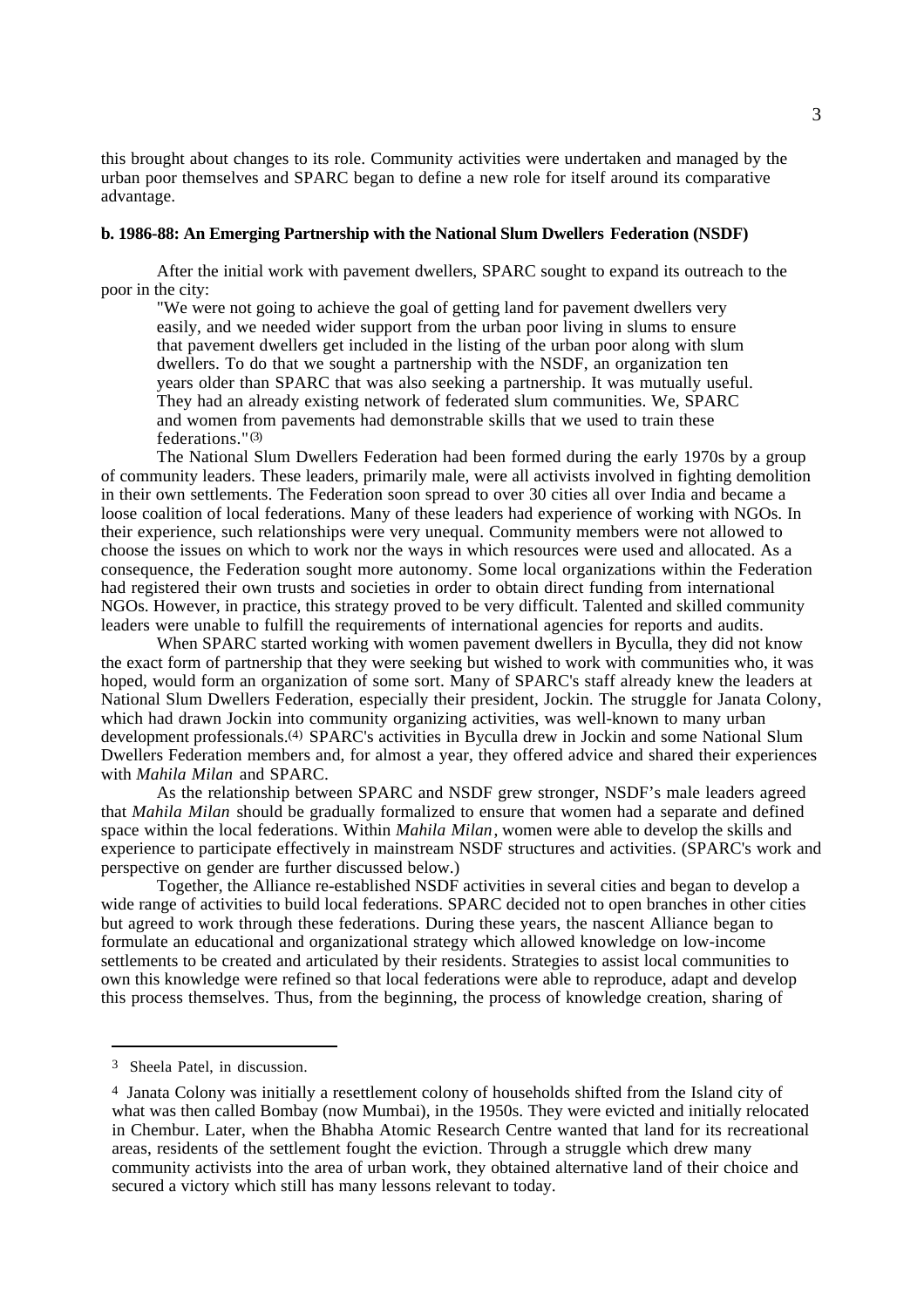this brought about changes to its role. Community activities were undertaken and managed by the urban poor themselves and SPARC began to define a new role for itself around its comparative advantage.

**b. 1986-88: An Emerging Partnership with the National Slum Dwellers Federation (NSDF)**

After the initial work with pavement dwellers, SPARC sought to expand its outreach to the poor in the city:

> "We were not going to achieve the goal of getting land for pavement dwellers very easily, and we needed wider support from the urban poor living in slums to ensure that pavement dwellers get included in the listing of the urban poor along with slum dwellers. To do that we sought a partnership with the NSDF, an organization ten years older than SPARC that was also seeking a partnership. It was mutually useful. They had an already existing network of federated slum communities. We, SPARC and women from pavements had demonstrable skills that we used to train these federations."[3]

The National Slum Dwellers Federation had been formed during the early 1970s by a group of community leaders. These leaders, primarily male, were all activists involved in fighting demolition in their own settlements. The Federation soon spread to over 30 cities all over India and became a loose coalition of local federations. Many of these leaders had experience of working with NGOs. In their experience, such relationships were very unequal. Community members were not allowed to choose the issues on which to work nor the ways in which resources were used and allocated. As a consequence, the Federation sought more autonomy. Some local organizations within the Federation had registered their own trusts and societies in order to obtain direct funding from international NGOs. However, in practice, this strategy proved to be very difficult. Talented and skilled community leaders were unable to fulfill the requirements of international agencies for reports and audits.

When SPARC started working with women pavement dwellers in Byculla, they did not know the exact form of partnership that they were seeking but wished to work with communities who, it was hoped, would form an organization of some sort. Many of SPARC's staff already knew the leaders at National Slum Dwellers Federation, especially their president, Jockin. The struggle for Janata Colony, which had drawn Jockin into community organizing activities, was well-known to many urban development professionals.[4] SPARC's activities in Byculla drew in Jockin and some National Slum Dwellers Federation members and, for almost a year, they offered advice and shared their experiences with *Mahila Milan* and SPARC.

As the relationship between SPARC and NSDF grew stronger, NSDF's male leaders agreed that *Mahila Milan* should be gradually formalized to ensure that women had a separate and defined space within the local federations. Within *Mahila Milan*, women were able to develop the skills and experience to participate effectively in mainstream NSDF structures and activities. (SPARC's work and perspective on gender are further discussed below.)

Together, the Alliance re-established NSDF activities in several cities and began to develop a wide range of activities to build local federations. SPARC decided not to open branches in other cities but agreed to work through these federations. During these years, the nascent Alliance began to formulate an educational and organizational strategy which allowed knowledge on low-income settlements to be created and articulated by their residents. Strategies to assist local communities to own this knowledge were refined so that local federations were able to reproduce, adapt and develop this process themselves. Thus, from the beginning, the process of knowledge creation, sharing of

---

3 Sheela Patel, in discussion.

4 Janata Colony was initially a resettlement colony of households shifted from the Island city of what was then called Bombay (now Mumbai), in the 1950s. They were evicted and initially relocated in Chembur. Later, when the Bhabha Atomic Research Centre wanted that land for its recreational areas, residents of the settlement fought the eviction. Through a struggle which drew many community activists into the area of urban work, they obtained alternative land of their choice and secured a victory which still has many lessons relevant to today.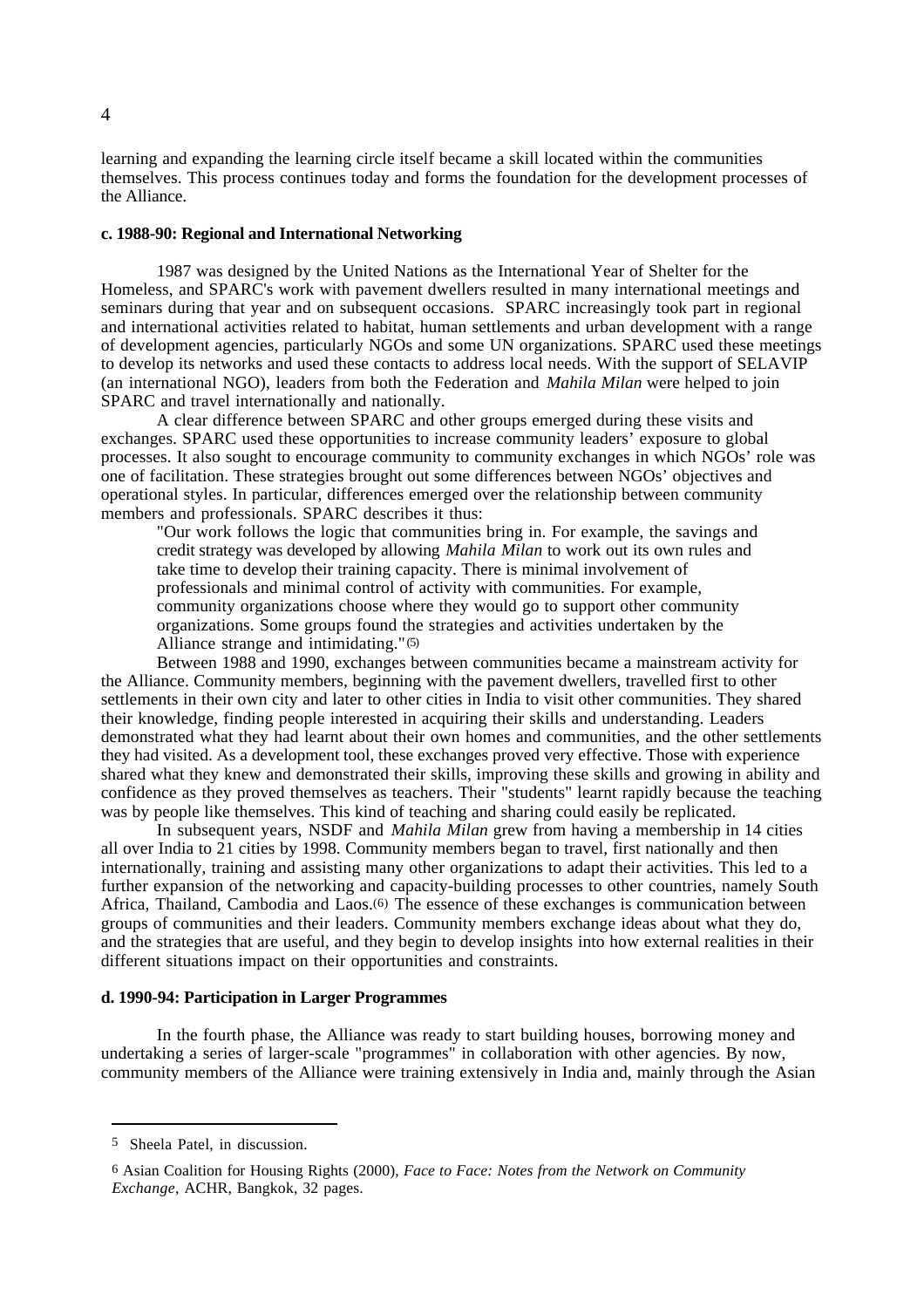learning and expanding the learning circle itself became a skill located within the communities themselves. This process continues today and forms the foundation for the development processes of the Alliance.

#### c. 1988-90: Regional and International Networking

1987 was designed by the United Nations as the International Year of Shelter for the Homeless, and SPARC's work with pavement dwellers resulted in many international meetings and seminars during that year and on subsequent occasions. SPARC increasingly took part in regional and international activities related to habitat, human settlements and urban development with a range of development agencies, particularly NGOs and some UN organizations. SPARC used these meetings to develop its networks and used these contacts to address local needs. With the support of SELAVIP (an international NGO), leaders from both the Federation and *Mahila Milan* were helped to join SPARC and travel internationally and nationally.

A clear difference between SPARC and other groups emerged during these visits and exchanges. SPARC used these opportunities to increase community leaders' exposure to global processes. It also sought to encourage community to community exchanges in which NGOs' role was one of facilitation. These strategies brought out some differences between NGOs' objectives and operational styles. In particular, differences emerged over the relationship between community members and professionals. SPARC describes it thus:

> "Our work follows the logic that communities bring in. For example, the savings and credit strategy was developed by allowing *Mahila Milan* to work out its own rules and take time to develop their training capacity. There is minimal involvement of professionals and minimal control of activity with communities. For example, community organizations choose where they would go to support other community organizations. Some groups found the strategies and activities undertaken by the Alliance strange and intimidating."(5)

Between 1988 and 1990, exchanges between communities became a mainstream activity for the Alliance. Community members, beginning with the pavement dwellers, travelled first to other settlements in their own city and later to other cities in India to visit other communities. They shared their knowledge, finding people interested in acquiring their skills and understanding. Leaders demonstrated what they had learnt about their own homes and communities, and the other settlements they had visited. As a development tool, these exchanges proved very effective. Those with experience shared what they knew and demonstrated their skills, improving these skills and growing in ability and confidence as they proved themselves as teachers. Their "students" learnt rapidly because the teaching was by people like themselves. This kind of teaching and sharing could easily be replicated.

In subsequent years, NSDF and *Mahila Milan* grew from having a membership in 14 cities all over India to 21 cities by 1998. Community members began to travel, first nationally and then internationally, training and assisting many other organizations to adapt their activities. This led to a further expansion of the networking and capacity-building processes to other countries, namely South Africa, Thailand, Cambodia and Laos.(6) The essence of these exchanges is communication between groups of communities and their leaders. Community members exchange ideas about what they do, and the strategies that are useful, and they begin to develop insights into how external realities in their different situations impact on their opportunities and constraints.

#### d. 1990-94: Participation in Larger Programmes

In the fourth phase, the Alliance was ready to start building houses, borrowing money and undertaking a series of larger-scale "programmes" in collaboration with other agencies. By now, community members of the Alliance were training extensively in India and, mainly through the Asian

---

5 Sheela Patel, in discussion.

6 Asian Coalition for Housing Rights (2000), *Face to Face: Notes from the Network on Community Exchange*, ACHR, Bangkok, 32 pages.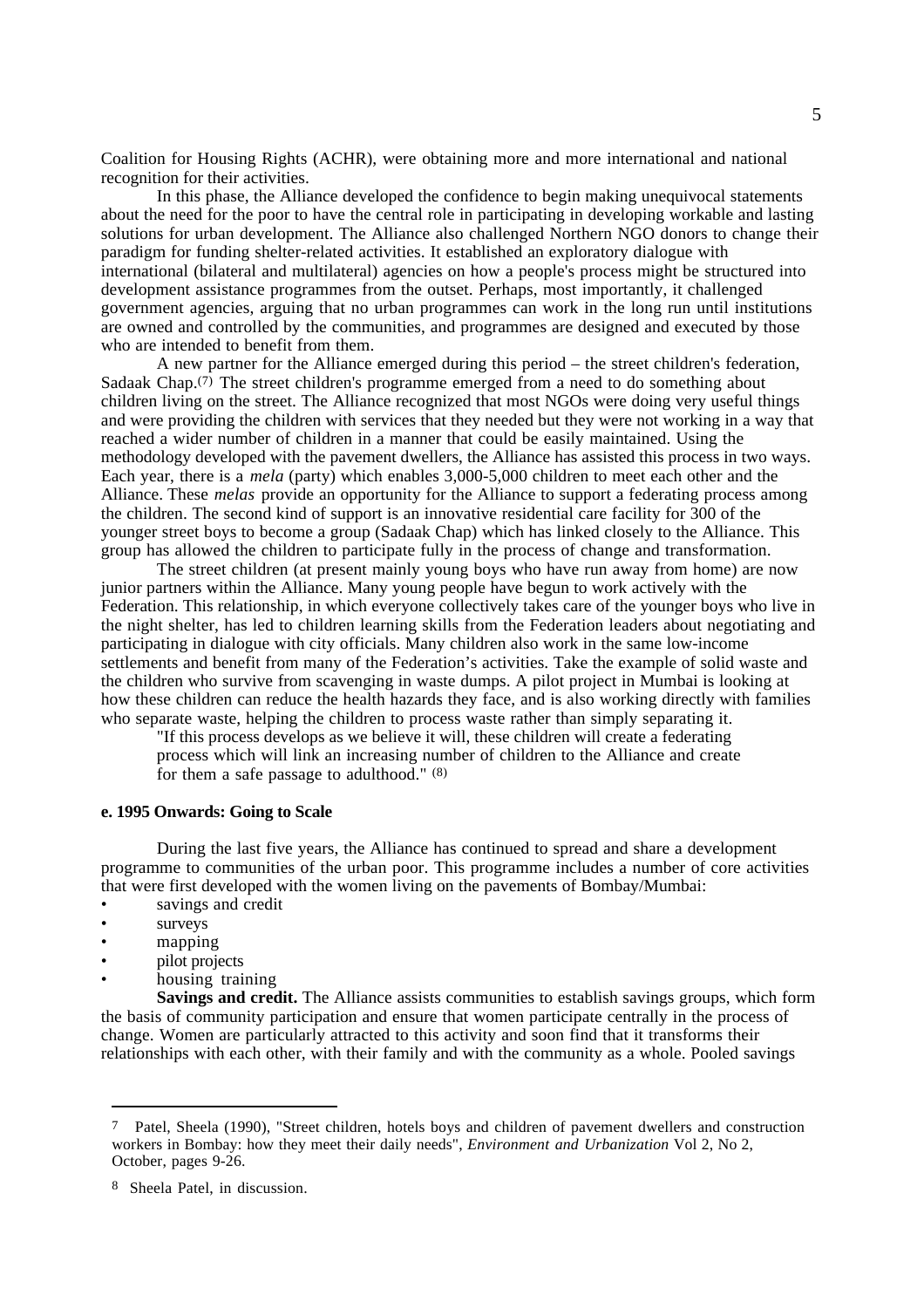Coalition for Housing Rights (ACHR), were obtaining more and more international and national recognition for their activities.

In this phase, the Alliance developed the confidence to begin making unequivocal statements about the need for the poor to have the central role in participating in developing workable and lasting solutions for urban development. The Alliance also challenged Northern NGO donors to change their paradigm for funding shelter-related activities. It established an exploratory dialogue with international (bilateral and multilateral) agencies on how a people's process might be structured into development assistance programmes from the outset. Perhaps, most importantly, it challenged government agencies, arguing that no urban programmes can work in the long run until institutions are owned and controlled by the communities, and programmes are designed and executed by those who are intended to benefit from them.

A new partner for the Alliance emerged during this period – the street children's federation, Sadaak Chap.[7] The street children's programme emerged from a need to do something about children living on the street. The Alliance recognized that most NGOs were doing very useful things and were providing the children with services that they needed but they were not working in a way that reached a wider number of children in a manner that could be easily maintained. Using the methodology developed with the pavement dwellers, the Alliance has assisted this process in two ways. Each year, there is a *mela* (party) which enables 3,000-5,000 children to meet each other and the Alliance. These *melas* provide an opportunity for the Alliance to support a federating process among the children. The second kind of support is an innovative residential care facility for 300 of the younger street boys to become a group (Sadaak Chap) which has linked closely to the Alliance. This group has allowed the children to participate fully in the process of change and transformation.

The street children (at present mainly young boys who have run away from home) are now junior partners within the Alliance. Many young people have begun to work actively with the Federation. This relationship, in which everyone collectively takes care of the younger boys who live in the night shelter, has led to children learning skills from the Federation leaders about negotiating and participating in dialogue with city officials. Many children also work in the same low-income settlements and benefit from many of the Federation's activities. Take the example of solid waste and the children who survive from scavenging in waste dumps. A pilot project in Mumbai is looking at how these children can reduce the health hazards they face, and is also working directly with families who separate waste, helping the children to process waste rather than simply separating it.

> "If this process develops as we believe it will, these children will create a federating process which will link an increasing number of children to the Alliance and create for them a safe passage to adulthood." [8]

#### e. 1995 Onwards: Going to Scale

During the last five years, the Alliance has continued to spread and share a development programme to communities of the urban poor. This programme includes a number of core activities that were first developed with the women living on the pavements of Bombay/Mumbai:

- savings and credit
- surveys
- mapping
- pilot projects
- housing training

**Savings and credit.** The Alliance assists communities to establish savings groups, which form the basis of community participation and ensure that women participate centrally in the process of change. Women are particularly attracted to this activity and soon find that it transforms their relationships with each other, with their family and with the community as a whole. Pooled savings

---

7 Patel, Sheela (1990), "Street children, hotels boys and children of pavement dwellers and construction workers in Bombay: how they meet their daily needs", *Environment and Urbanization* Vol 2, No 2, October, pages 9-26.

8 Sheela Patel, in discussion.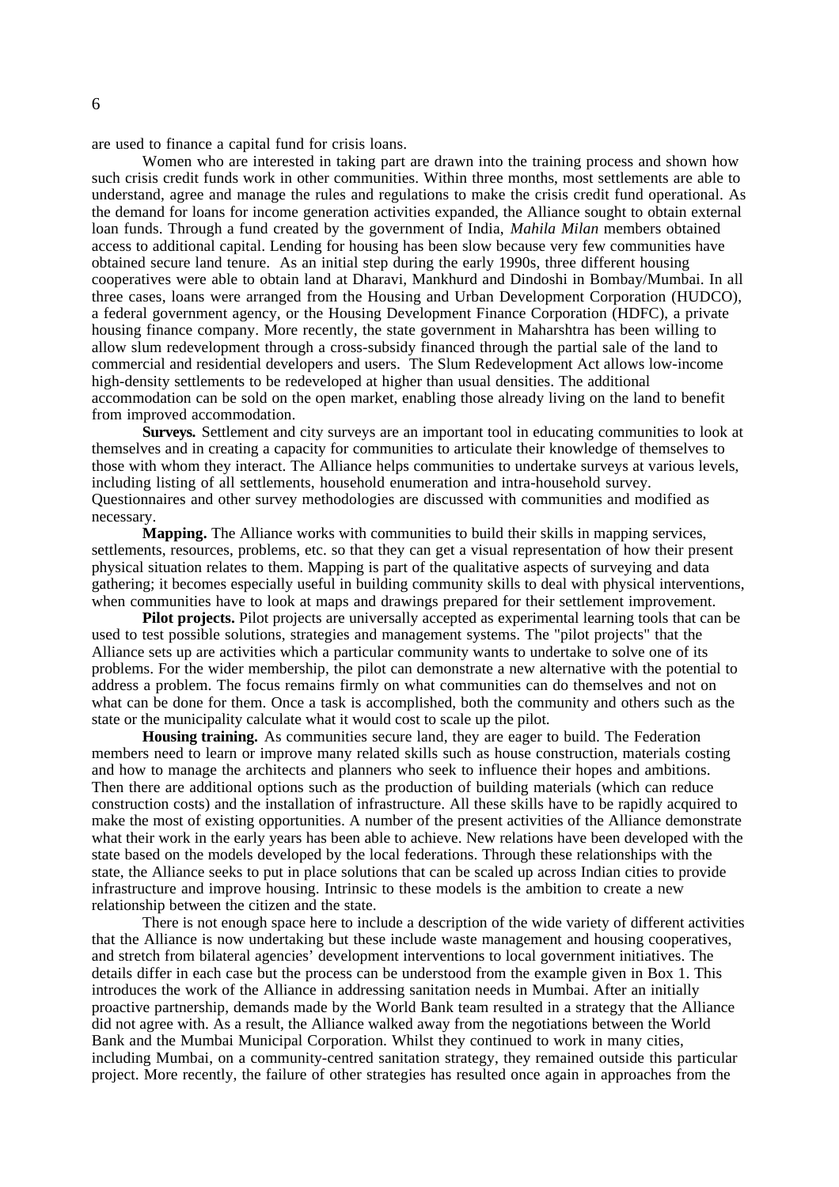are used to finance a capital fund for crisis loans.

Women who are interested in taking part are drawn into the training process and shown how such crisis credit funds work in other communities. Within three months, most settlements are able to understand, agree and manage the rules and regulations to make the crisis credit fund operational. As the demand for loans for income generation activities expanded, the Alliance sought to obtain external loan funds. Through a fund created by the government of India, *Mahila Milan* members obtained access to additional capital. Lending for housing has been slow because very few communities have obtained secure land tenure. As an initial step during the early 1990s, three different housing cooperatives were able to obtain land at Dharavi, Mankhurd and Dindoshi in Bombay/Mumbai. In all three cases, loans were arranged from the Housing and Urban Development Corporation (HUDCO), a federal government agency, or the Housing Development Finance Corporation (HDFC), a private housing finance company. More recently, the state government in Maharshtra has been willing to allow slum redevelopment through a cross-subsidy financed through the partial sale of the land to commercial and residential developers and users. The Slum Redevelopment Act allows low-income high-density settlements to be redeveloped at higher than usual densities. The additional accommodation can be sold on the open market, enabling those already living on the land to benefit from improved accommodation.

**Surveys.** Settlement and city surveys are an important tool in educating communities to look at themselves and in creating a capacity for communities to articulate their knowledge of themselves to those with whom they interact. The Alliance helps communities to undertake surveys at various levels, including listing of all settlements, household enumeration and intra-household survey. Questionnaires and other survey methodologies are discussed with communities and modified as necessary.

**Mapping.** The Alliance works with communities to build their skills in mapping services, settlements, resources, problems, etc. so that they can get a visual representation of how their present physical situation relates to them. Mapping is part of the qualitative aspects of surveying and data gathering; it becomes especially useful in building community skills to deal with physical interventions, when communities have to look at maps and drawings prepared for their settlement improvement.

**Pilot projects.** Pilot projects are universally accepted as experimental learning tools that can be used to test possible solutions, strategies and management systems. The "pilot projects" that the Alliance sets up are activities which a particular community wants to undertake to solve one of its problems. For the wider membership, the pilot can demonstrate a new alternative with the potential to address a problem. The focus remains firmly on what communities can do themselves and not on what can be done for them. Once a task is accomplished, both the community and others such as the state or the municipality calculate what it would cost to scale up the pilot.

**Housing training.** As communities secure land, they are eager to build. The Federation members need to learn or improve many related skills such as house construction, materials costing and how to manage the architects and planners who seek to influence their hopes and ambitions. Then there are additional options such as the production of building materials (which can reduce construction costs) and the installation of infrastructure. All these skills have to be rapidly acquired to make the most of existing opportunities. A number of the present activities of the Alliance demonstrate what their work in the early years has been able to achieve. New relations have been developed with the state based on the models developed by the local federations. Through these relationships with the state, the Alliance seeks to put in place solutions that can be scaled up across Indian cities to provide infrastructure and improve housing. Intrinsic to these models is the ambition to create a new relationship between the citizen and the state.

There is not enough space here to include a description of the wide variety of different activities that the Alliance is now undertaking but these include waste management and housing cooperatives, and stretch from bilateral agencies' development interventions to local government initiatives. The details differ in each case but the process can be understood from the example given in Box 1. This introduces the work of the Alliance in addressing sanitation needs in Mumbai. After an initially proactive partnership, demands made by the World Bank team resulted in a strategy that the Alliance did not agree with. As a result, the Alliance walked away from the negotiations between the World Bank and the Mumbai Municipal Corporation. Whilst they continued to work in many cities, including Mumbai, on a community-centred sanitation strategy, they remained outside this particular project. More recently, the failure of other strategies has resulted once again in approaches from the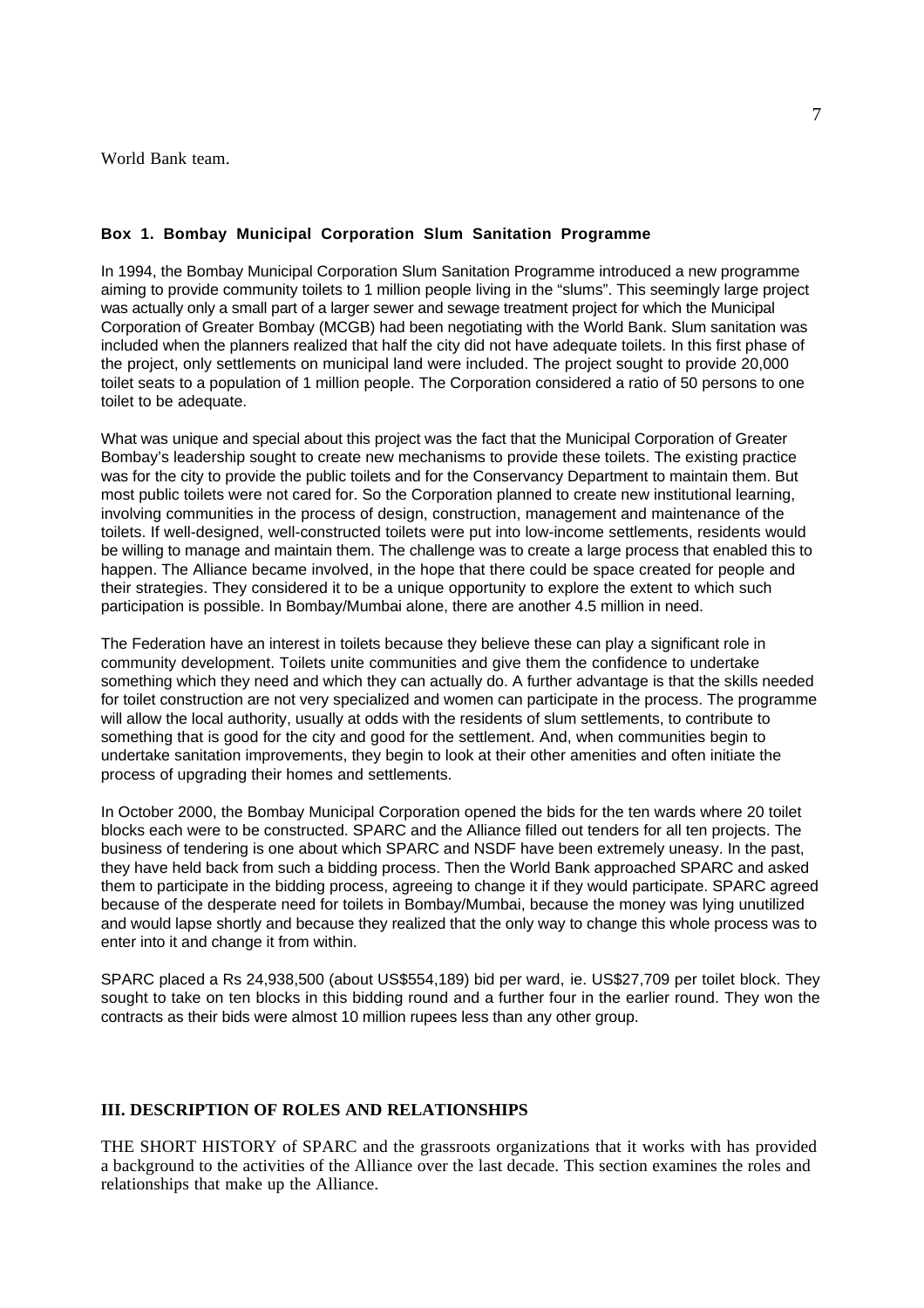World Bank team.

### Box 1. Bombay Municipal Corporation Slum Sanitation Programme

In 1994, the Bombay Municipal Corporation Slum Sanitation Programme introduced a new programme aiming to provide community toilets to 1 million people living in the "slums". This seemingly large project was actually only a small part of a larger sewer and sewage treatment project for which the Municipal Corporation of Greater Bombay (MCGB) had been negotiating with the World Bank. Slum sanitation was included when the planners realized that half the city did not have adequate toilets. In this first phase of the project, only settlements on municipal land were included. The project sought to provide 20,000 toilet seats to a population of 1 million people. The Corporation considered a ratio of 50 persons to one toilet to be adequate.

What was unique and special about this project was the fact that the Municipal Corporation of Greater Bombay's leadership sought to create new mechanisms to provide these toilets. The existing practice was for the city to provide the public toilets and for the Conservancy Department to maintain them. But most public toilets were not cared for. So the Corporation planned to create new institutional learning, involving communities in the process of design, construction, management and maintenance of the toilets. If well-designed, well-constructed toilets were put into low-income settlements, residents would be willing to manage and maintain them. The challenge was to create a large process that enabled this to happen. The Alliance became involved, in the hope that there could be space created for people and their strategies. They considered it to be a unique opportunity to explore the extent to which such participation is possible. In Bombay/Mumbai alone, there are another 4.5 million in need.

The Federation have an interest in toilets because they believe these can play a significant role in community development. Toilets unite communities and give them the confidence to undertake something which they need and which they can actually do. A further advantage is that the skills needed for toilet construction are not very specialized and women can participate in the process. The programme will allow the local authority, usually at odds with the residents of slum settlements, to contribute to something that is good for the city and good for the settlement. And, when communities begin to undertake sanitation improvements, they begin to look at their other amenities and often initiate the process of upgrading their homes and settlements.

In October 2000, the Bombay Municipal Corporation opened the bids for the ten wards where 20 toilet blocks each were to be constructed. SPARC and the Alliance filled out tenders for all ten projects. The business of tendering is one about which SPARC and NSDF have been extremely uneasy. In the past, they have held back from such a bidding process. Then the World Bank approached SPARC and asked them to participate in the bidding process, agreeing to change it if they would participate. SPARC agreed because of the desperate need for toilets in Bombay/Mumbai, because the money was lying unutilized and would lapse shortly and because they realized that the only way to change this whole process was to enter into it and change it from within.

SPARC placed a Rs 24,938,500 (about US$554,189) bid per ward, ie. US$27,709 per toilet block. They sought to take on ten blocks in this bidding round and a further four in the earlier round. They won the contracts as their bids were almost 10 million rupees less than any other group.

## III. DESCRIPTION OF ROLES AND RELATIONSHIPS

THE SHORT HISTORY of SPARC and the grassroots organizations that it works with has provided a background to the activities of the Alliance over the last decade. This section examines the roles and relationships that make up the Alliance.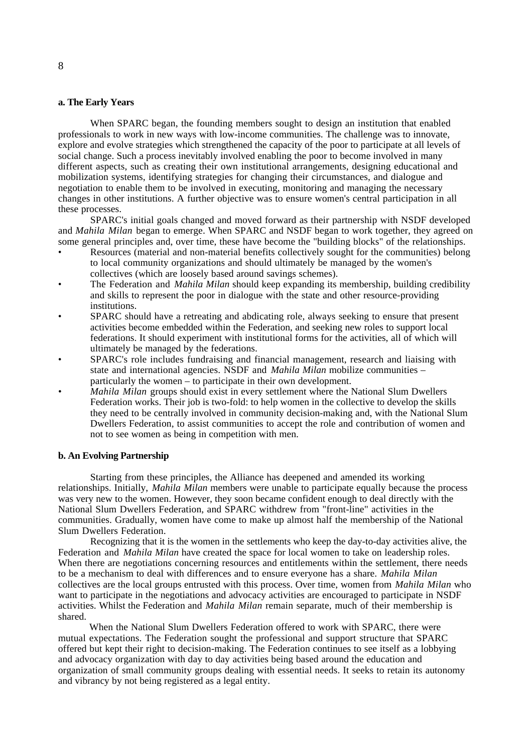**a. The Early Years**

When SPARC began, the founding members sought to design an institution that enabled professionals to work in new ways with low-income communities. The challenge was to innovate, explore and evolve strategies which strengthened the capacity of the poor to participate at all levels of social change. Such a process inevitably involved enabling the poor to become involved in many different aspects, such as creating their own institutional arrangements, designing educational and mobilization systems, identifying strategies for changing their circumstances, and dialogue and negotiation to enable them to be involved in executing, monitoring and managing the necessary changes in other institutions. A further objective was to ensure women's central participation in all these processes.

SPARC's initial goals changed and moved forward as their partnership with NSDF developed and *Mahila Milan* began to emerge. When SPARC and NSDF began to work together, they agreed on some general principles and, over time, these have become the "building blocks" of the relationships.

- Resources (material and non-material benefits collectively sought for the communities) belong to local community organizations and should ultimately be managed by the women's collectives (which are loosely based around savings schemes).
- The Federation and *Mahila Milan* should keep expanding its membership, building credibility and skills to represent the poor in dialogue with the state and other resource-providing institutions.
- SPARC should have a retreating and abdicating role, always seeking to ensure that present activities become embedded within the Federation, and seeking new roles to support local federations. It should experiment with institutional forms for the activities, all of which will ultimately be managed by the federations.
- SPARC's role includes fundraising and financial management, research and liaising with state and international agencies. NSDF and *Mahila Milan* mobilize communities – particularly the women – to participate in their own development.
- *Mahila Milan* groups should exist in every settlement where the National Slum Dwellers Federation works. Their job is two-fold: to help women in the collective to develop the skills they need to be centrally involved in community decision-making and, with the National Slum Dwellers Federation, to assist communities to accept the role and contribution of women and not to see women as being in competition with men.

**b. An Evolving Partnership**

Starting from these principles, the Alliance has deepened and amended its working relationships. Initially, *Mahila Milan* members were unable to participate equally because the process was very new to the women. However, they soon became confident enough to deal directly with the National Slum Dwellers Federation, and SPARC withdrew from "front-line" activities in the communities. Gradually, women have come to make up almost half the membership of the National Slum Dwellers Federation.

Recognizing that it is the women in the settlements who keep the day-to-day activities alive, the Federation and *Mahila Milan* have created the space for local women to take on leadership roles. When there are negotiations concerning resources and entitlements within the settlement, there needs to be a mechanism to deal with differences and to ensure everyone has a share. *Mahila Milan* collectives are the local groups entrusted with this process. Over time, women from *Mahila Milan* who want to participate in the negotiations and advocacy activities are encouraged to participate in NSDF activities. Whilst the Federation and *Mahila Milan* remain separate, much of their membership is shared.

When the National Slum Dwellers Federation offered to work with SPARC, there were mutual expectations. The Federation sought the professional and support structure that SPARC offered but kept their right to decision-making. The Federation continues to see itself as a lobbying and advocacy organization with day to day activities being based around the education and organization of small community groups dealing with essential needs. It seeks to retain its autonomy and vibrancy by not being registered as a legal entity.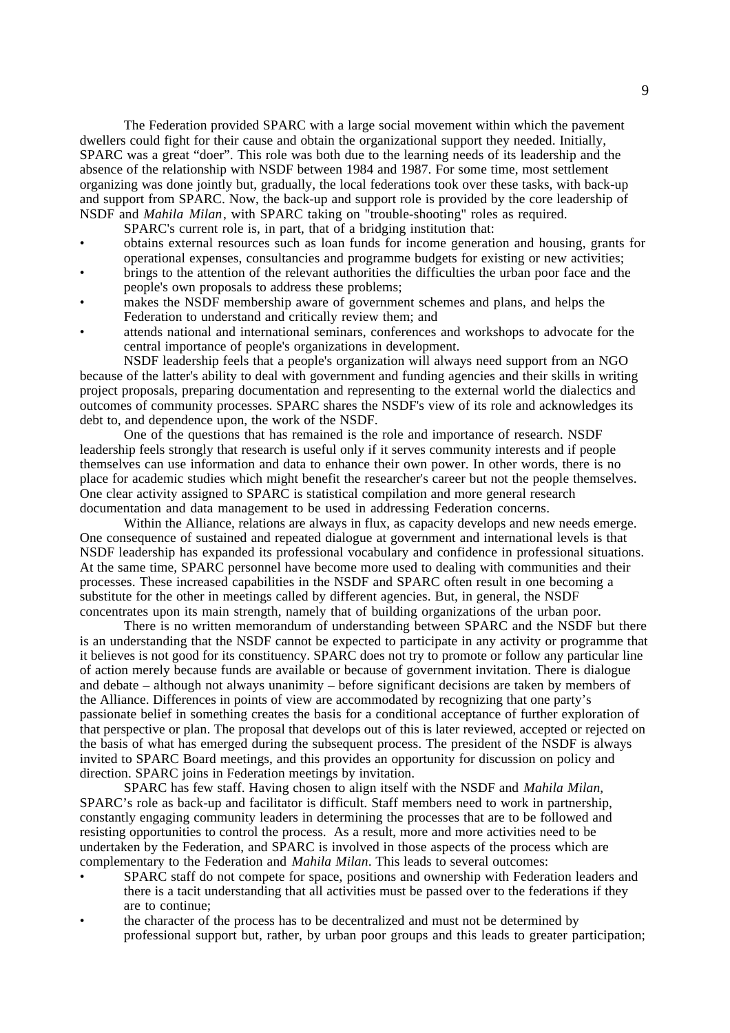The Federation provided SPARC with a large social movement within which the pavement dwellers could fight for their cause and obtain the organizational support they needed. Initially, SPARC was a great "doer". This role was both due to the learning needs of its leadership and the absence of the relationship with NSDF between 1984 and 1987. For some time, most settlement organizing was done jointly but, gradually, the local federations took over these tasks, with back-up and support from SPARC. Now, the back-up and support role is provided by the core leadership of NSDF and *Mahila Milan*, with SPARC taking on "trouble-shooting" roles as required.

SPARC's current role is, in part, that of a bridging institution that:

- obtains external resources such as loan funds for income generation and housing, grants for operational expenses, consultancies and programme budgets for existing or new activities;
- brings to the attention of the relevant authorities the difficulties the urban poor face and the people's own proposals to address these problems;
- makes the NSDF membership aware of government schemes and plans, and helps the Federation to understand and critically review them; and
- attends national and international seminars, conferences and workshops to advocate for the central importance of people's organizations in development.

NSDF leadership feels that a people's organization will always need support from an NGO because of the latter's ability to deal with government and funding agencies and their skills in writing project proposals, preparing documentation and representing to the external world the dialectics and outcomes of community processes. SPARC shares the NSDF's view of its role and acknowledges its debt to, and dependence upon, the work of the NSDF.

One of the questions that has remained is the role and importance of research. NSDF leadership feels strongly that research is useful only if it serves community interests and if people themselves can use information and data to enhance their own power. In other words, there is no place for academic studies which might benefit the researcher's career but not the people themselves. One clear activity assigned to SPARC is statistical compilation and more general research documentation and data management to be used in addressing Federation concerns.

Within the Alliance, relations are always in flux, as capacity develops and new needs emerge. One consequence of sustained and repeated dialogue at government and international levels is that NSDF leadership has expanded its professional vocabulary and confidence in professional situations. At the same time, SPARC personnel have become more used to dealing with communities and their processes. These increased capabilities in the NSDF and SPARC often result in one becoming a substitute for the other in meetings called by different agencies. But, in general, the NSDF concentrates upon its main strength, namely that of building organizations of the urban poor.

There is no written memorandum of understanding between SPARC and the NSDF but there is an understanding that the NSDF cannot be expected to participate in any activity or programme that it believes is not good for its constituency. SPARC does not try to promote or follow any particular line of action merely because funds are available or because of government invitation. There is dialogue and debate – although not always unanimity – before significant decisions are taken by members of the Alliance. Differences in points of view are accommodated by recognizing that one party's passionate belief in something creates the basis for a conditional acceptance of further exploration of that perspective or plan. The proposal that develops out of this is later reviewed, accepted or rejected on the basis of what has emerged during the subsequent process. The president of the NSDF is always invited to SPARC Board meetings, and this provides an opportunity for discussion on policy and direction. SPARC joins in Federation meetings by invitation.

SPARC has few staff. Having chosen to align itself with the NSDF and *Mahila Milan*, SPARC's role as back-up and facilitator is difficult. Staff members need to work in partnership, constantly engaging community leaders in determining the processes that are to be followed and resisting opportunities to control the process. As a result, more and more activities need to be undertaken by the Federation, and SPARC is involved in those aspects of the process which are complementary to the Federation and *Mahila Milan*. This leads to several outcomes:

- SPARC staff do not compete for space, positions and ownership with Federation leaders and there is a tacit understanding that all activities must be passed over to the federations if they are to continue;
- the character of the process has to be decentralized and must not be determined by professional support but, rather, by urban poor groups and this leads to greater participation;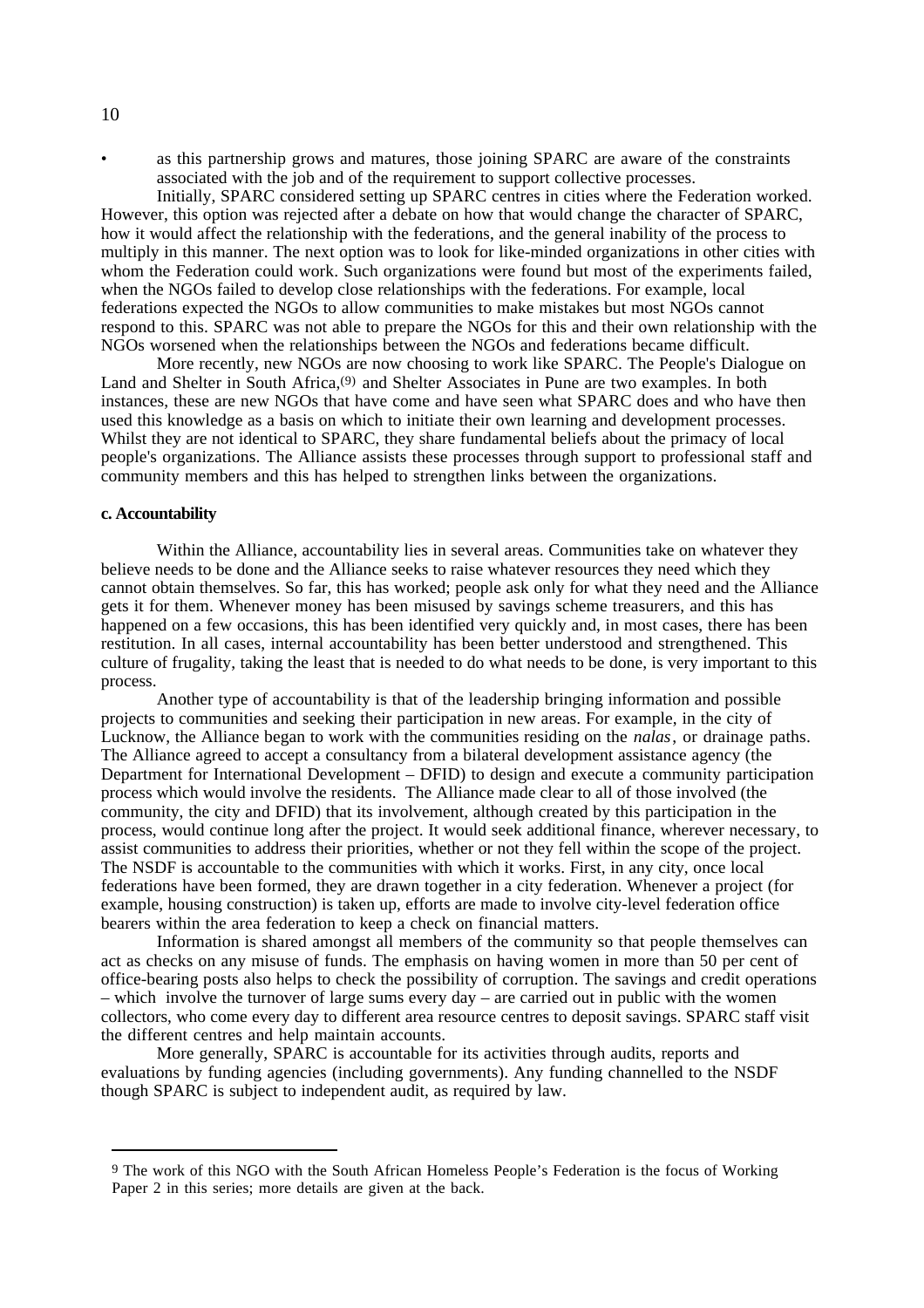- as this partnership grows and matures, those joining SPARC are aware of the constraints associated with the job and of the requirement to support collective processes.

Initially, SPARC considered setting up SPARC centres in cities where the Federation worked. However, this option was rejected after a debate on how that would change the character of SPARC, how it would affect the relationship with the federations, and the general inability of the process to multiply in this manner. The next option was to look for like-minded organizations in other cities with whom the Federation could work. Such organizations were found but most of the experiments failed, when the NGOs failed to develop close relationships with the federations. For example, local federations expected the NGOs to allow communities to make mistakes but most NGOs cannot respond to this. SPARC was not able to prepare the NGOs for this and their own relationship with the NGOs worsened when the relationships between the NGOs and federations became difficult.

More recently, new NGOs are now choosing to work like SPARC. The People's Dialogue on Land and Shelter in South Africa,[9] and Shelter Associates in Pune are two examples. In both instances, these are new NGOs that have come and have seen what SPARC does and who have then used this knowledge as a basis on which to initiate their own learning and development processes. Whilst they are not identical to SPARC, they share fundamental beliefs about the primacy of local people's organizations. The Alliance assists these processes through support to professional staff and community members and this has helped to strengthen links between the organizations.

#### c. Accountability

Within the Alliance, accountability lies in several areas. Communities take on whatever they believe needs to be done and the Alliance seeks to raise whatever resources they need which they cannot obtain themselves. So far, this has worked; people ask only for what they need and the Alliance gets it for them. Whenever money has been misused by savings scheme treasurers, and this has happened on a few occasions, this has been identified very quickly and, in most cases, there has been restitution. In all cases, internal accountability has been better understood and strengthened. This culture of frugality, taking the least that is needed to do what needs to be done, is very important to this process.

Another type of accountability is that of the leadership bringing information and possible projects to communities and seeking their participation in new areas. For example, in the city of Lucknow, the Alliance began to work with the communities residing on the *nalas*, or drainage paths. The Alliance agreed to accept a consultancy from a bilateral development assistance agency (the Department for International Development – DFID) to design and execute a community participation process which would involve the residents. The Alliance made clear to all of those involved (the community, the city and DFID) that its involvement, although created by this participation in the process, would continue long after the project. It would seek additional finance, wherever necessary, to assist communities to address their priorities, whether or not they fell within the scope of the project. The NSDF is accountable to the communities with which it works. First, in any city, once local federations have been formed, they are drawn together in a city federation. Whenever a project (for example, housing construction) is taken up, efforts are made to involve city-level federation office bearers within the area federation to keep a check on financial matters.

Information is shared amongst all members of the community so that people themselves can act as checks on any misuse of funds. The emphasis on having women in more than 50 per cent of office-bearing posts also helps to check the possibility of corruption. The savings and credit operations – which involve the turnover of large sums every day – are carried out in public with the women collectors, who come every day to different area resource centres to deposit savings. SPARC staff visit the different centres and help maintain accounts.

More generally, SPARC is accountable for its activities through audits, reports and evaluations by funding agencies (including governments). Any funding channelled to the NSDF though SPARC is subject to independent audit, as required by law.

---

[9] The work of this NGO with the South African Homeless People's Federation is the focus of Working Paper 2 in this series; more details are given at the back.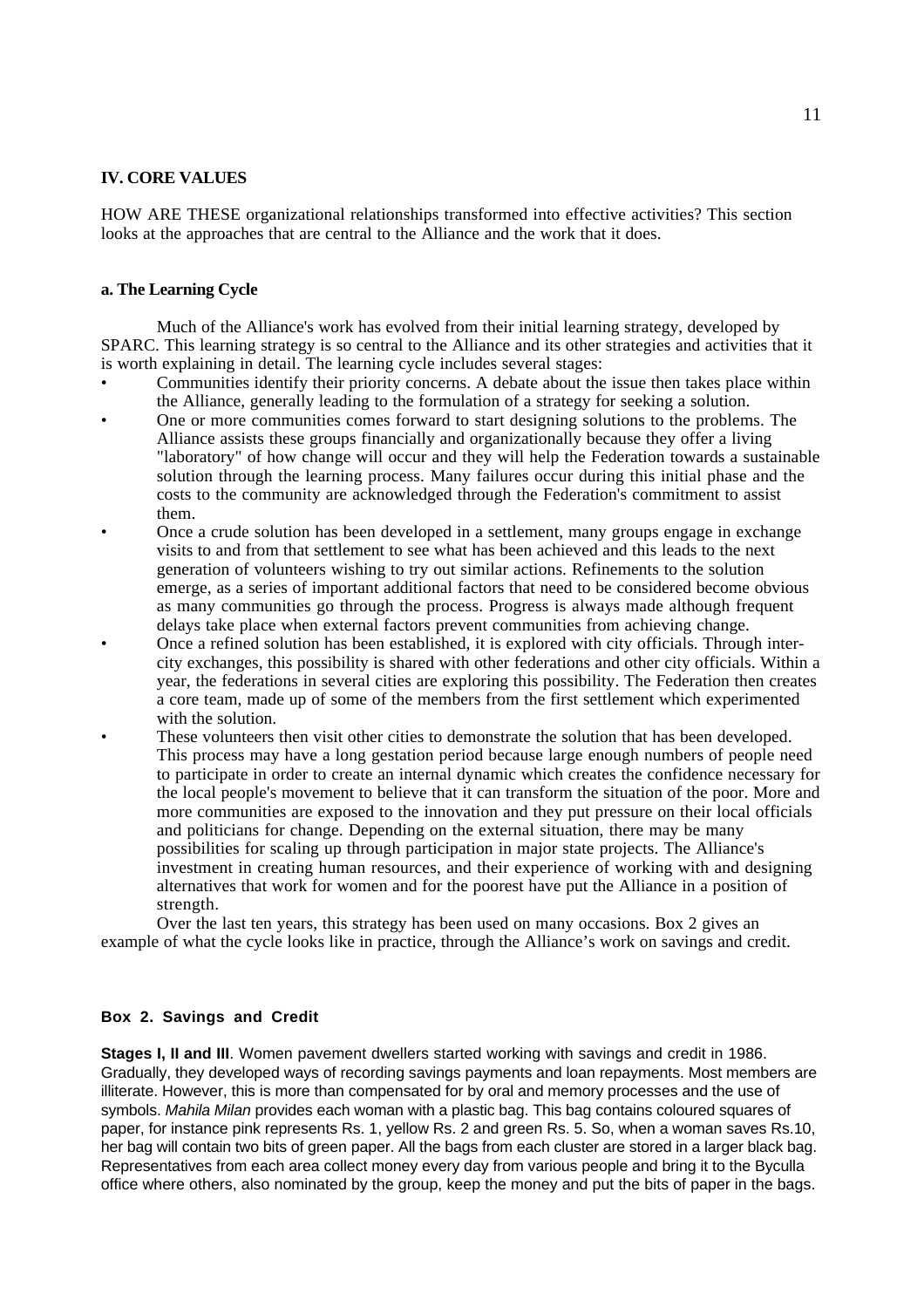## IV. CORE VALUES

HOW ARE THESE organizational relationships transformed into effective activities? This section looks at the approaches that are central to the Alliance and the work that it does.

### a. The Learning Cycle

Much of the Alliance's work has evolved from their initial learning strategy, developed by SPARC. This learning strategy is so central to the Alliance and its other strategies and activities that it is worth explaining in detail. The learning cycle includes several stages:

- Communities identify their priority concerns. A debate about the issue then takes place within the Alliance, generally leading to the formulation of a strategy for seeking a solution.
- One or more communities comes forward to start designing solutions to the problems. The Alliance assists these groups financially and organizationally because they offer a living "laboratory" of how change will occur and they will help the Federation towards a sustainable solution through the learning process. Many failures occur during this initial phase and the costs to the community are acknowledged through the Federation's commitment to assist them.
- Once a crude solution has been developed in a settlement, many groups engage in exchange visits to and from that settlement to see what has been achieved and this leads to the next generation of volunteers wishing to try out similar actions. Refinements to the solution emerge, as a series of important additional factors that need to be considered become obvious as many communities go through the process. Progress is always made although frequent delays take place when external factors prevent communities from achieving change.
- Once a refined solution has been established, it is explored with city officials. Through inter-city exchanges, this possibility is shared with other federations and other city officials. Within a year, the federations in several cities are exploring this possibility. The Federation then creates a core team, made up of some of the members from the first settlement which experimented with the solution.
- These volunteers then visit other cities to demonstrate the solution that has been developed. This process may have a long gestation period because large enough numbers of people need to participate in order to create an internal dynamic which creates the confidence necessary for the local people's movement to believe that it can transform the situation of the poor. More and more communities are exposed to the innovation and they put pressure on their local officials and politicians for change. Depending on the external situation, there may be many possibilities for scaling up through participation in major state projects. The Alliance's investment in creating human resources, and their experience of working with and designing alternatives that work for women and for the poorest have put the Alliance in a position of strength.

Over the last ten years, this strategy has been used on many occasions. Box 2 gives an example of what the cycle looks like in practice, through the Alliance's work on savings and credit.

**Box 2. Savings and Credit**

**Stages I, II and III**. Women pavement dwellers started working with savings and credit in 1986. Gradually, they developed ways of recording savings payments and loan repayments. Most members are illiterate. However, this is more than compensated for by oral and memory processes and the use of symbols. *Mahila Milan* provides each woman with a plastic bag. This bag contains coloured squares of paper, for instance pink represents Rs. 1, yellow Rs. 2 and green Rs. 5. So, when a woman saves Rs.10, her bag will contain two bits of green paper. All the bags from each cluster are stored in a larger black bag. Representatives from each area collect money every day from various people and bring it to the Byculla office where others, also nominated by the group, keep the money and put the bits of paper in the bags.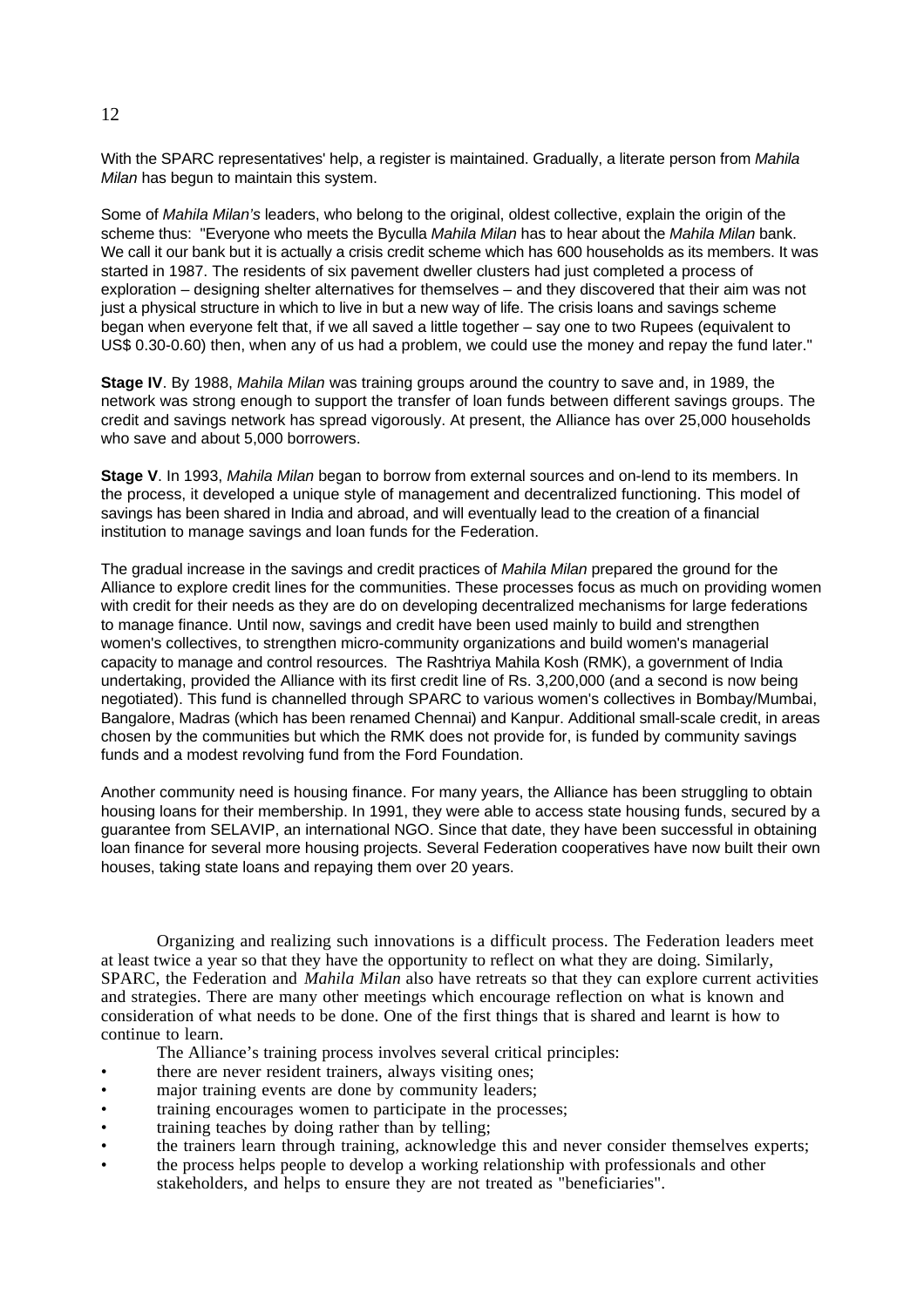With the SPARC representatives' help, a register is maintained. Gradually, a literate person from *Mahila Milan* has begun to maintain this system.

Some of *Mahila Milan's* leaders, who belong to the original, oldest collective, explain the origin of the scheme thus: "Everyone who meets the Byculla *Mahila Milan* has to hear about the *Mahila Milan* bank. We call it our bank but it is actually a crisis credit scheme which has 600 households as its members. It was started in 1987. The residents of six pavement dweller clusters had just completed a process of exploration – designing shelter alternatives for themselves – and they discovered that their aim was not just a physical structure in which to live in but a new way of life. The crisis loans and savings scheme began when everyone felt that, if we all saved a little together – say one to two Rupees (equivalent to US$ 0.30-0.60) then, when any of us had a problem, we could use the money and repay the fund later."

**Stage IV**. By 1988, *Mahila Milan* was training groups around the country to save and, in 1989, the network was strong enough to support the transfer of loan funds between different savings groups. The credit and savings network has spread vigorously. At present, the Alliance has over 25,000 households who save and about 5,000 borrowers.

**Stage V**. In 1993, *Mahila Milan* began to borrow from external sources and on-lend to its members. In the process, it developed a unique style of management and decentralized functioning. This model of savings has been shared in India and abroad, and will eventually lead to the creation of a financial institution to manage savings and loan funds for the Federation.

The gradual increase in the savings and credit practices of *Mahila Milan* prepared the ground for the Alliance to explore credit lines for the communities. These processes focus as much on providing women with credit for their needs as they are do on developing decentralized mechanisms for large federations to manage finance. Until now, savings and credit have been used mainly to build and strengthen women's collectives, to strengthen micro-community organizations and build women's managerial capacity to manage and control resources. The Rashtriya Mahila Kosh (RMK), a government of India undertaking, provided the Alliance with its first credit line of Rs. 3,200,000 (and a second is now being negotiated). This fund is channelled through SPARC to various women's collectives in Bombay/Mumbai, Bangalore, Madras (which has been renamed Chennai) and Kanpur. Additional small-scale credit, in areas chosen by the communities but which the RMK does not provide for, is funded by community savings funds and a modest revolving fund from the Ford Foundation.

Another community need is housing finance. For many years, the Alliance has been struggling to obtain housing loans for their membership. In 1991, they were able to access state housing funds, secured by a guarantee from SELAVIP, an international NGO. Since that date, they have been successful in obtaining loan finance for several more housing projects. Several Federation cooperatives have now built their own houses, taking state loans and repaying them over 20 years.

Organizing and realizing such innovations is a difficult process. The Federation leaders meet at least twice a year so that they have the opportunity to reflect on what they are doing. Similarly, SPARC, the Federation and *Mahila Milan* also have retreats so that they can explore current activities and strategies. There are many other meetings which encourage reflection on what is known and consideration of what needs to be done. One of the first things that is shared and learnt is how to continue to learn.

The Alliance's training process involves several critical principles:

- there are never resident trainers, always visiting ones;
- major training events are done by community leaders;
- training encourages women to participate in the processes;
- training teaches by doing rather than by telling;
- the trainers learn through training, acknowledge this and never consider themselves experts;
- the process helps people to develop a working relationship with professionals and other stakeholders, and helps to ensure they are not treated as "beneficiaries".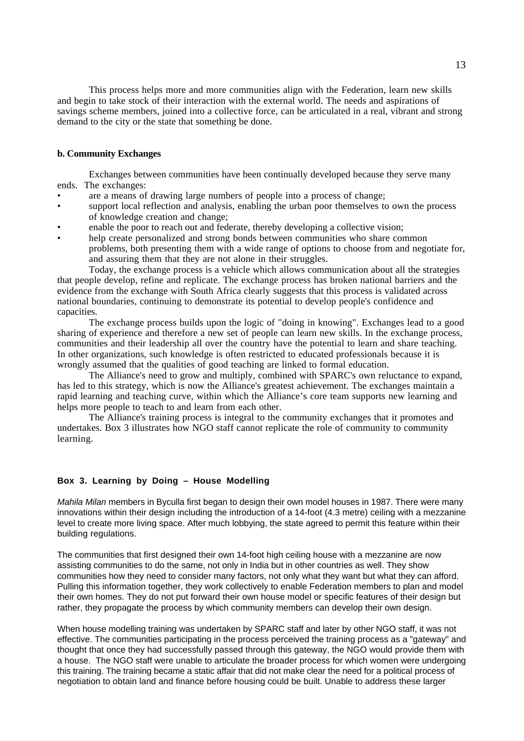This process helps more and more communities align with the Federation, learn new skills and begin to take stock of their interaction with the external world. The needs and aspirations of savings scheme members, joined into a collective force, can be articulated in a real, vibrant and strong demand to the city or the state that something be done.

### b. Community Exchanges

Exchanges between communities have been continually developed because they serve many ends. The exchanges:

- are a means of drawing large numbers of people into a process of change;
- support local reflection and analysis, enabling the urban poor themselves to own the process of knowledge creation and change;
- enable the poor to reach out and federate, thereby developing a collective vision;
- help create personalized and strong bonds between communities who share common problems, both presenting them with a wide range of options to choose from and negotiate for, and assuring them that they are not alone in their struggles.

Today, the exchange process is a vehicle which allows communication about all the strategies that people develop, refine and replicate. The exchange process has broken national barriers and the evidence from the exchange with South Africa clearly suggests that this process is validated across national boundaries, continuing to demonstrate its potential to develop people's confidence and capacities.

The exchange process builds upon the logic of "doing in knowing". Exchanges lead to a good sharing of experience and therefore a new set of people can learn new skills. In the exchange process, communities and their leadership all over the country have the potential to learn and share teaching. In other organizations, such knowledge is often restricted to educated professionals because it is wrongly assumed that the qualities of good teaching are linked to formal education.

The Alliance's need to grow and multiply, combined with SPARC's own reluctance to expand, has led to this strategy, which is now the Alliance's greatest achievement. The exchanges maintain a rapid learning and teaching curve, within which the Alliance's core team supports new learning and helps more people to teach to and learn from each other.

The Alliance's training process is integral to the community exchanges that it promotes and undertakes. Box 3 illustrates how NGO staff cannot replicate the role of community to community learning.

#### Box 3. Learning by Doing – House Modelling

*Mahila Milan* members in Byculla first began to design their own model houses in 1987. There were many innovations within their design including the introduction of a 14-foot (4.3 metre) ceiling with a mezzanine level to create more living space. After much lobbying, the state agreed to permit this feature within their building regulations.

The communities that first designed their own 14-foot high ceiling house with a mezzanine are now assisting communities to do the same, not only in India but in other countries as well. They show communities how they need to consider many factors, not only what they want but what they can afford. Pulling this information together, they work collectively to enable Federation members to plan and model their own homes. They do not put forward their own house model or specific features of their design but rather, they propagate the process by which community members can develop their own design.

When house modelling training was undertaken by SPARC staff and later by other NGO staff, it was not effective. The communities participating in the process perceived the training process as a "gateway" and thought that once they had successfully passed through this gateway, the NGO would provide them with a house. The NGO staff were unable to articulate the broader process for which women were undergoing this training. The training became a static affair that did not make clear the need for a political process of negotiation to obtain land and finance before housing could be built. Unable to address these larger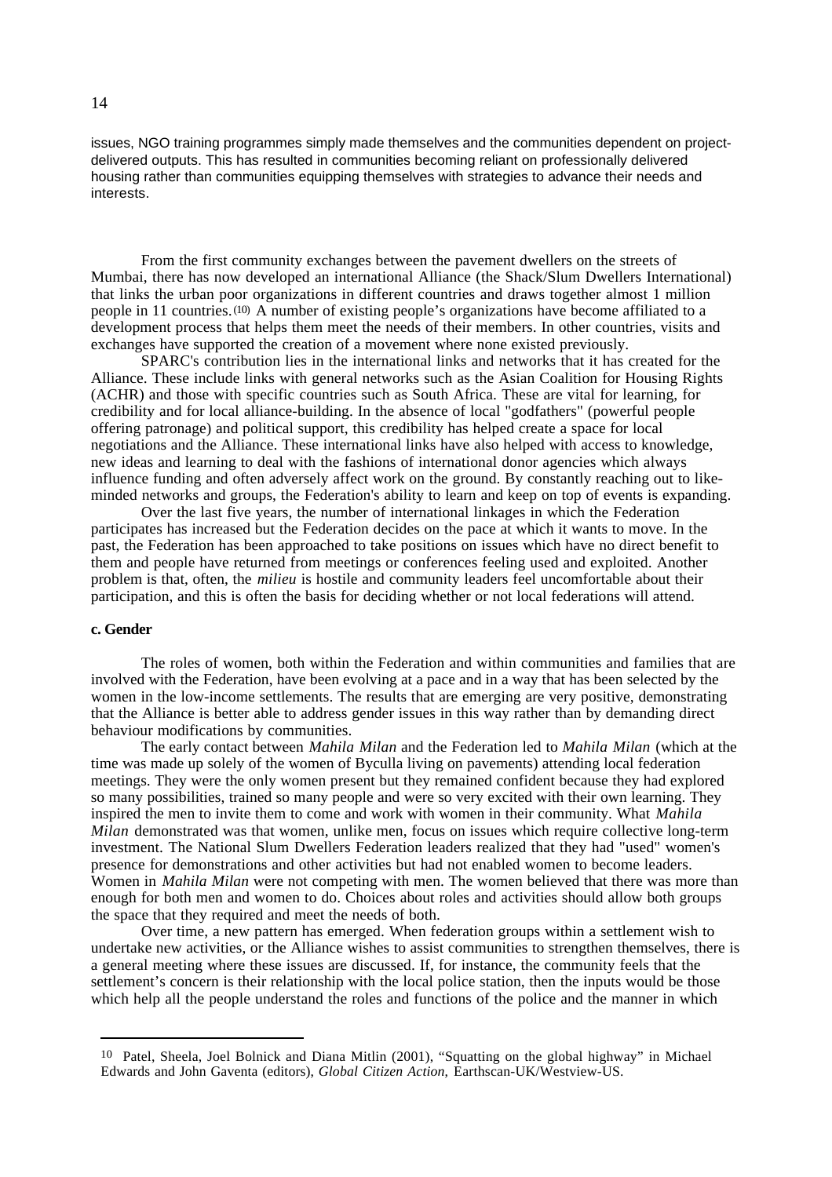issues, NGO training programmes simply made themselves and the communities dependent on project-delivered outputs. This has resulted in communities becoming reliant on professionally delivered housing rather than communities equipping themselves with strategies to advance their needs and interests.

From the first community exchanges between the pavement dwellers on the streets of Mumbai, there has now developed an international Alliance (the Shack/Slum Dwellers International) that links the urban poor organizations in different countries and draws together almost 1 million people in 11 countries.[10] A number of existing people's organizations have become affiliated to a development process that helps them meet the needs of their members. In other countries, visits and exchanges have supported the creation of a movement where none existed previously.

SPARC's contribution lies in the international links and networks that it has created for the Alliance. These include links with general networks such as the Asian Coalition for Housing Rights (ACHR) and those with specific countries such as South Africa. These are vital for learning, for credibility and for local alliance-building. In the absence of local "godfathers" (powerful people offering patronage) and political support, this credibility has helped create a space for local negotiations and the Alliance. These international links have also helped with access to knowledge, new ideas and learning to deal with the fashions of international donor agencies which always influence funding and often adversely affect work on the ground. By constantly reaching out to like-minded networks and groups, the Federation's ability to learn and keep on top of events is expanding.

Over the last five years, the number of international linkages in which the Federation participates has increased but the Federation decides on the pace at which it wants to move. In the past, the Federation has been approached to take positions on issues which have no direct benefit to them and people have returned from meetings or conferences feeling used and exploited. Another problem is that, often, the *milieu* is hostile and community leaders feel uncomfortable about their participation, and this is often the basis for deciding whether or not local federations will attend.

#### c. Gender

The roles of women, both within the Federation and within communities and families that are involved with the Federation, have been evolving at a pace and in a way that has been selected by the women in the low-income settlements. The results that are emerging are very positive, demonstrating that the Alliance is better able to address gender issues in this way rather than by demanding direct behaviour modifications by communities.

The early contact between *Mahila Milan* and the Federation led to *Mahila Milan* (which at the time was made up solely of the women of Byculla living on pavements) attending local federation meetings. They were the only women present but they remained confident because they had explored so many possibilities, trained so many people and were so very excited with their own learning. They inspired the men to invite them to come and work with women in their community. What *Mahila Milan* demonstrated was that women, unlike men, focus on issues which require collective long-term investment. The National Slum Dwellers Federation leaders realized that they had "used" women's presence for demonstrations and other activities but had not enabled women to become leaders. Women in *Mahila Milan* were not competing with men. The women believed that there was more than enough for both men and women to do. Choices about roles and activities should allow both groups the space that they required and meet the needs of both.

Over time, a new pattern has emerged. When federation groups within a settlement wish to undertake new activities, or the Alliance wishes to assist communities to strengthen themselves, there is a general meeting where these issues are discussed. If, for instance, the community feels that the settlement's concern is their relationship with the local police station, then the inputs would be those which help all the people understand the roles and functions of the police and the manner in which

---

[10] Patel, Sheela, Joel Bolnick and Diana Mitlin (2001), "Squatting on the global highway" in Michael Edwards and John Gaventa (editors), *Global Citizen Action*, Earthscan-UK/Westview-US.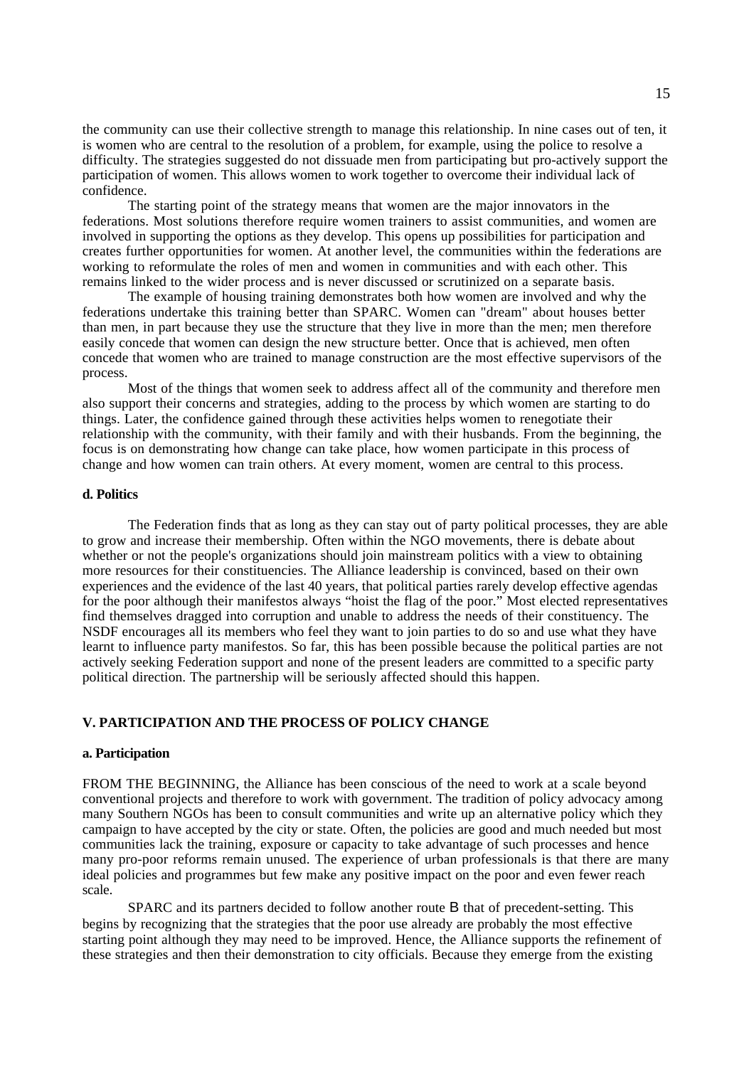the community can use their collective strength to manage this relationship. In nine cases out of ten, it is women who are central to the resolution of a problem, for example, using the police to resolve a difficulty. The strategies suggested do not dissuade men from participating but pro-actively support the participation of women. This allows women to work together to overcome their individual lack of confidence.

The starting point of the strategy means that women are the major innovators in the federations. Most solutions therefore require women trainers to assist communities, and women are involved in supporting the options as they develop. This opens up possibilities for participation and creates further opportunities for women. At another level, the communities within the federations are working to reformulate the roles of men and women in communities and with each other. This remains linked to the wider process and is never discussed or scrutinized on a separate basis.

The example of housing training demonstrates both how women are involved and why the federations undertake this training better than SPARC. Women can "dream" about houses better than men, in part because they use the structure that they live in more than the men; men therefore easily concede that women can design the new structure better. Once that is achieved, men often concede that women who are trained to manage construction are the most effective supervisors of the process.

Most of the things that women seek to address affect all of the community and therefore men also support their concerns and strategies, adding to the process by which women are starting to do things. Later, the confidence gained through these activities helps women to renegotiate their relationship with the community, with their family and with their husbands. From the beginning, the focus is on demonstrating how change can take place, how women participate in this process of change and how women can train others. At every moment, women are central to this process.

### d. Politics

The Federation finds that as long as they can stay out of party political processes, they are able to grow and increase their membership. Often within the NGO movements, there is debate about whether or not the people's organizations should join mainstream politics with a view to obtaining more resources for their constituencies. The Alliance leadership is convinced, based on their own experiences and the evidence of the last 40 years, that political parties rarely develop effective agendas for the poor although their manifestos always "hoist the flag of the poor." Most elected representatives find themselves dragged into corruption and unable to address the needs of their constituency. The NSDF encourages all its members who feel they want to join parties to do so and use what they have learnt to influence party manifestos. So far, this has been possible because the political parties are not actively seeking Federation support and none of the present leaders are committed to a specific party political direction. The partnership will be seriously affected should this happen.

## V. PARTICIPATION AND THE PROCESS OF POLICY CHANGE

### a. Participation

FROM THE BEGINNING, the Alliance has been conscious of the need to work at a scale beyond conventional projects and therefore to work with government. The tradition of policy advocacy among many Southern NGOs has been to consult communities and write up an alternative policy which they campaign to have accepted by the city or state. Often, the policies are good and much needed but most communities lack the training, exposure or capacity to take advantage of such processes and hence many pro-poor reforms remain unused. The experience of urban professionals is that there are many ideal policies and programmes but few make any positive impact on the poor and even fewer reach scale.

SPARC and its partners decided to follow another route B that of precedent-setting. This begins by recognizing that the strategies that the poor use already are probably the most effective starting point although they may need to be improved. Hence, the Alliance supports the refinement of these strategies and then their demonstration to city officials. Because they emerge from the existing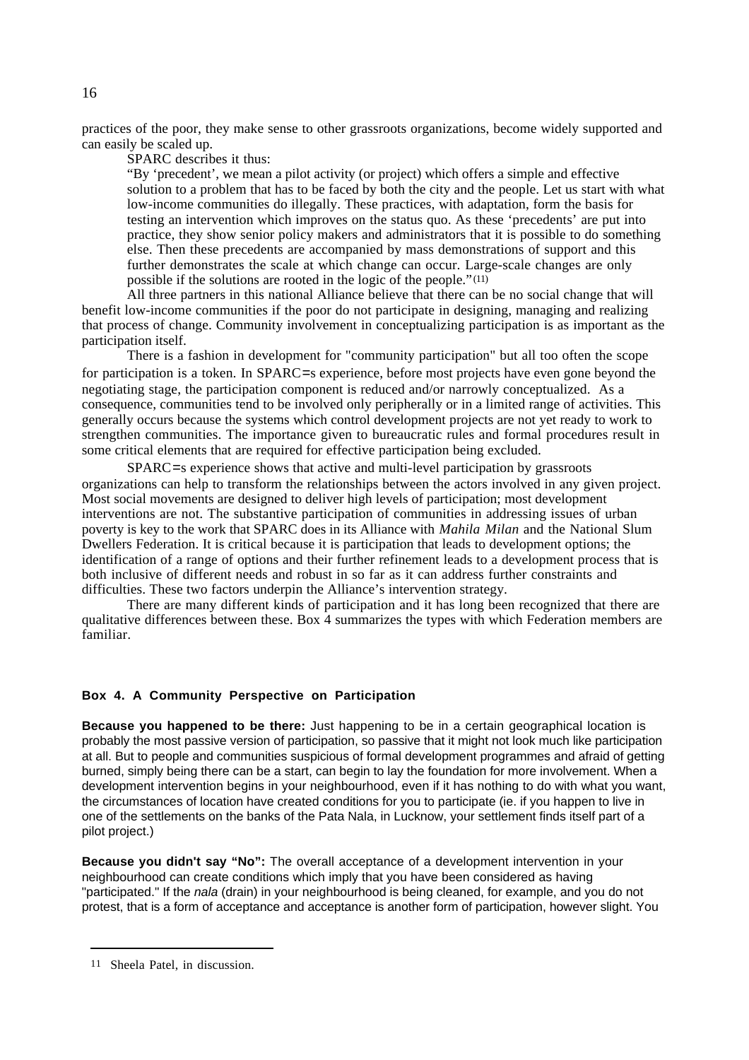practices of the poor, they make sense to other grassroots organizations, become widely supported and can easily be scaled up.

SPARC describes it thus:

> "By 'precedent', we mean a pilot activity (or project) which offers a simple and effective solution to a problem that has to be faced by both the city and the people. Let us start with what low-income communities do illegally. These practices, with adaptation, form the basis for testing an intervention which improves on the status quo. As these 'precedents' are put into practice, they show senior policy makers and administrators that it is possible to do something else. Then these precedents are accompanied by mass demonstrations of support and this further demonstrates the scale at which change can occur. Large-scale changes are only possible if the solutions are rooted in the logic of the people."[11]

All three partners in this national Alliance believe that there can be no social change that will benefit low-income communities if the poor do not participate in designing, managing and realizing that process of change. Community involvement in conceptualizing participation is as important as the participation itself.

There is a fashion in development for "community participation" but all too often the scope for participation is a token. In SPARC=s experience, before most projects have even gone beyond the negotiating stage, the participation component is reduced and/or narrowly conceptualized. As a consequence, communities tend to be involved only peripherally or in a limited range of activities. This generally occurs because the systems which control development projects are not yet ready to work to strengthen communities. The importance given to bureaucratic rules and formal procedures result in some critical elements that are required for effective participation being excluded.

SPARC=s experience shows that active and multi-level participation by grassroots organizations can help to transform the relationships between the actors involved in any given project. Most social movements are designed to deliver high levels of participation; most development interventions are not. The substantive participation of communities in addressing issues of urban poverty is key to the work that SPARC does in its Alliance with *Mahila Milan* and the National Slum Dwellers Federation. It is critical because it is participation that leads to development options; the identification of a range of options and their further refinement leads to a development process that is both inclusive of different needs and robust in so far as it can address further constraints and difficulties. These two factors underpin the Alliance's intervention strategy.

There are many different kinds of participation and it has long been recognized that there are qualitative differences between these. Box 4 summarizes the types with which Federation members are familiar.

**Box 4. A Community Perspective on Participation**

**Because you happened to be there:** Just happening to be in a certain geographical location is probably the most passive version of participation, so passive that it might not look much like participation at all. But to people and communities suspicious of formal development programmes and afraid of getting burned, simply being there can be a start, can begin to lay the foundation for more involvement. When a development intervention begins in your neighbourhood, even if it has nothing to do with what you want, the circumstances of location have created conditions for you to participate (ie. if you happen to live in one of the settlements on the banks of the Pata Nala, in Lucknow, your settlement finds itself part of a pilot project.)

**Because you didn't say "No":** The overall acceptance of a development intervention in your neighbourhood can create conditions which imply that you have been considered as having "participated." If the *nala* (drain) in your neighbourhood is being cleaned, for example, and you do not protest, that is a form of acceptance and acceptance is another form of participation, however slight. You

---

11 Sheela Patel, in discussion.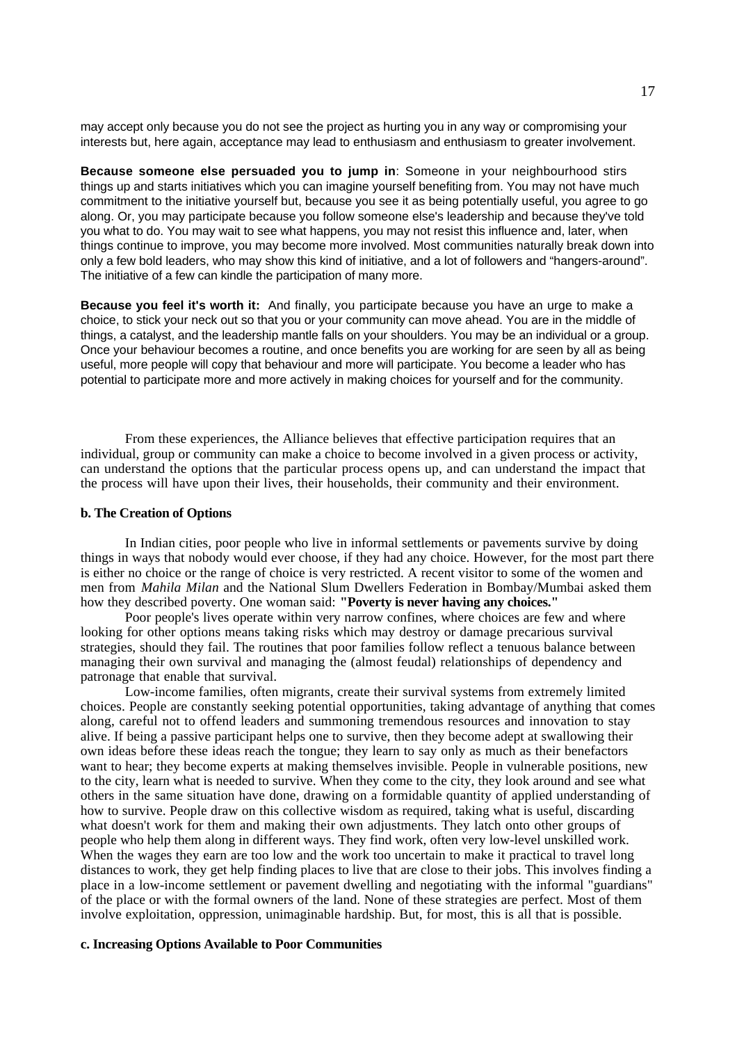may accept only because you do not see the project as hurting you in any way or compromising your interests but, here again, acceptance may lead to enthusiasm and enthusiasm to greater involvement.

**Because someone else persuaded you to jump in**: Someone in your neighbourhood stirs things up and starts initiatives which you can imagine yourself benefiting from. You may not have much commitment to the initiative yourself but, because you see it as being potentially useful, you agree to go along. Or, you may participate because you follow someone else's leadership and because they've told you what to do. You may wait to see what happens, you may not resist this influence and, later, when things continue to improve, you may become more involved. Most communities naturally break down into only a few bold leaders, who may show this kind of initiative, and a lot of followers and "hangers-around". The initiative of a few can kindle the participation of many more.

**Because you feel it's worth it:** And finally, you participate because you have an urge to make a choice, to stick your neck out so that you or your community can move ahead. You are in the middle of things, a catalyst, and the leadership mantle falls on your shoulders. You may be an individual or a group. Once your behaviour becomes a routine, and once benefits you are working for are seen by all as being useful, more people will copy that behaviour and more will participate. You become a leader who has potential to participate more and more actively in making choices for yourself and for the community.

From these experiences, the Alliance believes that effective participation requires that an individual, group or community can make a choice to become involved in a given process or activity, can understand the options that the particular process opens up, and can understand the impact that the process will have upon their lives, their households, their community and their environment.

#### b. The Creation of Options

In Indian cities, poor people who live in informal settlements or pavements survive by doing things in ways that nobody would ever choose, if they had any choice. However, for the most part there is either no choice or the range of choice is very restricted. A recent visitor to some of the women and men from *Mahila Milan* and the National Slum Dwellers Federation in Bombay/Mumbai asked them how they described poverty. One woman said: **"Poverty is never having any choices."**

Poor people's lives operate within very narrow confines, where choices are few and where looking for other options means taking risks which may destroy or damage precarious survival strategies, should they fail. The routines that poor families follow reflect a tenuous balance between managing their own survival and managing the (almost feudal) relationships of dependency and patronage that enable that survival.

Low-income families, often migrants, create their survival systems from extremely limited choices. People are constantly seeking potential opportunities, taking advantage of anything that comes along, careful not to offend leaders and summoning tremendous resources and innovation to stay alive. If being a passive participant helps one to survive, then they become adept at swallowing their own ideas before these ideas reach the tongue; they learn to say only as much as their benefactors want to hear; they become experts at making themselves invisible. People in vulnerable positions, new to the city, learn what is needed to survive. When they come to the city, they look around and see what others in the same situation have done, drawing on a formidable quantity of applied understanding of how to survive. People draw on this collective wisdom as required, taking what is useful, discarding what doesn't work for them and making their own adjustments. They latch onto other groups of people who help them along in different ways. They find work, often very low-level unskilled work. When the wages they earn are too low and the work too uncertain to make it practical to travel long distances to work, they get help finding places to live that are close to their jobs. This involves finding a place in a low-income settlement or pavement dwelling and negotiating with the informal "guardians" of the place or with the formal owners of the land. None of these strategies are perfect. Most of them involve exploitation, oppression, unimaginable hardship. But, for most, this is all that is possible.

#### c. Increasing Options Available to Poor Communities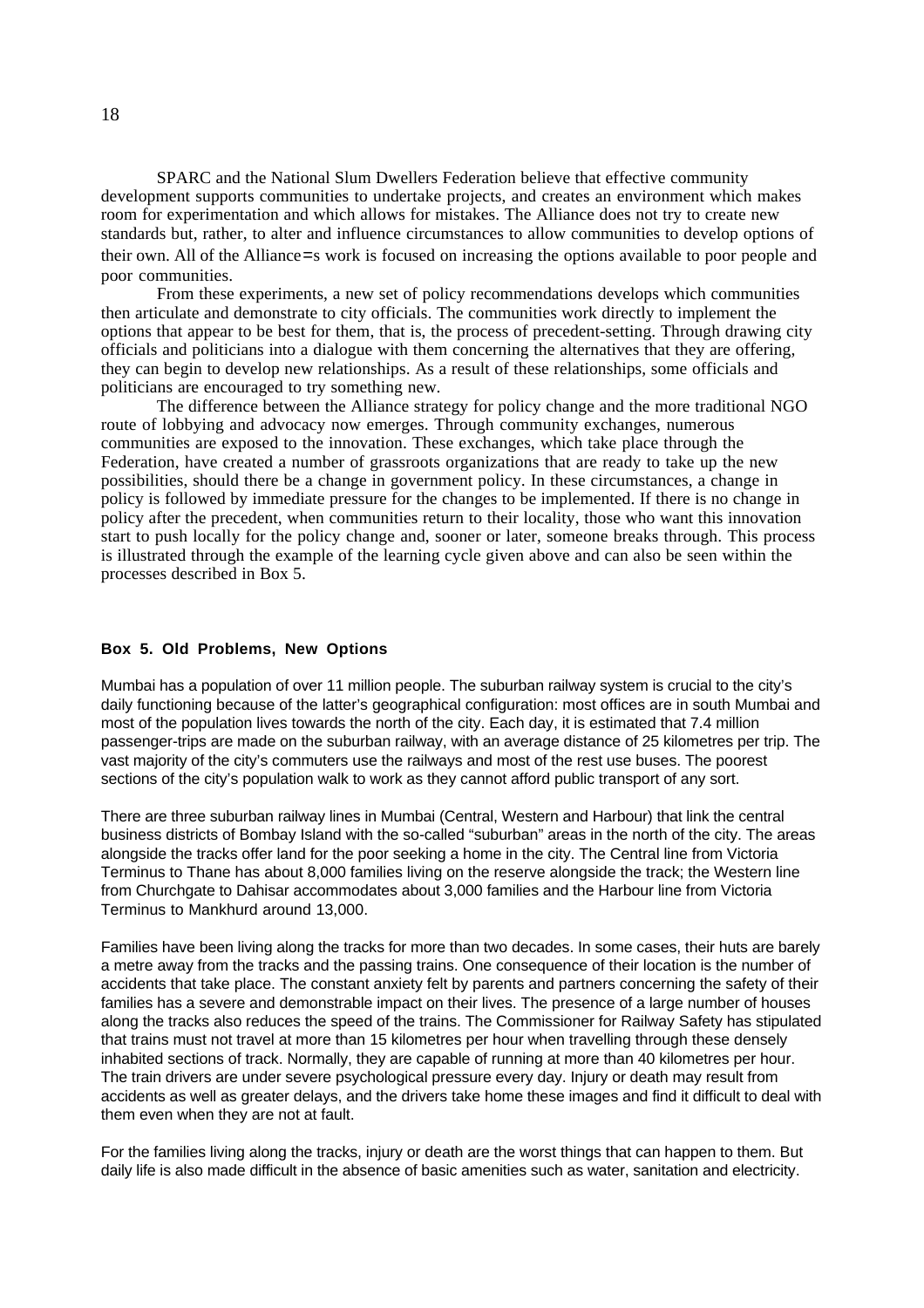SPARC and the National Slum Dwellers Federation believe that effective community development supports communities to undertake projects, and creates an environment which makes room for experimentation and which allows for mistakes. The Alliance does not try to create new standards but, rather, to alter and influence circumstances to allow communities to develop options of their own. All of the Alliance=s work is focused on increasing the options available to poor people and poor communities.

From these experiments, a new set of policy recommendations develops which communities then articulate and demonstrate to city officials. The communities work directly to implement the options that appear to be best for them, that is, the process of precedent-setting. Through drawing city officials and politicians into a dialogue with them concerning the alternatives that they are offering, they can begin to develop new relationships. As a result of these relationships, some officials and politicians are encouraged to try something new.

The difference between the Alliance strategy for policy change and the more traditional NGO route of lobbying and advocacy now emerges. Through community exchanges, numerous communities are exposed to the innovation. These exchanges, which take place through the Federation, have created a number of grassroots organizations that are ready to take up the new possibilities, should there be a change in government policy. In these circumstances, a change in policy is followed by immediate pressure for the changes to be implemented. If there is no change in policy after the precedent, when communities return to their locality, those who want this innovation start to push locally for the policy change and, sooner or later, someone breaks through. This process is illustrated through the example of the learning cycle given above and can also be seen within the processes described in Box 5.

#### Box 5. Old Problems, New Options

Mumbai has a population of over 11 million people. The suburban railway system is crucial to the city's daily functioning because of the latter's geographical configuration: most offices are in south Mumbai and most of the population lives towards the north of the city. Each day, it is estimated that 7.4 million passenger-trips are made on the suburban railway, with an average distance of 25 kilometres per trip. The vast majority of the city's commuters use the railways and most of the rest use buses. The poorest sections of the city's population walk to work as they cannot afford public transport of any sort.

There are three suburban railway lines in Mumbai (Central, Western and Harbour) that link the central business districts of Bombay Island with the so-called "suburban" areas in the north of the city. The areas alongside the tracks offer land for the poor seeking a home in the city. The Central line from Victoria Terminus to Thane has about 8,000 families living on the reserve alongside the track; the Western line from Churchgate to Dahisar accommodates about 3,000 families and the Harbour line from Victoria Terminus to Mankhurd around 13,000.

Families have been living along the tracks for more than two decades. In some cases, their huts are barely a metre away from the tracks and the passing trains. One consequence of their location is the number of accidents that take place. The constant anxiety felt by parents and partners concerning the safety of their families has a severe and demonstrable impact on their lives. The presence of a large number of houses along the tracks also reduces the speed of the trains. The Commissioner for Railway Safety has stipulated that trains must not travel at more than 15 kilometres per hour when travelling through these densely inhabited sections of track. Normally, they are capable of running at more than 40 kilometres per hour. The train drivers are under severe psychological pressure every day. Injury or death may result from accidents as well as greater delays, and the drivers take home these images and find it difficult to deal with them even when they are not at fault.

For the families living along the tracks, injury or death are the worst things that can happen to them. But daily life is also made difficult in the absence of basic amenities such as water, sanitation and electricity.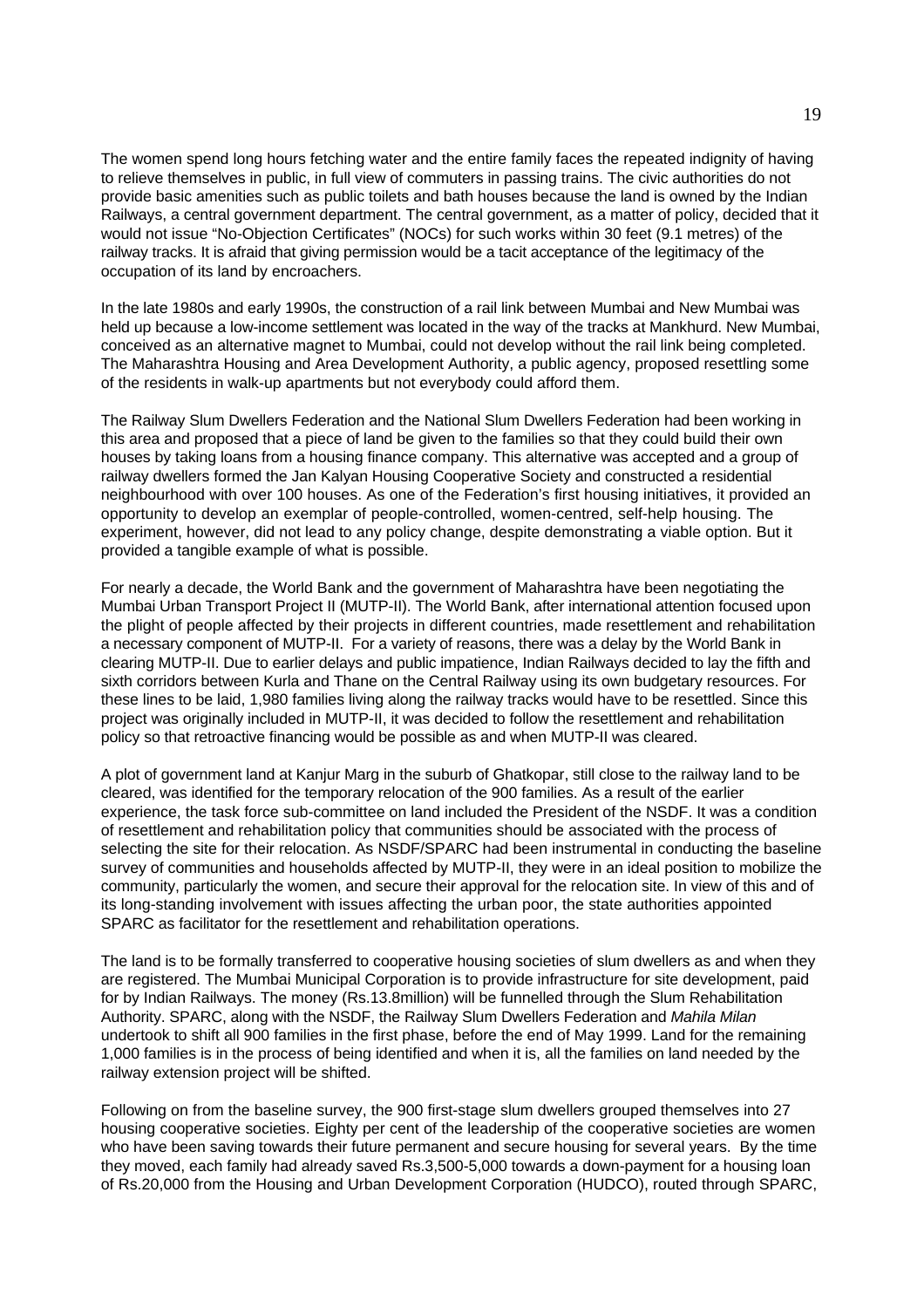The women spend long hours fetching water and the entire family faces the repeated indignity of having to relieve themselves in public, in full view of commuters in passing trains. The civic authorities do not provide basic amenities such as public toilets and bath houses because the land is owned by the Indian Railways, a central government department. The central government, as a matter of policy, decided that it would not issue "No-Objection Certificates" (NOCs) for such works within 30 feet (9.1 metres) of the railway tracks. It is afraid that giving permission would be a tacit acceptance of the legitimacy of the occupation of its land by encroachers.

In the late 1980s and early 1990s, the construction of a rail link between Mumbai and New Mumbai was held up because a low-income settlement was located in the way of the tracks at Mankhurd. New Mumbai, conceived as an alternative magnet to Mumbai, could not develop without the rail link being completed. The Maharashtra Housing and Area Development Authority, a public agency, proposed resettling some of the residents in walk-up apartments but not everybody could afford them.

The Railway Slum Dwellers Federation and the National Slum Dwellers Federation had been working in this area and proposed that a piece of land be given to the families so that they could build their own houses by taking loans from a housing finance company. This alternative was accepted and a group of railway dwellers formed the Jan Kalyan Housing Cooperative Society and constructed a residential neighbourhood with over 100 houses. As one of the Federation's first housing initiatives, it provided an opportunity to develop an exemplar of people-controlled, women-centred, self-help housing. The experiment, however, did not lead to any policy change, despite demonstrating a viable option. But it provided a tangible example of what is possible.

For nearly a decade, the World Bank and the government of Maharashtra have been negotiating the Mumbai Urban Transport Project II (MUTP-II). The World Bank, after international attention focused upon the plight of people affected by their projects in different countries, made resettlement and rehabilitation a necessary component of MUTP-II. For a variety of reasons, there was a delay by the World Bank in clearing MUTP-II. Due to earlier delays and public impatience, Indian Railways decided to lay the fifth and sixth corridors between Kurla and Thane on the Central Railway using its own budgetary resources. For these lines to be laid, 1,980 families living along the railway tracks would have to be resettled. Since this project was originally included in MUTP-II, it was decided to follow the resettlement and rehabilitation policy so that retroactive financing would be possible as and when MUTP-II was cleared.

A plot of government land at Kanjur Marg in the suburb of Ghatkopar, still close to the railway land to be cleared, was identified for the temporary relocation of the 900 families. As a result of the earlier experience, the task force sub-committee on land included the President of the NSDF. It was a condition of resettlement and rehabilitation policy that communities should be associated with the process of selecting the site for their relocation. As NSDF/SPARC had been instrumental in conducting the baseline survey of communities and households affected by MUTP-II, they were in an ideal position to mobilize the community, particularly the women, and secure their approval for the relocation site. In view of this and of its long-standing involvement with issues affecting the urban poor, the state authorities appointed SPARC as facilitator for the resettlement and rehabilitation operations.

The land is to be formally transferred to cooperative housing societies of slum dwellers as and when they are registered. The Mumbai Municipal Corporation is to provide infrastructure for site development, paid for by Indian Railways. The money (Rs.13.8million) will be funnelled through the Slum Rehabilitation Authority. SPARC, along with the NSDF, the Railway Slum Dwellers Federation and *Mahila Milan* undertook to shift all 900 families in the first phase, before the end of May 1999. Land for the remaining 1,000 families is in the process of being identified and when it is, all the families on land needed by the railway extension project will be shifted.

Following on from the baseline survey, the 900 first-stage slum dwellers grouped themselves into 27 housing cooperative societies. Eighty per cent of the leadership of the cooperative societies are women who have been saving towards their future permanent and secure housing for several years. By the time they moved, each family had already saved Rs.3,500-5,000 towards a down-payment for a housing loan of Rs.20,000 from the Housing and Urban Development Corporation (HUDCO), routed through SPARC,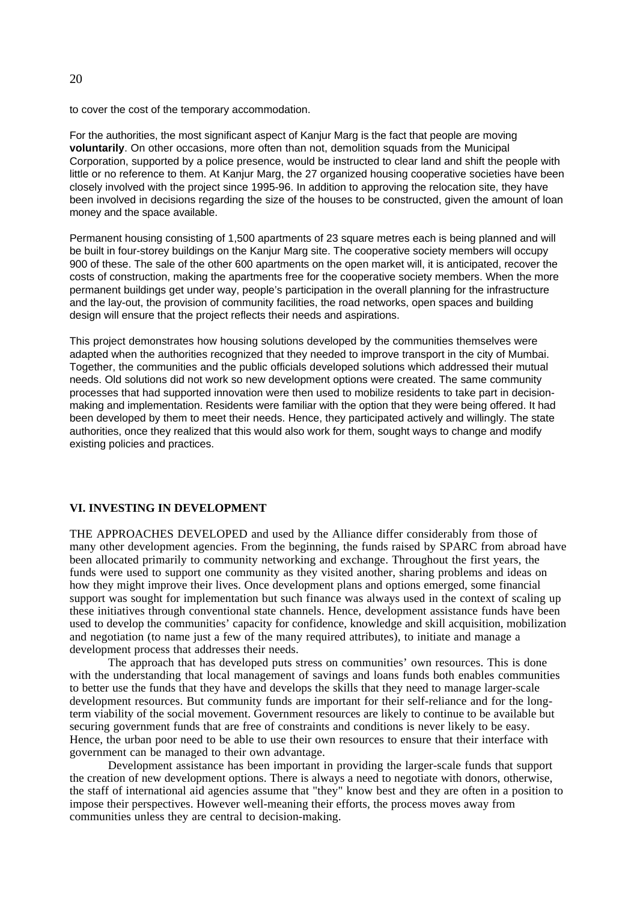to cover the cost of the temporary accommodation.

For the authorities, the most significant aspect of Kanjur Marg is the fact that people are moving **voluntarily**. On other occasions, more often than not, demolition squads from the Municipal Corporation, supported by a police presence, would be instructed to clear land and shift the people with little or no reference to them. At Kanjur Marg, the 27 organized housing cooperative societies have been closely involved with the project since 1995-96. In addition to approving the relocation site, they have been involved in decisions regarding the size of the houses to be constructed, given the amount of loan money and the space available.

Permanent housing consisting of 1,500 apartments of 23 square metres each is being planned and will be built in four-storey buildings on the Kanjur Marg site. The cooperative society members will occupy 900 of these. The sale of the other 600 apartments on the open market will, it is anticipated, recover the costs of construction, making the apartments free for the cooperative society members. When the more permanent buildings get under way, people's participation in the overall planning for the infrastructure and the lay-out, the provision of community facilities, the road networks, open spaces and building design will ensure that the project reflects their needs and aspirations.

This project demonstrates how housing solutions developed by the communities themselves were adapted when the authorities recognized that they needed to improve transport in the city of Mumbai. Together, the communities and the public officials developed solutions which addressed their mutual needs. Old solutions did not work so new development options were created. The same community processes that had supported innovation were then used to mobilize residents to take part in decision-making and implementation. Residents were familiar with the option that they were being offered. It had been developed by them to meet their needs. Hence, they participated actively and willingly. The state authorities, once they realized that this would also work for them, sought ways to change and modify existing policies and practices.

## VI. INVESTING IN DEVELOPMENT

THE APPROACHES DEVELOPED and used by the Alliance differ considerably from those of many other development agencies. From the beginning, the funds raised by SPARC from abroad have been allocated primarily to community networking and exchange. Throughout the first years, the funds were used to support one community as they visited another, sharing problems and ideas on how they might improve their lives. Once development plans and options emerged, some financial support was sought for implementation but such finance was always used in the context of scaling up these initiatives through conventional state channels. Hence, development assistance funds have been used to develop the communities' capacity for confidence, knowledge and skill acquisition, mobilization and negotiation (to name just a few of the many required attributes), to initiate and manage a development process that addresses their needs.

The approach that has developed puts stress on communities' own resources. This is done with the understanding that local management of savings and loans funds both enables communities to better use the funds that they have and develops the skills that they need to manage larger-scale development resources. But community funds are important for their self-reliance and for the long-term viability of the social movement. Government resources are likely to continue to be available but securing government funds that are free of constraints and conditions is never likely to be easy. Hence, the urban poor need to be able to use their own resources to ensure that their interface with government can be managed to their own advantage.

Development assistance has been important in providing the larger-scale funds that support the creation of new development options. There is always a need to negotiate with donors, otherwise, the staff of international aid agencies assume that "they" know best and they are often in a position to impose their perspectives. However well-meaning their efforts, the process moves away from communities unless they are central to decision-making.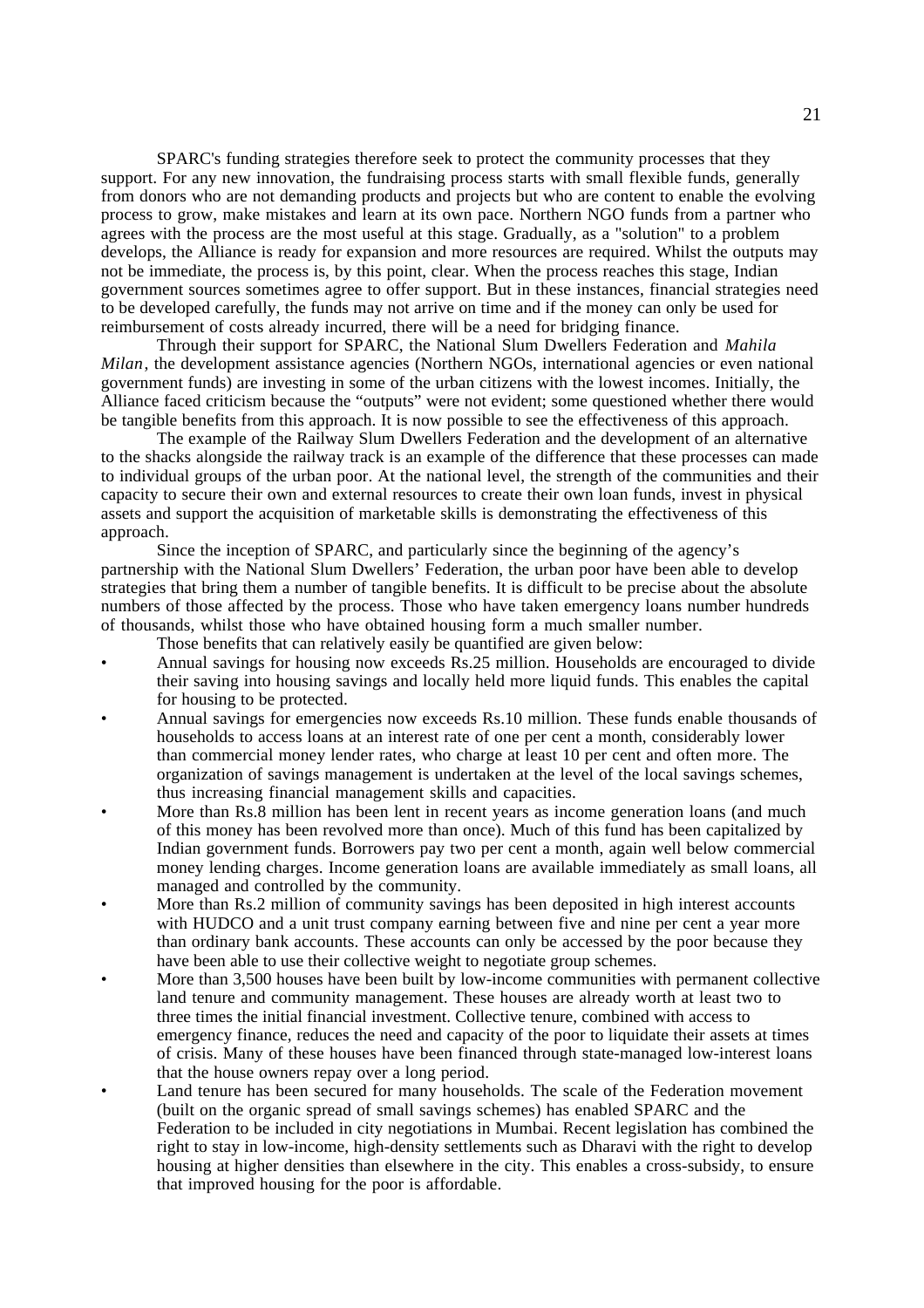SPARC's funding strategies therefore seek to protect the community processes that they support. For any new innovation, the fundraising process starts with small flexible funds, generally from donors who are not demanding products and projects but who are content to enable the evolving process to grow, make mistakes and learn at its own pace. Northern NGO funds from a partner who agrees with the process are the most useful at this stage. Gradually, as a "solution" to a problem develops, the Alliance is ready for expansion and more resources are required. Whilst the outputs may not be immediate, the process is, by this point, clear. When the process reaches this stage, Indian government sources sometimes agree to offer support. But in these instances, financial strategies need to be developed carefully, the funds may not arrive on time and if the money can only be used for reimbursement of costs already incurred, there will be a need for bridging finance.

Through their support for SPARC, the National Slum Dwellers Federation and *Mahila Milan*, the development assistance agencies (Northern NGOs, international agencies or even national government funds) are investing in some of the urban citizens with the lowest incomes. Initially, the Alliance faced criticism because the "outputs" were not evident; some questioned whether there would be tangible benefits from this approach. It is now possible to see the effectiveness of this approach.

The example of the Railway Slum Dwellers Federation and the development of an alternative to the shacks alongside the railway track is an example of the difference that these processes can made to individual groups of the urban poor. At the national level, the strength of the communities and their capacity to secure their own and external resources to create their own loan funds, invest in physical assets and support the acquisition of marketable skills is demonstrating the effectiveness of this approach.

Since the inception of SPARC, and particularly since the beginning of the agency's partnership with the National Slum Dwellers' Federation, the urban poor have been able to develop strategies that bring them a number of tangible benefits. It is difficult to be precise about the absolute numbers of those affected by the process. Those who have taken emergency loans number hundreds of thousands, whilst those who have obtained housing form a much smaller number.

Those benefits that can relatively easily be quantified are given below:

- Annual savings for housing now exceeds Rs.25 million. Households are encouraged to divide their saving into housing savings and locally held more liquid funds. This enables the capital for housing to be protected.
- Annual savings for emergencies now exceeds Rs.10 million. These funds enable thousands of households to access loans at an interest rate of one per cent a month, considerably lower than commercial money lender rates, who charge at least 10 per cent and often more. The organization of savings management is undertaken at the level of the local savings schemes, thus increasing financial management skills and capacities.
- More than Rs.8 million has been lent in recent years as income generation loans (and much of this money has been revolved more than once). Much of this fund has been capitalized by Indian government funds. Borrowers pay two per cent a month, again well below commercial money lending charges. Income generation loans are available immediately as small loans, all managed and controlled by the community.
- More than Rs.2 million of community savings has been deposited in high interest accounts with HUDCO and a unit trust company earning between five and nine per cent a year more than ordinary bank accounts. These accounts can only be accessed by the poor because they have been able to use their collective weight to negotiate group schemes.
- More than 3,500 houses have been built by low-income communities with permanent collective land tenure and community management. These houses are already worth at least two to three times the initial financial investment. Collective tenure, combined with access to emergency finance, reduces the need and capacity of the poor to liquidate their assets at times of crisis. Many of these houses have been financed through state-managed low-interest loans that the house owners repay over a long period.
- Land tenure has been secured for many households. The scale of the Federation movement (built on the organic spread of small savings schemes) has enabled SPARC and the Federation to be included in city negotiations in Mumbai. Recent legislation has combined the right to stay in low-income, high-density settlements such as Dharavi with the right to develop housing at higher densities than elsewhere in the city. This enables a cross-subsidy, to ensure that improved housing for the poor is affordable.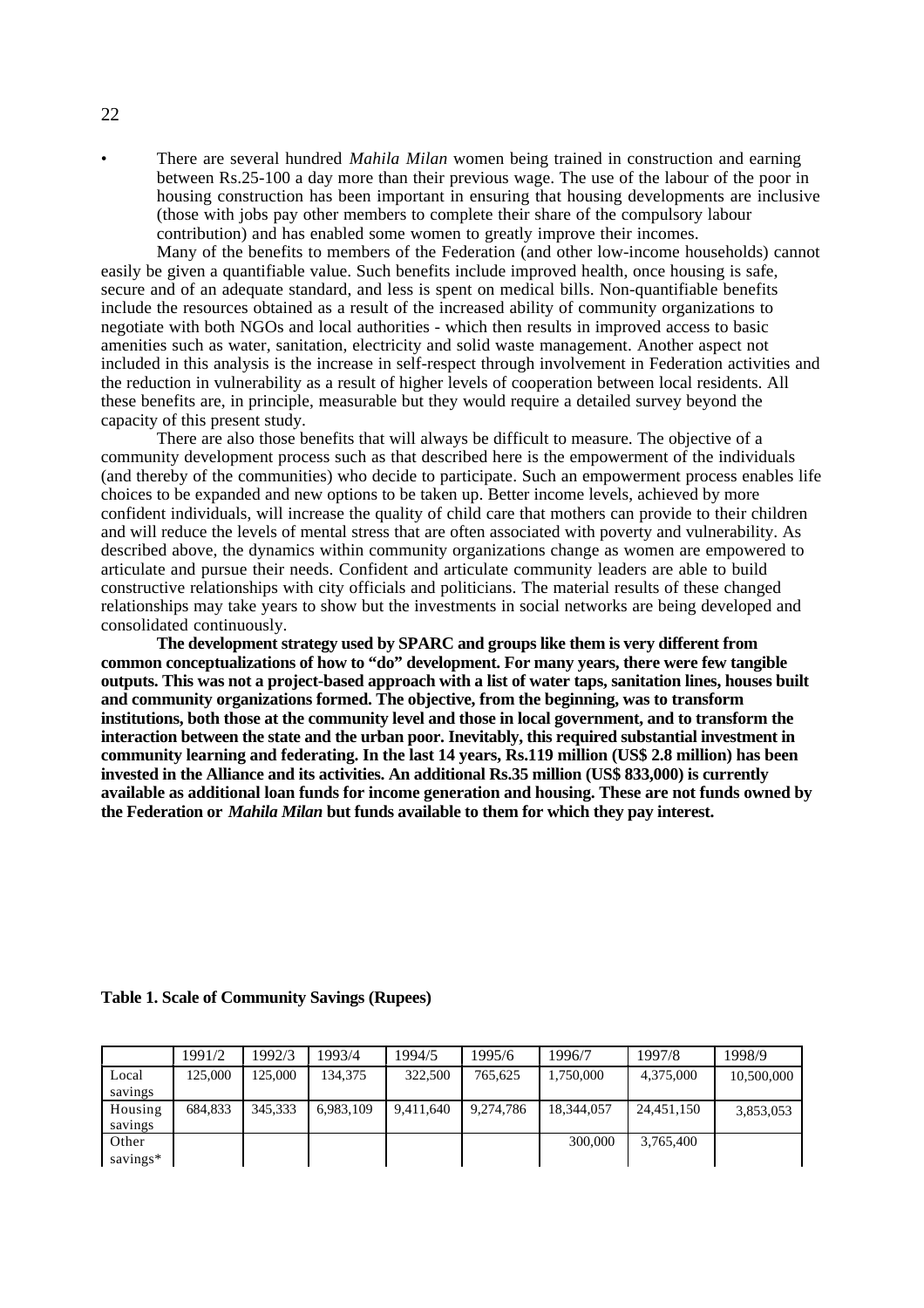- There are several hundred *Mahila Milan* women being trained in construction and earning between Rs.25-100 a day more than their previous wage. The use of the labour of the poor in housing construction has been important in ensuring that housing developments are inclusive (those with jobs pay other members to complete their share of the compulsory labour contribution) and has enabled some women to greatly improve their incomes.

Many of the benefits to members of the Federation (and other low-income households) cannot easily be given a quantifiable value. Such benefits include improved health, once housing is safe, secure and of an adequate standard, and less is spent on medical bills. Non-quantifiable benefits include the resources obtained as a result of the increased ability of community organizations to negotiate with both NGOs and local authorities - which then results in improved access to basic amenities such as water, sanitation, electricity and solid waste management. Another aspect not included in this analysis is the increase in self-respect through involvement in Federation activities and the reduction in vulnerability as a result of higher levels of cooperation between local residents. All these benefits are, in principle, measurable but they would require a detailed survey beyond the capacity of this present study.

There are also those benefits that will always be difficult to measure. The objective of a community development process such as that described here is the empowerment of the individuals (and thereby of the communities) who decide to participate. Such an empowerment process enables life choices to be expanded and new options to be taken up. Better income levels, achieved by more confident individuals, will increase the quality of child care that mothers can provide to their children and will reduce the levels of mental stress that are often associated with poverty and vulnerability. As described above, the dynamics within community organizations change as women are empowered to articulate and pursue their needs. Confident and articulate community leaders are able to build constructive relationships with city officials and politicians. The material results of these changed relationships may take years to show but the investments in social networks are being developed and consolidated continuously.

**The development strategy used by SPARC and groups like them is very different from common conceptualizations of how to "do" development. For many years, there were few tangible outputs. This was not a project-based approach with a list of water taps, sanitation lines, houses built and community organizations formed. The objective, from the beginning, was to transform institutions, both those at the community level and those in local government, and to transform the interaction between the state and the urban poor. Inevitably, this required substantial investment in community learning and federating. In the last 14 years, Rs.119 million (US$ 2.8 million) has been invested in the Alliance and its activities. An additional Rs.35 million (US$ 833,000) is currently available as additional loan funds for income generation and housing. These are not funds owned by the Federation or *Mahila Milan* but funds available to them for which they pay interest.**

**Table 1. Scale of Community Savings (Rupees)**

| | 1991/2 | 1992/3 | 1993/4 | 1994/5 | 1995/6 | 1996/7 | 1997/8 | 1998/9 |
|---|---|---|---|---|---|---|---|---|
| Local savings | 125,000 | 125,000 | 134,375 | 322,500 | 765,625 | 1,750,000 | 4,375,000 | 10,500,000 |
| Housing savings | 684,833 | 345,333 | 6,983,109 | 9,411,640 | 9,274,786 | 18,344,057 | 24,451,150 | 3,853,053 |
| Other savings* | | | | | | 300,000 | 3,765,400 | |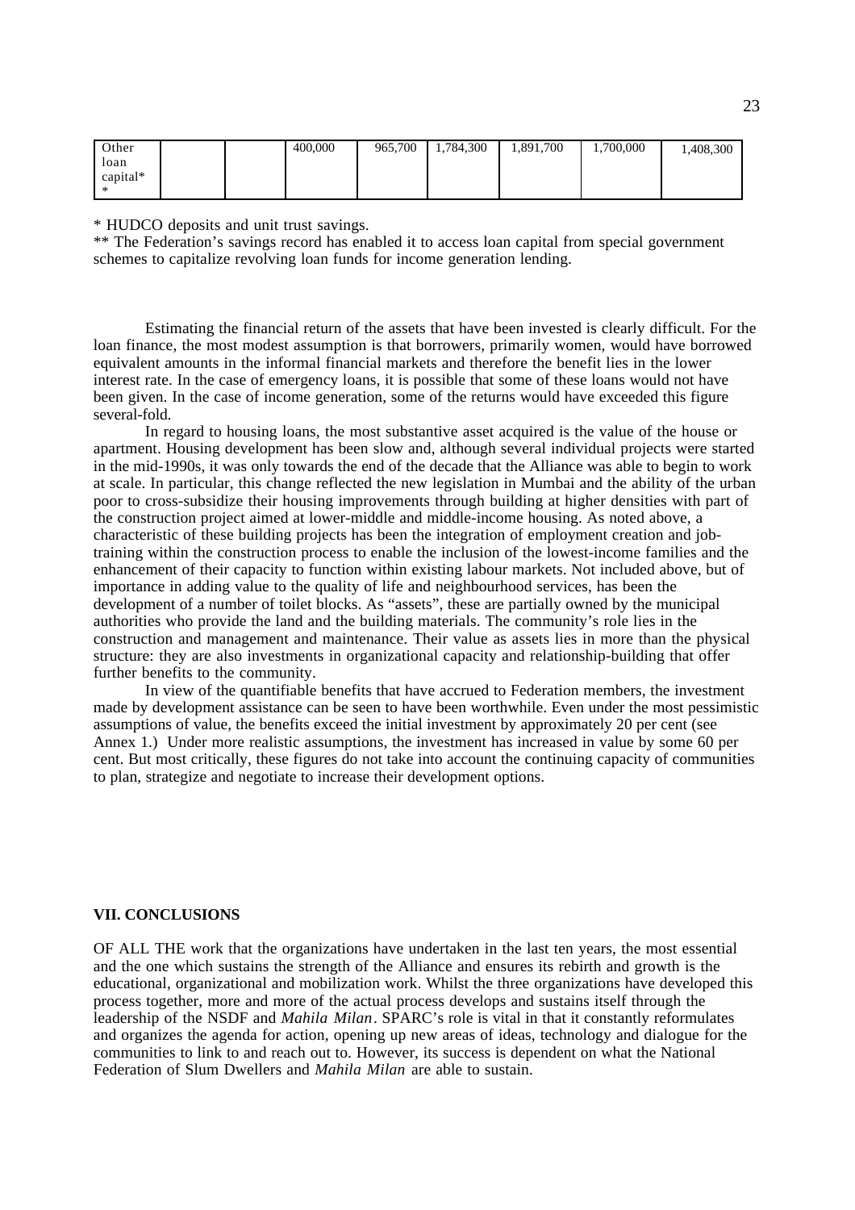| Other loan capital** | | | 400,000 | 965,700 | 1,784,300 | 1,891,700 | 1,700,000 | 1,408,300 |
|---|---|---|---|---|---|---|---|---|

* HUDCO deposits and unit trust savings.
** The Federation's savings record has enabled it to access loan capital from special government schemes to capitalize revolving loan funds for income generation lending.

Estimating the financial return of the assets that have been invested is clearly difficult. For the loan finance, the most modest assumption is that borrowers, primarily women, would have borrowed equivalent amounts in the informal financial markets and therefore the benefit lies in the lower interest rate. In the case of emergency loans, it is possible that some of these loans would not have been given. In the case of income generation, some of the returns would have exceeded this figure several-fold.

In regard to housing loans, the most substantive asset acquired is the value of the house or apartment. Housing development has been slow and, although several individual projects were started in the mid-1990s, it was only towards the end of the decade that the Alliance was able to begin to work at scale. In particular, this change reflected the new legislation in Mumbai and the ability of the urban poor to cross-subsidize their housing improvements through building at higher densities with part of the construction project aimed at lower-middle and middle-income housing. As noted above, a characteristic of these building projects has been the integration of employment creation and job-training within the construction process to enable the inclusion of the lowest-income families and the enhancement of their capacity to function within existing labour markets. Not included above, but of importance in adding value to the quality of life and neighbourhood services, has been the development of a number of toilet blocks. As "assets", these are partially owned by the municipal authorities who provide the land and the building materials. The community's role lies in the construction and management and maintenance. Their value as assets lies in more than the physical structure: they are also investments in organizational capacity and relationship-building that offer further benefits to the community.

In view of the quantifiable benefits that have accrued to Federation members, the investment made by development assistance can be seen to have been worthwhile. Even under the most pessimistic assumptions of value, the benefits exceed the initial investment by approximately 20 per cent (see Annex 1.) Under more realistic assumptions, the investment has increased in value by some 60 per cent. But most critically, these figures do not take into account the continuing capacity of communities to plan, strategize and negotiate to increase their development options.

## VII. CONCLUSIONS

OF ALL THE work that the organizations have undertaken in the last ten years, the most essential and the one which sustains the strength of the Alliance and ensures its rebirth and growth is the educational, organizational and mobilization work. Whilst the three organizations have developed this process together, more and more of the actual process develops and sustains itself through the leadership of the NSDF and *Mahila Milan*. SPARC's role is vital in that it constantly reformulates and organizes the agenda for action, opening up new areas of ideas, technology and dialogue for the communities to link to and reach out to. However, its success is dependent on what the National Federation of Slum Dwellers and *Mahila Milan* are able to sustain.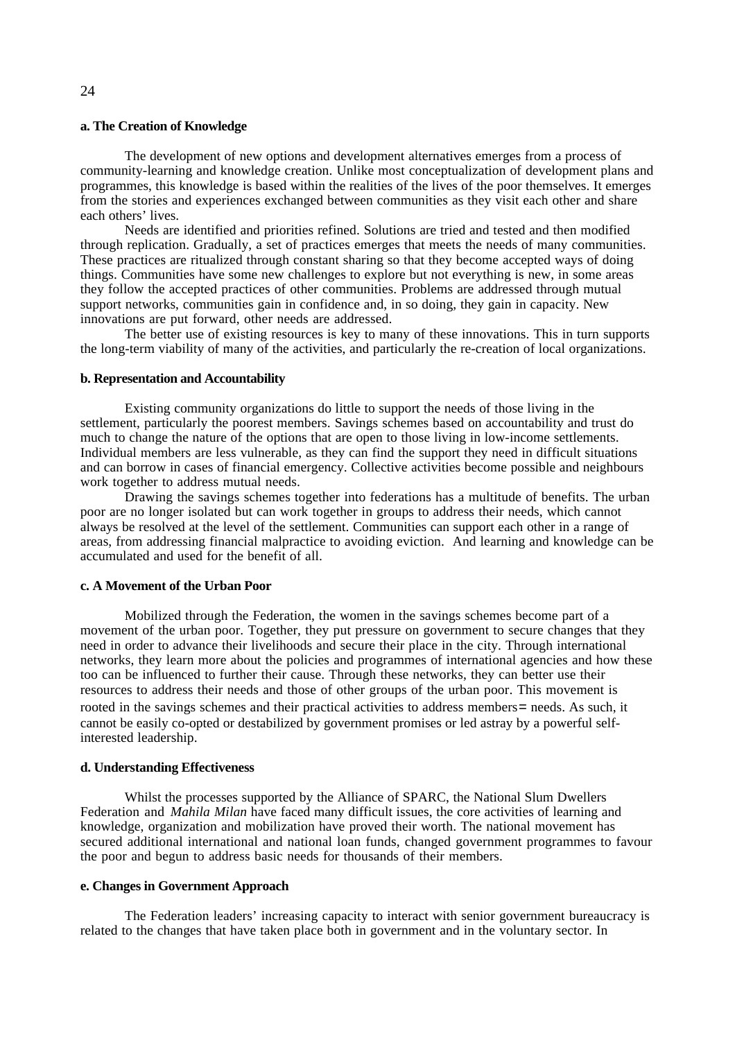**a. The Creation of Knowledge**

The development of new options and development alternatives emerges from a process of community-learning and knowledge creation. Unlike most conceptualization of development plans and programmes, this knowledge is based within the realities of the lives of the poor themselves. It emerges from the stories and experiences exchanged between communities as they visit each other and share each others' lives.

Needs are identified and priorities refined. Solutions are tried and tested and then modified through replication. Gradually, a set of practices emerges that meets the needs of many communities. These practices are ritualized through constant sharing so that they become accepted ways of doing things. Communities have some new challenges to explore but not everything is new, in some areas they follow the accepted practices of other communities. Problems are addressed through mutual support networks, communities gain in confidence and, in so doing, they gain in capacity. New innovations are put forward, other needs are addressed.

The better use of existing resources is key to many of these innovations. This in turn supports the long-term viability of many of the activities, and particularly the re-creation of local organizations.

**b. Representation and Accountability**

Existing community organizations do little to support the needs of those living in the settlement, particularly the poorest members. Savings schemes based on accountability and trust do much to change the nature of the options that are open to those living in low-income settlements. Individual members are less vulnerable, as they can find the support they need in difficult situations and can borrow in cases of financial emergency. Collective activities become possible and neighbours work together to address mutual needs.

Drawing the savings schemes together into federations has a multitude of benefits. The urban poor are no longer isolated but can work together in groups to address their needs, which cannot always be resolved at the level of the settlement. Communities can support each other in a range of areas, from addressing financial malpractice to avoiding eviction. And learning and knowledge can be accumulated and used for the benefit of all.

**c. A Movement of the Urban Poor**

Mobilized through the Federation, the women in the savings schemes become part of a movement of the urban poor. Together, they put pressure on government to secure changes that they need in order to advance their livelihoods and secure their place in the city. Through international networks, they learn more about the policies and programmes of international agencies and how these too can be influenced to further their cause. Through these networks, they can better use their resources to address their needs and those of other groups of the urban poor. This movement is rooted in the savings schemes and their practical activities to address members= needs. As such, it cannot be easily co-opted or destabilized by government promises or led astray by a powerful self-interested leadership.

**d. Understanding Effectiveness**

Whilst the processes supported by the Alliance of SPARC, the National Slum Dwellers Federation and *Mahila Milan* have faced many difficult issues, the core activities of learning and knowledge, organization and mobilization have proved their worth. The national movement has secured additional international and national loan funds, changed government programmes to favour the poor and begun to address basic needs for thousands of their members.

**e. Changes in Government Approach**

The Federation leaders' increasing capacity to interact with senior government bureaucracy is related to the changes that have taken place both in government and in the voluntary sector. In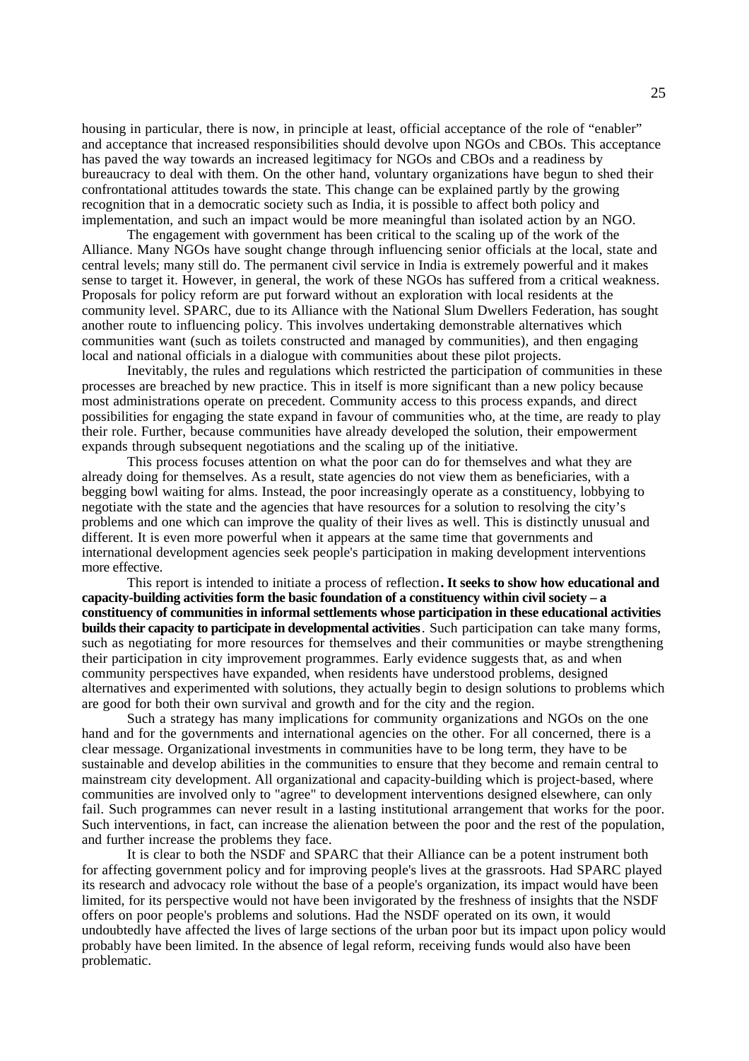housing in particular, there is now, in principle at least, official acceptance of the role of "enabler" and acceptance that increased responsibilities should devolve upon NGOs and CBOs. This acceptance has paved the way towards an increased legitimacy for NGOs and CBOs and a readiness by bureaucracy to deal with them. On the other hand, voluntary organizations have begun to shed their confrontational attitudes towards the state. This change can be explained partly by the growing recognition that in a democratic society such as India, it is possible to affect both policy and implementation, and such an impact would be more meaningful than isolated action by an NGO.

The engagement with government has been critical to the scaling up of the work of the Alliance. Many NGOs have sought change through influencing senior officials at the local, state and central levels; many still do. The permanent civil service in India is extremely powerful and it makes sense to target it. However, in general, the work of these NGOs has suffered from a critical weakness. Proposals for policy reform are put forward without an exploration with local residents at the community level. SPARC, due to its Alliance with the National Slum Dwellers Federation, has sought another route to influencing policy. This involves undertaking demonstrable alternatives which communities want (such as toilets constructed and managed by communities), and then engaging local and national officials in a dialogue with communities about these pilot projects.

Inevitably, the rules and regulations which restricted the participation of communities in these processes are breached by new practice. This in itself is more significant than a new policy because most administrations operate on precedent. Community access to this process expands, and direct possibilities for engaging the state expand in favour of communities who, at the time, are ready to play their role. Further, because communities have already developed the solution, their empowerment expands through subsequent negotiations and the scaling up of the initiative.

This process focuses attention on what the poor can do for themselves and what they are already doing for themselves. As a result, state agencies do not view them as beneficiaries, with a begging bowl waiting for alms. Instead, the poor increasingly operate as a constituency, lobbying to negotiate with the state and the agencies that have resources for a solution to resolving the city's problems and one which can improve the quality of their lives as well. This is distinctly unusual and different. It is even more powerful when it appears at the same time that governments and international development agencies seek people's participation in making development interventions more effective.

This report is intended to initiate a process of reflection**. It seeks to show how educational and capacity-building activities form the basic foundation of a constituency within civil society – a constituency of communities in informal settlements whose participation in these educational activities builds their capacity to participate in developmental activities**. Such participation can take many forms, such as negotiating for more resources for themselves and their communities or maybe strengthening their participation in city improvement programmes. Early evidence suggests that, as and when community perspectives have expanded, when residents have understood problems, designed alternatives and experimented with solutions, they actually begin to design solutions to problems which are good for both their own survival and growth and for the city and the region.

Such a strategy has many implications for community organizations and NGOs on the one hand and for the governments and international agencies on the other. For all concerned, there is a clear message. Organizational investments in communities have to be long term, they have to be sustainable and develop abilities in the communities to ensure that they become and remain central to mainstream city development. All organizational and capacity-building which is project-based, where communities are involved only to "agree" to development interventions designed elsewhere, can only fail. Such programmes can never result in a lasting institutional arrangement that works for the poor. Such interventions, in fact, can increase the alienation between the poor and the rest of the population, and further increase the problems they face.

It is clear to both the NSDF and SPARC that their Alliance can be a potent instrument both for affecting government policy and for improving people's lives at the grassroots. Had SPARC played its research and advocacy role without the base of a people's organization, its impact would have been limited, for its perspective would not have been invigorated by the freshness of insights that the NSDF offers on poor people's problems and solutions. Had the NSDF operated on its own, it would undoubtedly have affected the lives of large sections of the urban poor but its impact upon policy would probably have been limited. In the absence of legal reform, receiving funds would also have been problematic.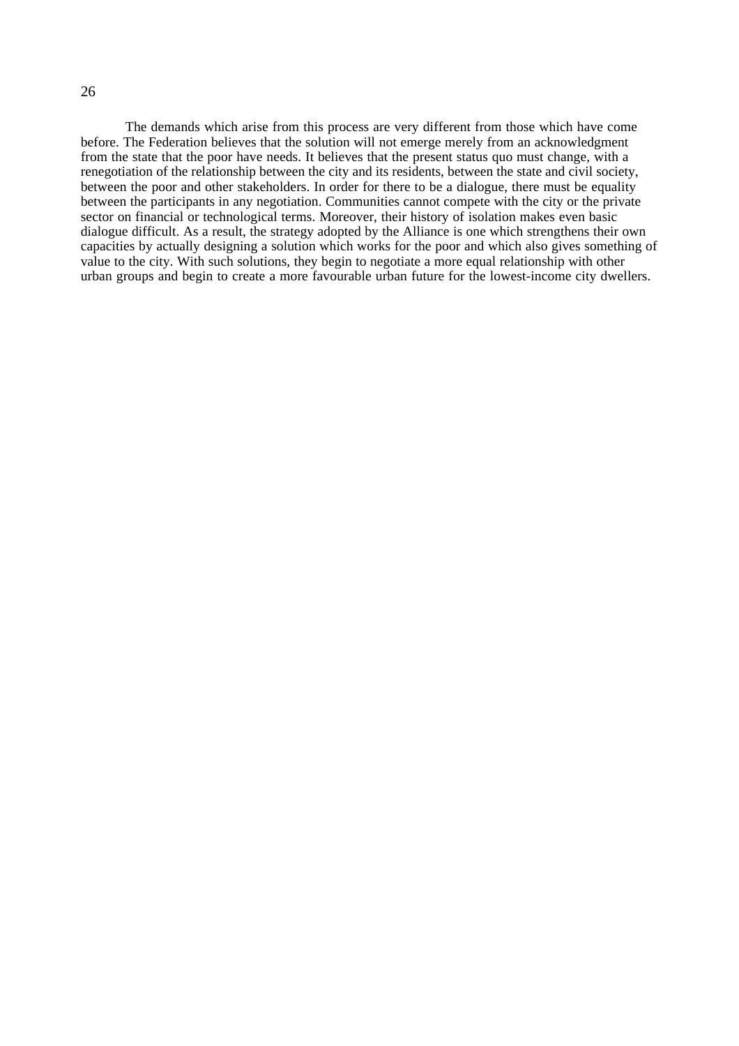The demands which arise from this process are very different from those which have come before. The Federation believes that the solution will not emerge merely from an acknowledgment from the state that the poor have needs. It believes that the present status quo must change, with a renegotiation of the relationship between the city and its residents, between the state and civil society, between the poor and other stakeholders. In order for there to be a dialogue, there must be equality between the participants in any negotiation. Communities cannot compete with the city or the private sector on financial or technological terms. Moreover, their history of isolation makes even basic dialogue difficult. As a result, the strategy adopted by the Alliance is one which strengthens their own capacities by actually designing a solution which works for the poor and which also gives something of value to the city. With such solutions, they begin to negotiate a more equal relationship with other urban groups and begin to create a more favourable urban future for the lowest-income city dwellers.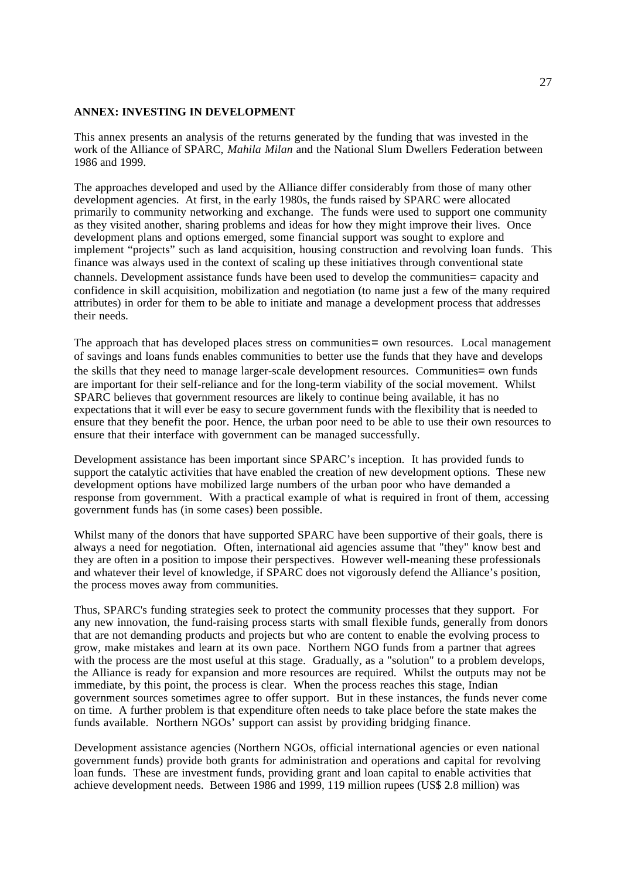**ANNEX: INVESTING IN DEVELOPMENT**

This annex presents an analysis of the returns generated by the funding that was invested in the work of the Alliance of SPARC, *Mahila Milan* and the National Slum Dwellers Federation between 1986 and 1999.

The approaches developed and used by the Alliance differ considerably from those of many other development agencies. At first, in the early 1980s, the funds raised by SPARC were allocated primarily to community networking and exchange. The funds were used to support one community as they visited another, sharing problems and ideas for how they might improve their lives. Once development plans and options emerged, some financial support was sought to explore and implement "projects" such as land acquisition, housing construction and revolving loan funds. This finance was always used in the context of scaling up these initiatives through conventional state channels. Development assistance funds have been used to develop the communities= capacity and confidence in skill acquisition, mobilization and negotiation (to name just a few of the many required attributes) in order for them to be able to initiate and manage a development process that addresses their needs.

The approach that has developed places stress on communities= own resources. Local management of savings and loans funds enables communities to better use the funds that they have and develops the skills that they need to manage larger-scale development resources. Communities= own funds are important for their self-reliance and for the long-term viability of the social movement. Whilst SPARC believes that government resources are likely to continue being available, it has no expectations that it will ever be easy to secure government funds with the flexibility that is needed to ensure that they benefit the poor. Hence, the urban poor need to be able to use their own resources to ensure that their interface with government can be managed successfully.

Development assistance has been important since SPARC's inception. It has provided funds to support the catalytic activities that have enabled the creation of new development options. These new development options have mobilized large numbers of the urban poor who have demanded a response from government. With a practical example of what is required in front of them, accessing government funds has (in some cases) been possible.

Whilst many of the donors that have supported SPARC have been supportive of their goals, there is always a need for negotiation. Often, international aid agencies assume that "they" know best and they are often in a position to impose their perspectives. However well-meaning these professionals and whatever their level of knowledge, if SPARC does not vigorously defend the Alliance's position, the process moves away from communities.

Thus, SPARC's funding strategies seek to protect the community processes that they support. For any new innovation, the fund-raising process starts with small flexible funds, generally from donors that are not demanding products and projects but who are content to enable the evolving process to grow, make mistakes and learn at its own pace. Northern NGO funds from a partner that agrees with the process are the most useful at this stage. Gradually, as a "solution" to a problem develops, the Alliance is ready for expansion and more resources are required. Whilst the outputs may not be immediate, by this point, the process is clear. When the process reaches this stage, Indian government sources sometimes agree to offer support. But in these instances, the funds never come on time. A further problem is that expenditure often needs to take place before the state makes the funds available. Northern NGOs' support can assist by providing bridging finance.

Development assistance agencies (Northern NGOs, official international agencies or even national government funds) provide both grants for administration and operations and capital for revolving loan funds. These are investment funds, providing grant and loan capital to enable activities that achieve development needs. Between 1986 and 1999, 119 million rupees (US$ 2.8 million) was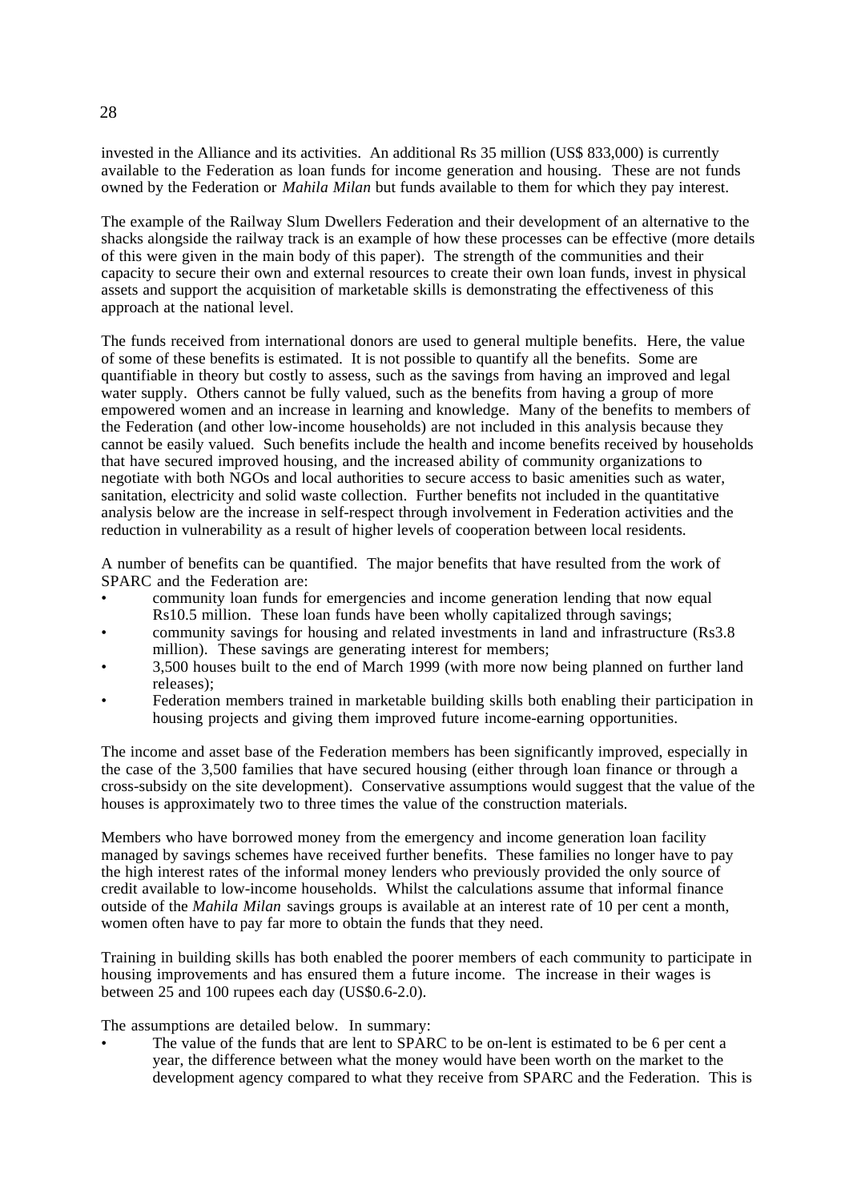invested in the Alliance and its activities. An additional Rs 35 million (US$ 833,000) is currently available to the Federation as loan funds for income generation and housing. These are not funds owned by the Federation or *Mahila Milan* but funds available to them for which they pay interest.

The example of the Railway Slum Dwellers Federation and their development of an alternative to the shacks alongside the railway track is an example of how these processes can be effective (more details of this were given in the main body of this paper). The strength of the communities and their capacity to secure their own and external resources to create their own loan funds, invest in physical assets and support the acquisition of marketable skills is demonstrating the effectiveness of this approach at the national level.

The funds received from international donors are used to general multiple benefits. Here, the value of some of these benefits is estimated. It is not possible to quantify all the benefits. Some are quantifiable in theory but costly to assess, such as the savings from having an improved and legal water supply. Others cannot be fully valued, such as the benefits from having a group of more empowered women and an increase in learning and knowledge. Many of the benefits to members of the Federation (and other low-income households) are not included in this analysis because they cannot be easily valued. Such benefits include the health and income benefits received by households that have secured improved housing, and the increased ability of community organizations to negotiate with both NGOs and local authorities to secure access to basic amenities such as water, sanitation, electricity and solid waste collection. Further benefits not included in the quantitative analysis below are the increase in self-respect through involvement in Federation activities and the reduction in vulnerability as a result of higher levels of cooperation between local residents.

A number of benefits can be quantified. The major benefits that have resulted from the work of SPARC and the Federation are:

- community loan funds for emergencies and income generation lending that now equal Rs10.5 million. These loan funds have been wholly capitalized through savings;
- community savings for housing and related investments in land and infrastructure (Rs3.8 million). These savings are generating interest for members;
- 3,500 houses built to the end of March 1999 (with more now being planned on further land releases);
- Federation members trained in marketable building skills both enabling their participation in housing projects and giving them improved future income-earning opportunities.

The income and asset base of the Federation members has been significantly improved, especially in the case of the 3,500 families that have secured housing (either through loan finance or through a cross-subsidy on the site development). Conservative assumptions would suggest that the value of the houses is approximately two to three times the value of the construction materials.

Members who have borrowed money from the emergency and income generation loan facility managed by savings schemes have received further benefits. These families no longer have to pay the high interest rates of the informal money lenders who previously provided the only source of credit available to low-income households. Whilst the calculations assume that informal finance outside of the *Mahila Milan* savings groups is available at an interest rate of 10 per cent a month, women often have to pay far more to obtain the funds that they need.

Training in building skills has both enabled the poorer members of each community to participate in housing improvements and has ensured them a future income. The increase in their wages is between 25 and 100 rupees each day (US$0.6-2.0).

The assumptions are detailed below. In summary:

- The value of the funds that are lent to SPARC to be on-lent is estimated to be 6 per cent a year, the difference between what the money would have been worth on the market to the development agency compared to what they receive from SPARC and the Federation. This is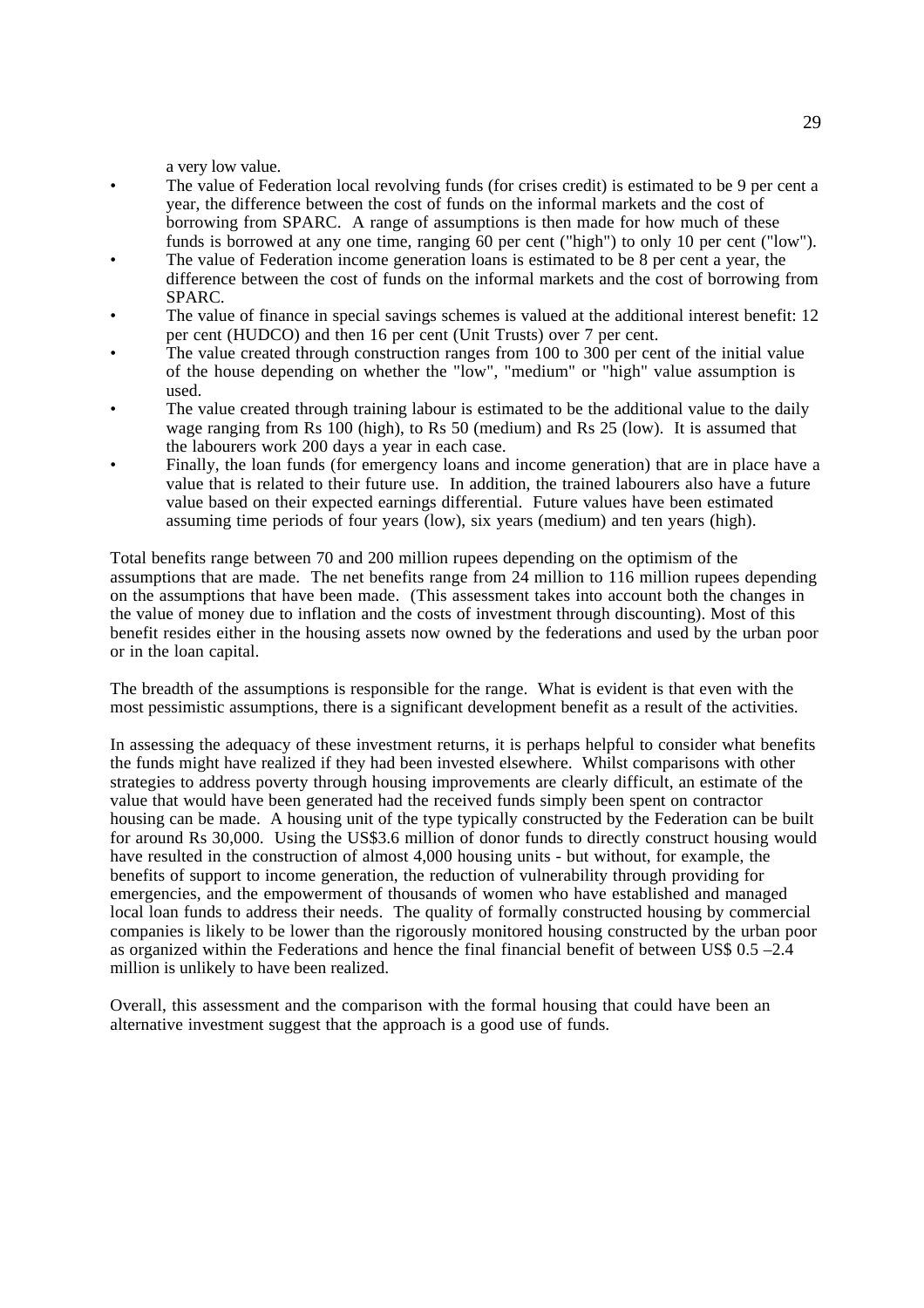a very low value.

- The value of Federation local revolving funds (for crises credit) is estimated to be 9 per cent a year, the difference between the cost of funds on the informal markets and the cost of borrowing from SPARC. A range of assumptions is then made for how much of these funds is borrowed at any one time, ranging 60 per cent ("high") to only 10 per cent ("low").
- The value of Federation income generation loans is estimated to be 8 per cent a year, the difference between the cost of funds on the informal markets and the cost of borrowing from SPARC.
- The value of finance in special savings schemes is valued at the additional interest benefit: 12 per cent (HUDCO) and then 16 per cent (Unit Trusts) over 7 per cent.
- The value created through construction ranges from 100 to 300 per cent of the initial value of the house depending on whether the "low", "medium" or "high" value assumption is used.
- The value created through training labour is estimated to be the additional value to the daily wage ranging from Rs 100 (high), to Rs 50 (medium) and Rs 25 (low). It is assumed that the labourers work 200 days a year in each case.
- Finally, the loan funds (for emergency loans and income generation) that are in place have a value that is related to their future use. In addition, the trained labourers also have a future value based on their expected earnings differential. Future values have been estimated assuming time periods of four years (low), six years (medium) and ten years (high).

Total benefits range between 70 and 200 million rupees depending on the optimism of the assumptions that are made. The net benefits range from 24 million to 116 million rupees depending on the assumptions that have been made. (This assessment takes into account both the changes in the value of money due to inflation and the costs of investment through discounting). Most of this benefit resides either in the housing assets now owned by the federations and used by the urban poor or in the loan capital.

The breadth of the assumptions is responsible for the range. What is evident is that even with the most pessimistic assumptions, there is a significant development benefit as a result of the activities.

In assessing the adequacy of these investment returns, it is perhaps helpful to consider what benefits the funds might have realized if they had been invested elsewhere. Whilst comparisons with other strategies to address poverty through housing improvements are clearly difficult, an estimate of the value that would have been generated had the received funds simply been spent on contractor housing can be made. A housing unit of the type typically constructed by the Federation can be built for around Rs 30,000. Using the US$3.6 million of donor funds to directly construct housing would have resulted in the construction of almost 4,000 housing units - but without, for example, the benefits of support to income generation, the reduction of vulnerability through providing for emergencies, and the empowerment of thousands of women who have established and managed local loan funds to address their needs. The quality of formally constructed housing by commercial companies is likely to be lower than the rigorously monitored housing constructed by the urban poor as organized within the Federations and hence the final financial benefit of between US$ 0.5 –2.4 million is unlikely to have been realized.

Overall, this assessment and the comparison with the formal housing that could have been an alternative investment suggest that the approach is a good use of funds.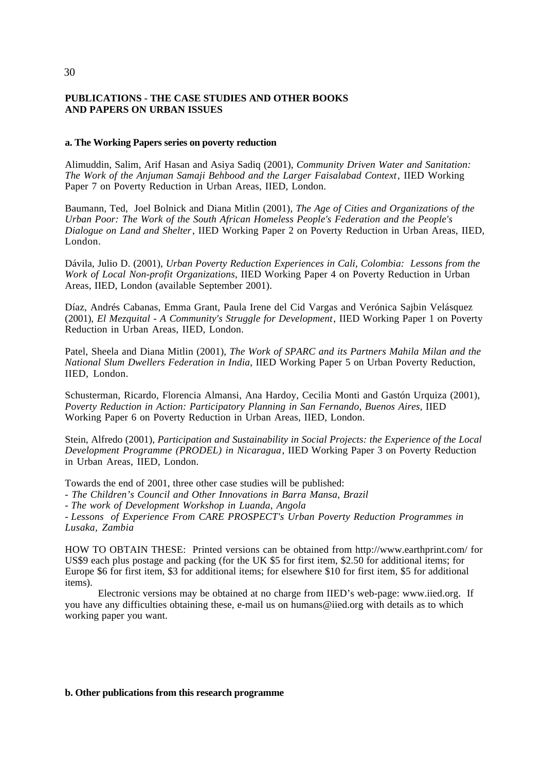## PUBLICATIONS - THE CASE STUDIES AND OTHER BOOKS AND PAPERS ON URBAN ISSUES

### a. The Working Papers series on poverty reduction

Alimuddin, Salim, Arif Hasan and Asiya Sadiq (2001), *Community Driven Water and Sanitation: The Work of the Anjuman Samaji Behbood and the Larger Faisalabad Context*, IIED Working Paper 7 on Poverty Reduction in Urban Areas, IIED, London.

Baumann, Ted, Joel Bolnick and Diana Mitlin (2001), *The Age of Cities and Organizations of the Urban Poor: The Work of the South African Homeless People's Federation and the People's Dialogue on Land and Shelter*, IIED Working Paper 2 on Poverty Reduction in Urban Areas, IIED, London.

Dávila, Julio D. (2001), *Urban Poverty Reduction Experiences in Cali, Colombia: Lessons from the Work of Local Non-profit Organizations*, IIED Working Paper 4 on Poverty Reduction in Urban Areas, IIED, London (available September 2001).

Díaz, Andrés Cabanas, Emma Grant, Paula Irene del Cid Vargas and Verónica Sajbin Velásquez (2001), *El Mezquital - A Community's Struggle for Development*, IIED Working Paper 1 on Poverty Reduction in Urban Areas, IIED, London.

Patel, Sheela and Diana Mitlin (2001), *The Work of SPARC and its Partners Mahila Milan and the National Slum Dwellers Federation in India*, IIED Working Paper 5 on Urban Poverty Reduction, IIED, London.

Schusterman, Ricardo, Florencia Almansi, Ana Hardoy, Cecilia Monti and Gastón Urquiza (2001), *Poverty Reduction in Action: Participatory Planning in San Fernando, Buenos Aires*, IIED Working Paper 6 on Poverty Reduction in Urban Areas, IIED, London.

Stein, Alfredo (2001), *Participation and Sustainability in Social Projects: the Experience of the Local Development Programme (PRODEL) in Nicaragua*, IIED Working Paper 3 on Poverty Reduction in Urban Areas, IIED, London.

Towards the end of 2001, three other case studies will be published:
- *The Children's Council and Other Innovations in Barra Mansa, Brazil*
- *The work of Development Workshop in Luanda, Angola*
- *Lessons of Experience From CARE PROSPECT's Urban Poverty Reduction Programmes in Lusaka, Zambia*

HOW TO OBTAIN THESE: Printed versions can be obtained from http://www.earthprint.com/ for US$9 each plus postage and packing (for the UK $5 for first item, $2.50 for additional items; for Europe $6 for first item, $3 for additional items; for elsewhere $10 for first item, $5 for additional items).

Electronic versions may be obtained at no charge from IIED's web-page: www.iied.org. If you have any difficulties obtaining these, e-mail us on humans@iied.org with details as to which working paper you want.

### b. Other publications from this research programme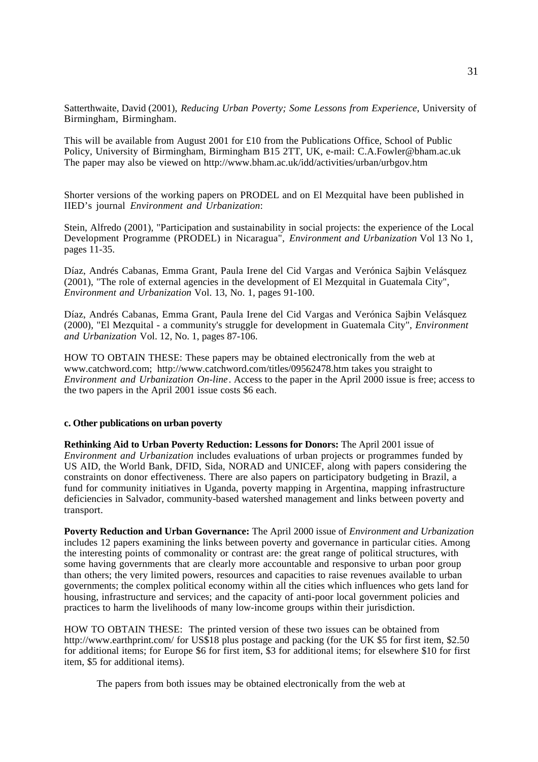Satterthwaite, David (2001), *Reducing Urban Poverty; Some Lessons from Experience*, University of Birmingham, Birmingham.

This will be available from August 2001 for £10 from the Publications Office, School of Public Policy, University of Birmingham, Birmingham B15 2TT, UK, e-mail: C.A.Fowler@bham.ac.uk
The paper may also be viewed on http://www.bham.ac.uk/idd/activities/urban/urbgov.htm

Shorter versions of the working papers on PRODEL and on El Mezquital have been published in IIED's journal *Environment and Urbanization*:

Stein, Alfredo (2001), "Participation and sustainability in social projects: the experience of the Local Development Programme (PRODEL) in Nicaragua", *Environment and Urbanization* Vol 13 No 1, pages 11-35.

Díaz, Andrés Cabanas, Emma Grant, Paula Irene del Cid Vargas and Verónica Sajbin Velásquez (2001), "The role of external agencies in the development of El Mezquital in Guatemala City", *Environment and Urbanization* Vol. 13, No. 1, pages 91-100.

Díaz, Andrés Cabanas, Emma Grant, Paula Irene del Cid Vargas and Verónica Sajbin Velásquez (2000), "El Mezquital - a community's struggle for development in Guatemala City", *Environment and Urbanization* Vol. 12, No. 1, pages 87-106.

HOW TO OBTAIN THESE: These papers may be obtained electronically from the web at www.catchword.com; http://www.catchword.com/titles/09562478.htm takes you straight to *Environment and Urbanization On-line*. Access to the paper in the April 2000 issue is free; access to the two papers in the April 2001 issue costs $6 each.

#### c. Other publications on urban poverty

**Rethinking Aid to Urban Poverty Reduction: Lessons for Donors:** The April 2001 issue of *Environment and Urbanization* includes evaluations of urban projects or programmes funded by US AID, the World Bank, DFID, Sida, NORAD and UNICEF, along with papers considering the constraints on donor effectiveness. There are also papers on participatory budgeting in Brazil, a fund for community initiatives in Uganda, poverty mapping in Argentina, mapping infrastructure deficiencies in Salvador, community-based watershed management and links between poverty and transport.

**Poverty Reduction and Urban Governance:** The April 2000 issue of *Environment and Urbanization* includes 12 papers examining the links between poverty and governance in particular cities. Among the interesting points of commonality or contrast are: the great range of political structures, with some having governments that are clearly more accountable and responsive to urban poor group than others; the very limited powers, resources and capacities to raise revenues available to urban governments; the complex political economy within all the cities which influences who gets land for housing, infrastructure and services; and the capacity of anti-poor local government policies and practices to harm the livelihoods of many low-income groups within their jurisdiction.

HOW TO OBTAIN THESE: The printed version of these two issues can be obtained from http://www.earthprint.com/ for US$18 plus postage and packing (for the UK $5 for first item, $2.50 for additional items; for Europe $6 for first item, $3 for additional items; for elsewhere $10 for first item, $5 for additional items).

The papers from both issues may be obtained electronically from the web at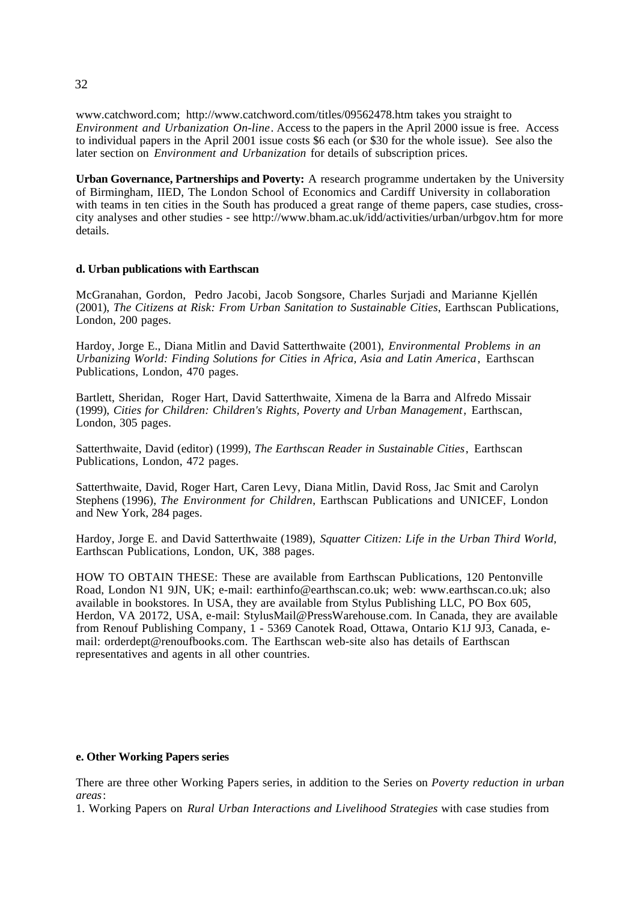www.catchword.com; http://www.catchword.com/titles/09562478.htm takes you straight to *Environment and Urbanization On-line*. Access to the papers in the April 2000 issue is free. Access to individual papers in the April 2001 issue costs $6 each (or $30 for the whole issue). See also the later section on *Environment and Urbanization* for details of subscription prices.

**Urban Governance, Partnerships and Poverty:** A research programme undertaken by the University of Birmingham, IIED, The London School of Economics and Cardiff University in collaboration with teams in ten cities in the South has produced a great range of theme papers, case studies, cross-city analyses and other studies - see http://www.bham.ac.uk/idd/activities/urban/urbgov.htm for more details.

#### d. Urban publications with Earthscan

McGranahan, Gordon, Pedro Jacobi, Jacob Songsore, Charles Surjadi and Marianne Kjellén (2001), *The Citizens at Risk: From Urban Sanitation to Sustainable Cities*, Earthscan Publications, London, 200 pages.

Hardoy, Jorge E., Diana Mitlin and David Satterthwaite (2001), *Environmental Problems in an Urbanizing World: Finding Solutions for Cities in Africa, Asia and Latin America*, Earthscan Publications, London, 470 pages.

Bartlett, Sheridan, Roger Hart, David Satterthwaite, Ximena de la Barra and Alfredo Missair (1999), *Cities for Children: Children's Rights, Poverty and Urban Management*, Earthscan, London, 305 pages.

Satterthwaite, David (editor) (1999), *The Earthscan Reader in Sustainable Cities*, Earthscan Publications, London, 472 pages.

Satterthwaite, David, Roger Hart, Caren Levy, Diana Mitlin, David Ross, Jac Smit and Carolyn Stephens (1996), *The Environment for Children*, Earthscan Publications and UNICEF, London and New York, 284 pages.

Hardoy, Jorge E. and David Satterthwaite (1989), *Squatter Citizen: Life in the Urban Third World*, Earthscan Publications, London, UK, 388 pages.

HOW TO OBTAIN THESE: These are available from Earthscan Publications, 120 Pentonville Road, London N1 9JN, UK; e-mail: earthinfo@earthscan.co.uk; web: www.earthscan.co.uk; also available in bookstores. In USA, they are available from Stylus Publishing LLC, PO Box 605, Herdon, VA 20172, USA, e-mail: StylusMail@PressWarehouse.com. In Canada, they are available from Renouf Publishing Company, 1 - 5369 Canotek Road, Ottawa, Ontario K1J 9J3, Canada, e-mail: orderdept@renoufbooks.com. The Earthscan web-site also has details of Earthscan representatives and agents in all other countries.

#### e. Other Working Papers series

There are three other Working Papers series, in addition to the Series on *Poverty reduction in urban areas*:

1. Working Papers on *Rural Urban Interactions and Livelihood Strategies* with case studies from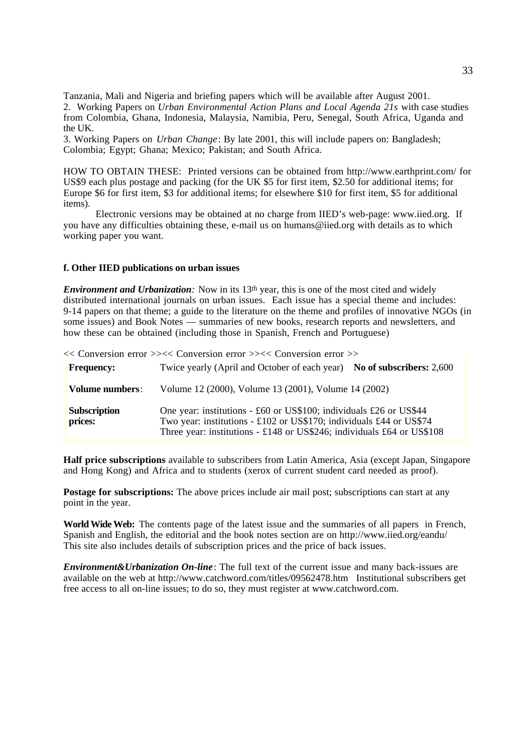Tanzania, Mali and Nigeria and briefing papers which will be available after August 2001.

2. Working Papers on *Urban Environmental Action Plans and Local Agenda 21s* with case studies from Colombia, Ghana, Indonesia, Malaysia, Namibia, Peru, Senegal, South Africa, Uganda and the UK.

3. Working Papers on *Urban Change*: By late 2001, this will include papers on: Bangladesh; Colombia; Egypt; Ghana; Mexico; Pakistan; and South Africa.

HOW TO OBTAIN THESE: Printed versions can be obtained from http://www.earthprint.com/ for US$9 each plus postage and packing (for the UK $5 for first item, $2.50 for additional items; for Europe $6 for first item, $3 for additional items; for elsewhere $10 for first item, $5 for additional items).

Electronic versions may be obtained at no charge from IIED's web-page: www.iied.org. If you have any difficulties obtaining these, e-mail us on humans@iied.org with details as to which working paper you want.

#### f. Other IIED publications on urban issues

***Environment and Urbanization****:* Now in its 13th year, this is one of the most cited and widely distributed international journals on urban issues. Each issue has a special theme and includes: 9-14 papers on that theme; a guide to the literature on the theme and profiles of innovative NGOs (in some issues) and Book Notes — summaries of new books, research reports and newsletters, and how these can be obtained (including those in Spanish, French and Portuguese)

<< Conversion error >>&lt;< Conversion error >>&lt;< Conversion error >>

| | |
|---|---|
| **Frequency:** | Twice yearly (April and October of each year) **No of subscribers:** 2,600 |
| **Volume numbers**: | Volume 12 (2000), Volume 13 (2001), Volume 14 (2002) |
| **Subscription prices:** | One year: institutions - £60 or US$100; individuals £26 or US$44<br>Two year: institutions - £102 or US$170; individuals £44 or US$74<br>Three year: institutions - £148 or US$246; individuals £64 or US$108 |

**Half price subscriptions** available to subscribers from Latin America, Asia (except Japan, Singapore and Hong Kong) and Africa and to students (xerox of current student card needed as proof).

**Postage for subscriptions:** The above prices include air mail post; subscriptions can start at any point in the year.

**World Wide Web:** The contents page of the latest issue and the summaries of all papers in French, Spanish and English, the editorial and the book notes section are on http://www.iied.org/eandu/ This site also includes details of subscription prices and the price of back issues.

***Environment&Urbanization On-line***: The full text of the current issue and many back-issues are available on the web at http://www.catchword.com/titles/09562478.htm Institutional subscribers get free access to all on-line issues; to do so, they must register at www.catchword.com.